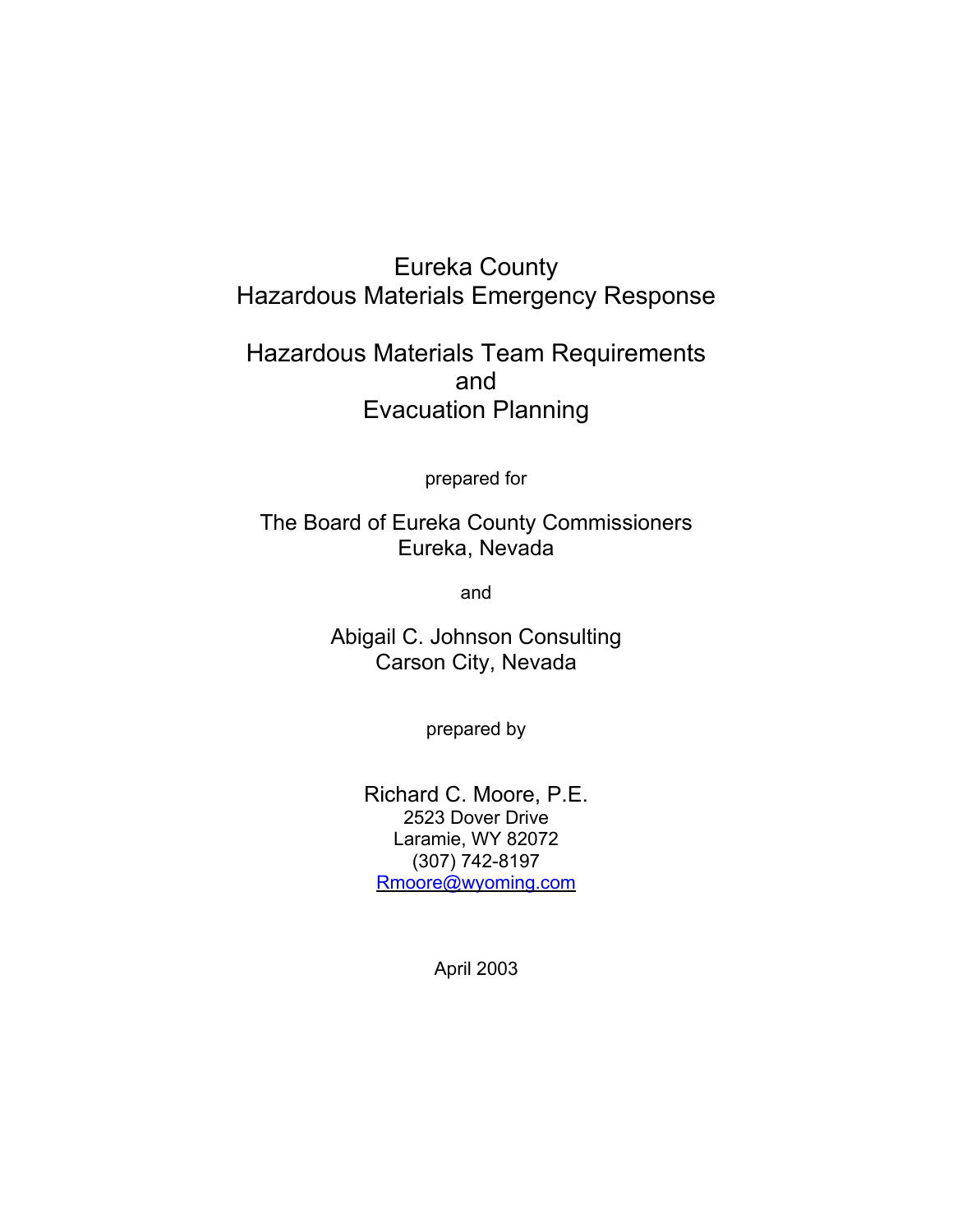# Eureka County
# Hazardous Materials Emergency Response

## Hazardous Materials Team Requirements
## and
## Evacuation Planning

prepared for

The Board of Eureka County Commissioners
Eureka, Nevada

and

Abigail C. Johnson Consulting
Carson City, Nevada

prepared by

Richard C. Moore, P.E.
2523 Dover Drive
Laramie, WY 82072
(307) 742-8197
Rmoore@wyoming.com

April 2003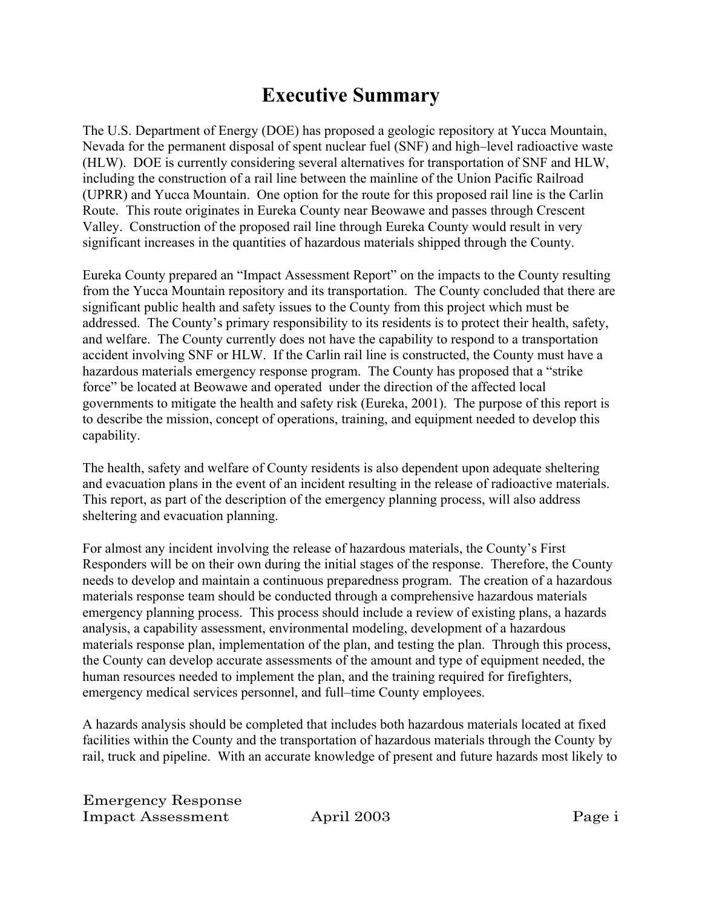# Executive Summary

The U.S. Department of Energy (DOE) has proposed a geologic repository at Yucca Mountain, Nevada for the permanent disposal of spent nuclear fuel (SNF) and high–level radioactive waste (HLW). DOE is currently considering several alternatives for transportation of SNF and HLW, including the construction of a rail line between the mainline of the Union Pacific Railroad (UPRR) and Yucca Mountain. One option for the route for this proposed rail line is the Carlin Route. This route originates in Eureka County near Beowawe and passes through Crescent Valley. Construction of the proposed rail line through Eureka County would result in very significant increases in the quantities of hazardous materials shipped through the County.

Eureka County prepared an "Impact Assessment Report" on the impacts to the County resulting from the Yucca Mountain repository and its transportation. The County concluded that there are significant public health and safety issues to the County from this project which must be addressed. The County's primary responsibility to its residents is to protect their health, safety, and welfare. The County currently does not have the capability to respond to a transportation accident involving SNF or HLW. If the Carlin rail line is constructed, the County must have a hazardous materials emergency response program. The County has proposed that a "strike force" be located at Beowawe and operated under the direction of the affected local governments to mitigate the health and safety risk (Eureka, 2001). The purpose of this report is to describe the mission, concept of operations, training, and equipment needed to develop this capability.

The health, safety and welfare of County residents is also dependent upon adequate sheltering and evacuation plans in the event of an incident resulting in the release of radioactive materials. This report, as part of the description of the emergency planning process, will also address sheltering and evacuation planning.

For almost any incident involving the release of hazardous materials, the County's First Responders will be on their own during the initial stages of the response. Therefore, the County needs to develop and maintain a continuous preparedness program. The creation of a hazardous materials response team should be conducted through a comprehensive hazardous materials emergency planning process. This process should include a review of existing plans, a hazards analysis, a capability assessment, environmental modeling, development of a hazardous materials response plan, implementation of the plan, and testing the plan. Through this process, the County can develop accurate assessments of the amount and type of equipment needed, the human resources needed to implement the plan, and the training required for firefighters, emergency medical services personnel, and full–time County employees.

A hazards analysis should be completed that includes both hazardous materials located at fixed facilities within the County and the transportation of hazardous materials through the County by rail, truck and pipeline. With an accurate knowledge of present and future hazards most likely to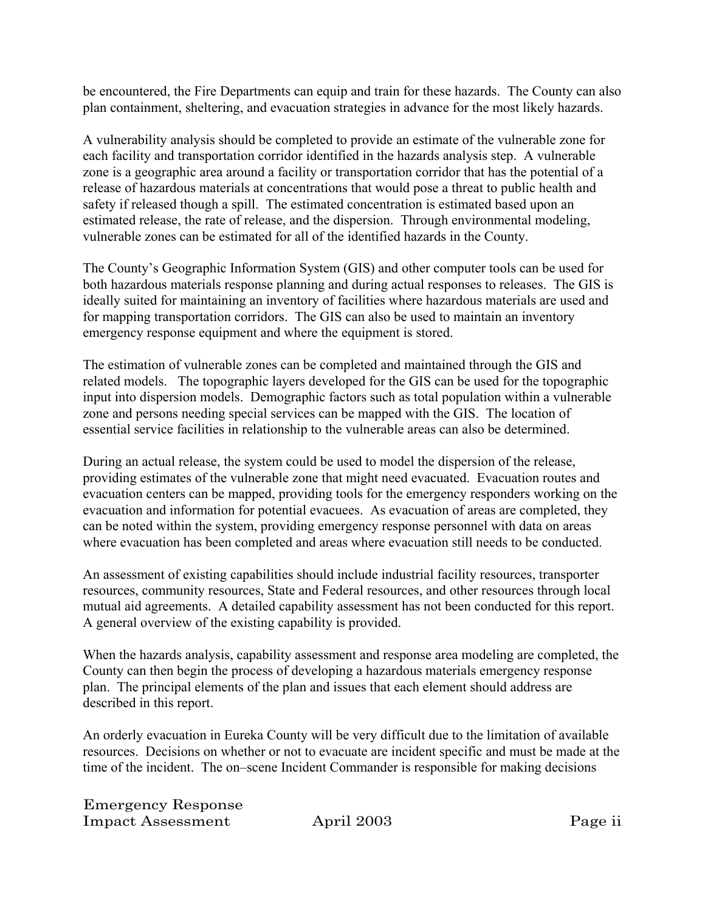be encountered, the Fire Departments can equip and train for these hazards. The County can also plan containment, sheltering, and evacuation strategies in advance for the most likely hazards.

A vulnerability analysis should be completed to provide an estimate of the vulnerable zone for each facility and transportation corridor identified in the hazards analysis step. A vulnerable zone is a geographic area around a facility or transportation corridor that has the potential of a release of hazardous materials at concentrations that would pose a threat to public health and safety if released though a spill. The estimated concentration is estimated based upon an estimated release, the rate of release, and the dispersion. Through environmental modeling, vulnerable zones can be estimated for all of the identified hazards in the County.

The County's Geographic Information System (GIS) and other computer tools can be used for both hazardous materials response planning and during actual responses to releases. The GIS is ideally suited for maintaining an inventory of facilities where hazardous materials are used and for mapping transportation corridors. The GIS can also be used to maintain an inventory emergency response equipment and where the equipment is stored.

The estimation of vulnerable zones can be completed and maintained through the GIS and related models. The topographic layers developed for the GIS can be used for the topographic input into dispersion models. Demographic factors such as total population within a vulnerable zone and persons needing special services can be mapped with the GIS. The location of essential service facilities in relationship to the vulnerable areas can also be determined.

During an actual release, the system could be used to model the dispersion of the release, providing estimates of the vulnerable zone that might need evacuated. Evacuation routes and evacuation centers can be mapped, providing tools for the emergency responders working on the evacuation and information for potential evacuees. As evacuation of areas are completed, they can be noted within the system, providing emergency response personnel with data on areas where evacuation has been completed and areas where evacuation still needs to be conducted.

An assessment of existing capabilities should include industrial facility resources, transporter resources, community resources, State and Federal resources, and other resources through local mutual aid agreements. A detailed capability assessment has not been conducted for this report. A general overview of the existing capability is provided.

When the hazards analysis, capability assessment and response area modeling are completed, the County can then begin the process of developing a hazardous materials emergency response plan. The principal elements of the plan and issues that each element should address are described in this report.

An orderly evacuation in Eureka County will be very difficult due to the limitation of available resources. Decisions on whether or not to evacuate are incident specific and must be made at the time of the incident. The on–scene Incident Commander is responsible for making decisions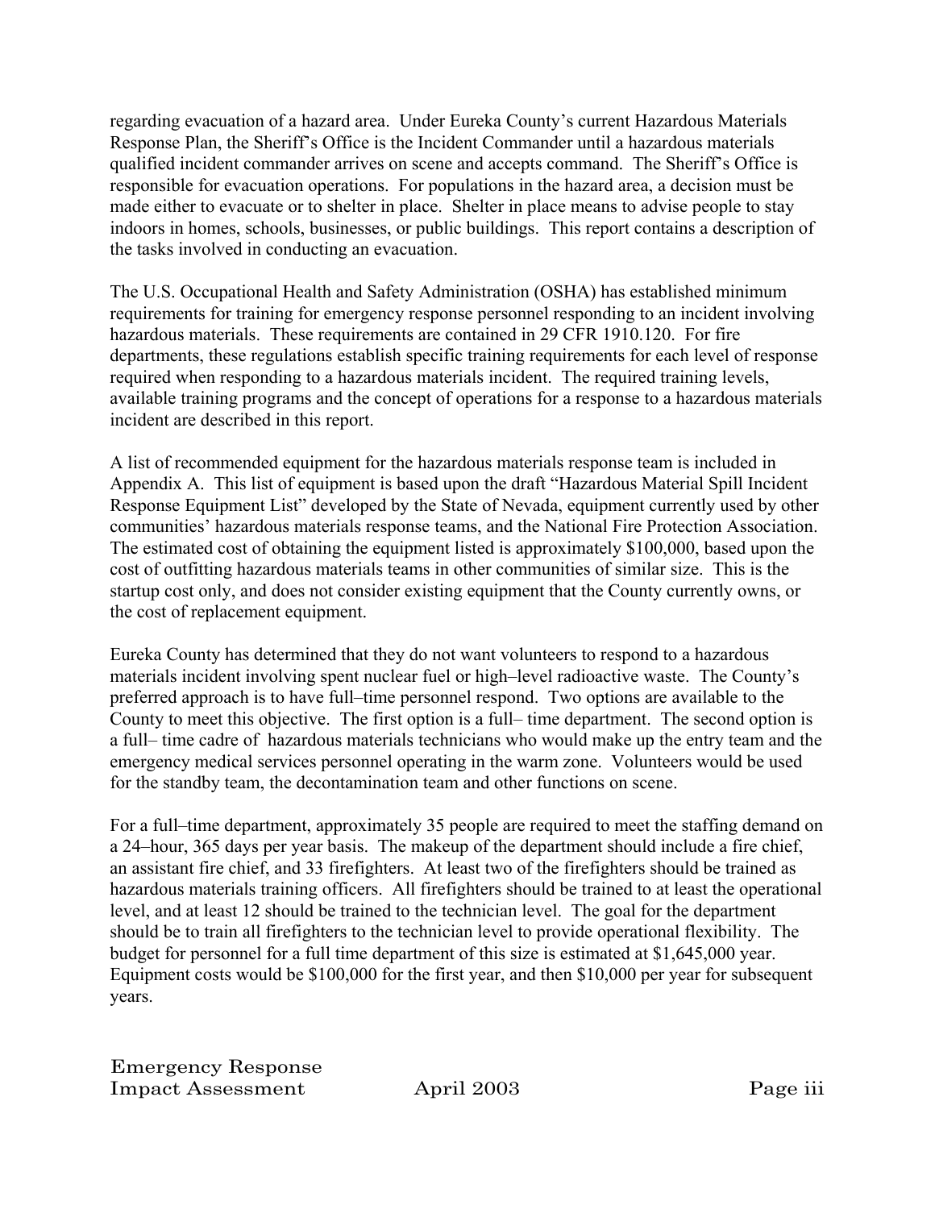regarding evacuation of a hazard area. Under Eureka County's current Hazardous Materials Response Plan, the Sheriff's Office is the Incident Commander until a hazardous materials qualified incident commander arrives on scene and accepts command. The Sheriff's Office is responsible for evacuation operations. For populations in the hazard area, a decision must be made either to evacuate or to shelter in place. Shelter in place means to advise people to stay indoors in homes, schools, businesses, or public buildings. This report contains a description of the tasks involved in conducting an evacuation.

The U.S. Occupational Health and Safety Administration (OSHA) has established minimum requirements for training for emergency response personnel responding to an incident involving hazardous materials. These requirements are contained in 29 CFR 1910.120. For fire departments, these regulations establish specific training requirements for each level of response required when responding to a hazardous materials incident. The required training levels, available training programs and the concept of operations for a response to a hazardous materials incident are described in this report.

A list of recommended equipment for the hazardous materials response team is included in Appendix A. This list of equipment is based upon the draft "Hazardous Material Spill Incident Response Equipment List" developed by the State of Nevada, equipment currently used by other communities' hazardous materials response teams, and the National Fire Protection Association. The estimated cost of obtaining the equipment listed is approximately $100,000, based upon the cost of outfitting hazardous materials teams in other communities of similar size. This is the startup cost only, and does not consider existing equipment that the County currently owns, or the cost of replacement equipment.

Eureka County has determined that they do not want volunteers to respond to a hazardous materials incident involving spent nuclear fuel or high–level radioactive waste. The County's preferred approach is to have full–time personnel respond. Two options are available to the County to meet this objective. The first option is a full– time department. The second option is a full– time cadre of hazardous materials technicians who would make up the entry team and the emergency medical services personnel operating in the warm zone. Volunteers would be used for the standby team, the decontamination team and other functions on scene.

For a full–time department, approximately 35 people are required to meet the staffing demand on a 24–hour, 365 days per year basis. The makeup of the department should include a fire chief, an assistant fire chief, and 33 firefighters. At least two of the firefighters should be trained as hazardous materials training officers. All firefighters should be trained to at least the operational level, and at least 12 should be trained to the technician level. The goal for the department should be to train all firefighters to the technician level to provide operational flexibility. The budget for personnel for a full time department of this size is estimated at $1,645,000 year. Equipment costs would be $100,000 for the first year, and then $10,000 per year for subsequent years.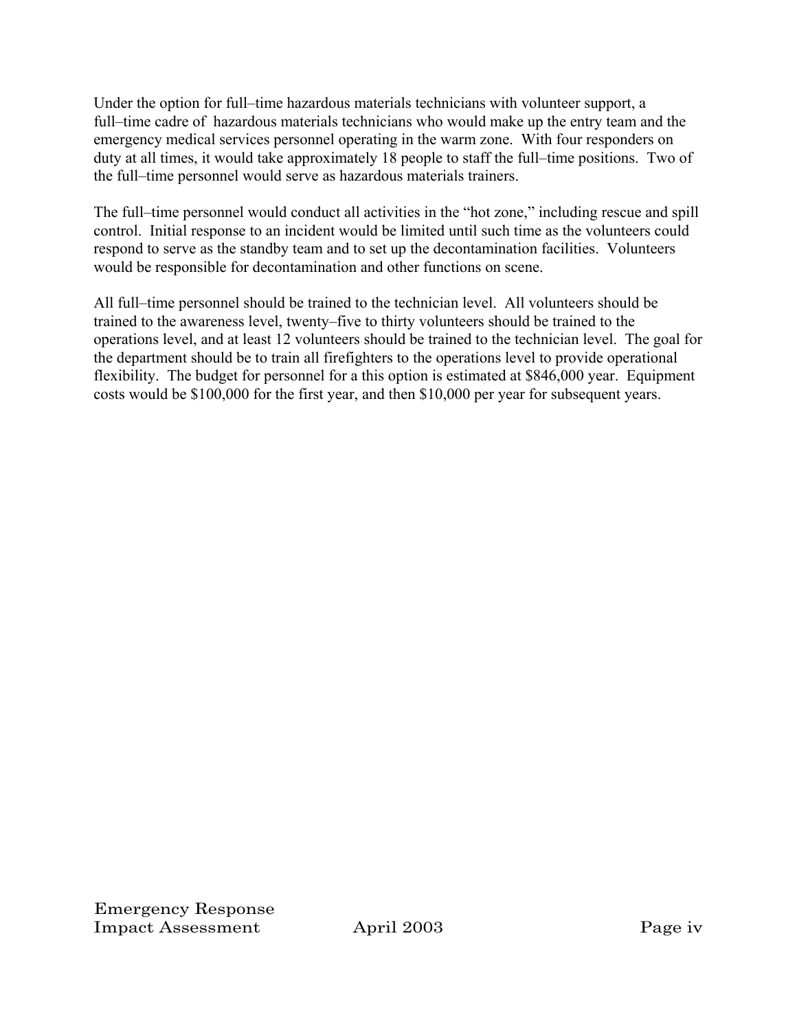Under the option for full–time hazardous materials technicians with volunteer support, a full–time cadre of hazardous materials technicians who would make up the entry team and the emergency medical services personnel operating in the warm zone. With four responders on duty at all times, it would take approximately 18 people to staff the full–time positions. Two of the full–time personnel would serve as hazardous materials trainers.

The full–time personnel would conduct all activities in the "hot zone," including rescue and spill control. Initial response to an incident would be limited until such time as the volunteers could respond to serve as the standby team and to set up the decontamination facilities. Volunteers would be responsible for decontamination and other functions on scene.

All full–time personnel should be trained to the technician level. All volunteers should be trained to the awareness level, twenty–five to thirty volunteers should be trained to the operations level, and at least 12 volunteers should be trained to the technician level. The goal for the department should be to train all firefighters to the operations level to provide operational flexibility. The budget for personnel for a this option is estimated at $846,000 year. Equipment costs would be $100,000 for the first year, and then $10,000 per year for subsequent years.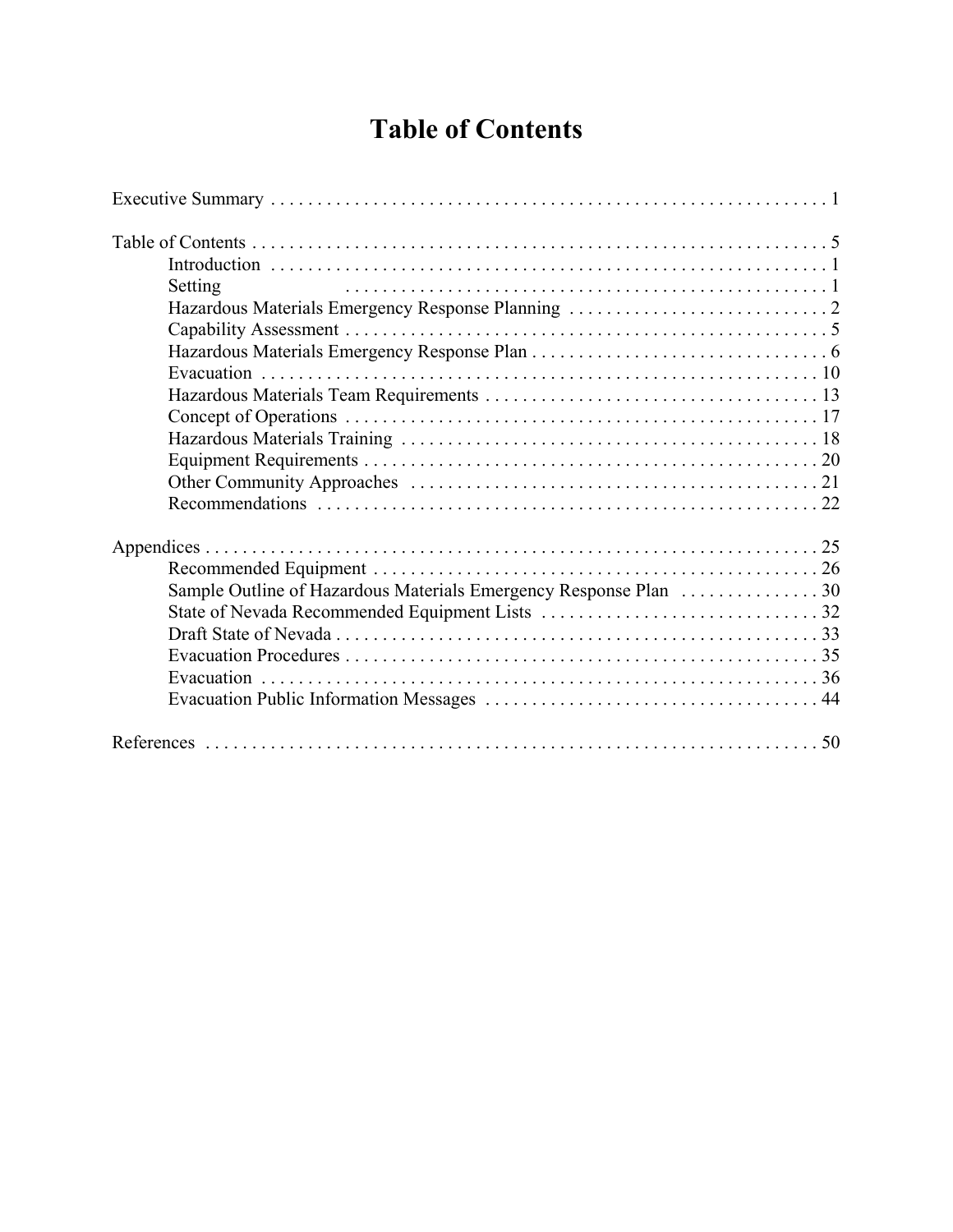# Table of Contents

Executive Summary . . . . . . . . . . . . . . . . . . . . . . . . . . . . . . . . . . . . . . . . . . . . . . . . . . . . . . . . . . . . 1

Table of Contents . . . . . . . . . . . . . . . . . . . . . . . . . . . . . . . . . . . . . . . . . . . . . . . . . . . . . . . . . . . . . 5

- Introduction . . . . . . . . . . . . . . . . . . . . . . . . . . . . . . . . . . . . . . . . . . . . . . . . . . . . . . . . . . 1
- Setting . . . . . . . . . . . . . . . . . . . . . . . . . . . . . . . . . . . . . . . . . . . . . . . . . . . . 1
- Hazardous Materials Emergency Response Planning . . . . . . . . . . . . . . . . . . . . . . . . . . . . 2
- Capability Assessment . . . . . . . . . . . . . . . . . . . . . . . . . . . . . . . . . . . . . . . . . . . . . . . . . . . . 5
- Hazardous Materials Emergency Response Plan . . . . . . . . . . . . . . . . . . . . . . . . . . . . . . . . 6
- Evacuation . . . . . . . . . . . . . . . . . . . . . . . . . . . . . . . . . . . . . . . . . . . . . . . . . . . . . . . . . . . 10
- Hazardous Materials Team Requirements . . . . . . . . . . . . . . . . . . . . . . . . . . . . . . . . . . . . 13
- Concept of Operations . . . . . . . . . . . . . . . . . . . . . . . . . . . . . . . . . . . . . . . . . . . . . . . . . . . 17
- Hazardous Materials Training . . . . . . . . . . . . . . . . . . . . . . . . . . . . . . . . . . . . . . . . . . . . . 18
- Equipment Requirements . . . . . . . . . . . . . . . . . . . . . . . . . . . . . . . . . . . . . . . . . . . . . . . . . 20
- Other Community Approaches . . . . . . . . . . . . . . . . . . . . . . . . . . . . . . . . . . . . . . . . . . . . 21
- Recommendations . . . . . . . . . . . . . . . . . . . . . . . . . . . . . . . . . . . . . . . . . . . . . . . . . . . . . . 22

Appendices . . . . . . . . . . . . . . . . . . . . . . . . . . . . . . . . . . . . . . . . . . . . . . . . . . . . . . . . . . . . . . . . . 25

- Recommended Equipment . . . . . . . . . . . . . . . . . . . . . . . . . . . . . . . . . . . . . . . . . . . . . . . . 26
- Sample Outline of Hazardous Materials Emergency Response Plan . . . . . . . . . . . . . . . 30
- State of Nevada Recommended Equipment Lists . . . . . . . . . . . . . . . . . . . . . . . . . . . . . . 32
- Draft State of Nevada . . . . . . . . . . . . . . . . . . . . . . . . . . . . . . . . . . . . . . . . . . . . . . . . . . . . 33
- Evacuation Procedures . . . . . . . . . . . . . . . . . . . . . . . . . . . . . . . . . . . . . . . . . . . . . . . . . . . 35
- Evacuation . . . . . . . . . . . . . . . . . . . . . . . . . . . . . . . . . . . . . . . . . . . . . . . . . . . . . . . . . . . 36
- Evacuation Public Information Messages . . . . . . . . . . . . . . . . . . . . . . . . . . . . . . . . . . . 44

References . . . . . . . . . . . . . . . . . . . . . . . . . . . . . . . . . . . . . . . . . . . . . . . . . . . . . . . . . . . . . . . . . 50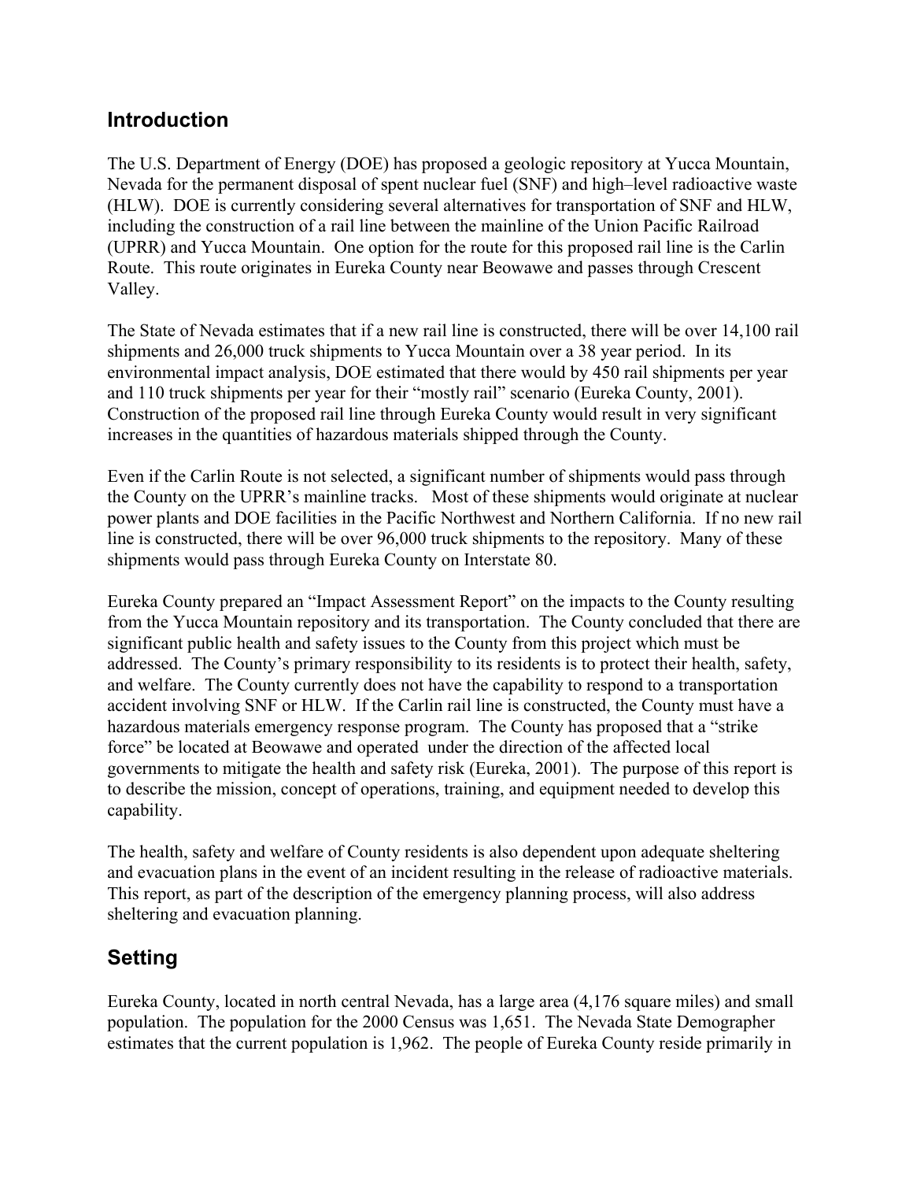## Introduction

The U.S. Department of Energy (DOE) has proposed a geologic repository at Yucca Mountain, Nevada for the permanent disposal of spent nuclear fuel (SNF) and high–level radioactive waste (HLW). DOE is currently considering several alternatives for transportation of SNF and HLW, including the construction of a rail line between the mainline of the Union Pacific Railroad (UPRR) and Yucca Mountain. One option for the route for this proposed rail line is the Carlin Route. This route originates in Eureka County near Beowawe and passes through Crescent Valley.

The State of Nevada estimates that if a new rail line is constructed, there will be over 14,100 rail shipments and 26,000 truck shipments to Yucca Mountain over a 38 year period. In its environmental impact analysis, DOE estimated that there would by 450 rail shipments per year and 110 truck shipments per year for their "mostly rail" scenario (Eureka County, 2001). Construction of the proposed rail line through Eureka County would result in very significant increases in the quantities of hazardous materials shipped through the County.

Even if the Carlin Route is not selected, a significant number of shipments would pass through the County on the UPRR's mainline tracks. Most of these shipments would originate at nuclear power plants and DOE facilities in the Pacific Northwest and Northern California. If no new rail line is constructed, there will be over 96,000 truck shipments to the repository. Many of these shipments would pass through Eureka County on Interstate 80.

Eureka County prepared an "Impact Assessment Report" on the impacts to the County resulting from the Yucca Mountain repository and its transportation. The County concluded that there are significant public health and safety issues to the County from this project which must be addressed. The County's primary responsibility to its residents is to protect their health, safety, and welfare. The County currently does not have the capability to respond to a transportation accident involving SNF or HLW. If the Carlin rail line is constructed, the County must have a hazardous materials emergency response program. The County has proposed that a "strike force" be located at Beowawe and operated under the direction of the affected local governments to mitigate the health and safety risk (Eureka, 2001). The purpose of this report is to describe the mission, concept of operations, training, and equipment needed to develop this capability.

The health, safety and welfare of County residents is also dependent upon adequate sheltering and evacuation plans in the event of an incident resulting in the release of radioactive materials. This report, as part of the description of the emergency planning process, will also address sheltering and evacuation planning.

## Setting

Eureka County, located in north central Nevada, has a large area (4,176 square miles) and small population. The population for the 2000 Census was 1,651. The Nevada State Demographer estimates that the current population is 1,962. The people of Eureka County reside primarily in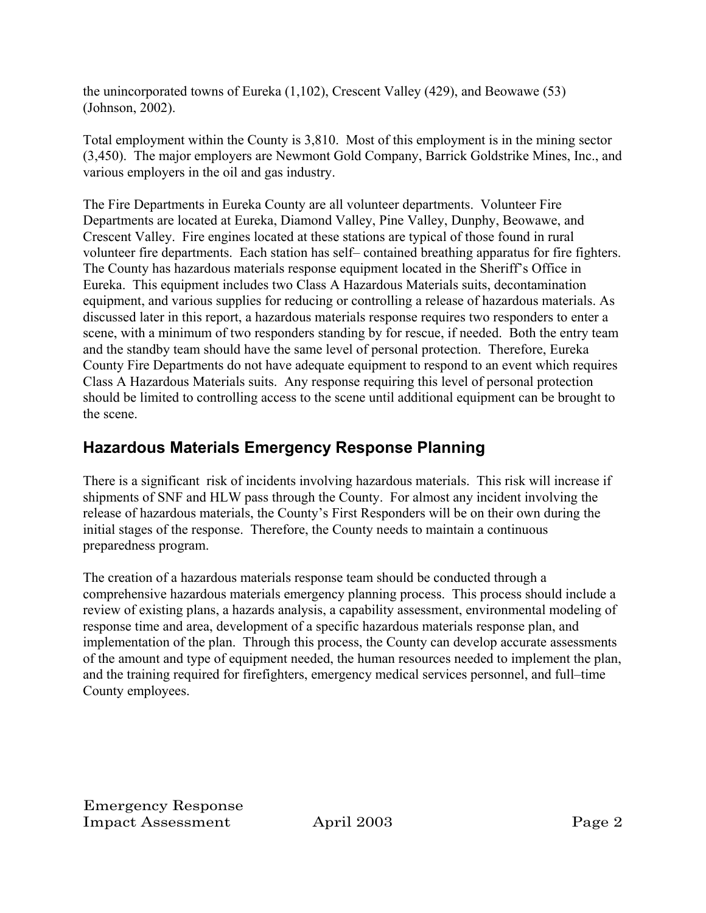the unincorporated towns of Eureka (1,102), Crescent Valley (429), and Beowawe (53) (Johnson, 2002).

Total employment within the County is 3,810. Most of this employment is in the mining sector (3,450). The major employers are Newmont Gold Company, Barrick Goldstrike Mines, Inc., and various employers in the oil and gas industry.

The Fire Departments in Eureka County are all volunteer departments. Volunteer Fire Departments are located at Eureka, Diamond Valley, Pine Valley, Dunphy, Beowawe, and Crescent Valley. Fire engines located at these stations are typical of those found in rural volunteer fire departments. Each station has self– contained breathing apparatus for fire fighters. The County has hazardous materials response equipment located in the Sheriff's Office in Eureka. This equipment includes two Class A Hazardous Materials suits, decontamination equipment, and various supplies for reducing or controlling a release of hazardous materials. As discussed later in this report, a hazardous materials response requires two responders to enter a scene, with a minimum of two responders standing by for rescue, if needed. Both the entry team and the standby team should have the same level of personal protection. Therefore, Eureka County Fire Departments do not have adequate equipment to respond to an event which requires Class A Hazardous Materials suits. Any response requiring this level of personal protection should be limited to controlling access to the scene until additional equipment can be brought to the scene.

## Hazardous Materials Emergency Response Planning

There is a significant risk of incidents involving hazardous materials. This risk will increase if shipments of SNF and HLW pass through the County. For almost any incident involving the release of hazardous materials, the County's First Responders will be on their own during the initial stages of the response. Therefore, the County needs to maintain a continuous preparedness program.

The creation of a hazardous materials response team should be conducted through a comprehensive hazardous materials emergency planning process. This process should include a review of existing plans, a hazards analysis, a capability assessment, environmental modeling of response time and area, development of a specific hazardous materials response plan, and implementation of the plan. Through this process, the County can develop accurate assessments of the amount and type of equipment needed, the human resources needed to implement the plan, and the training required for firefighters, emergency medical services personnel, and full–time County employees.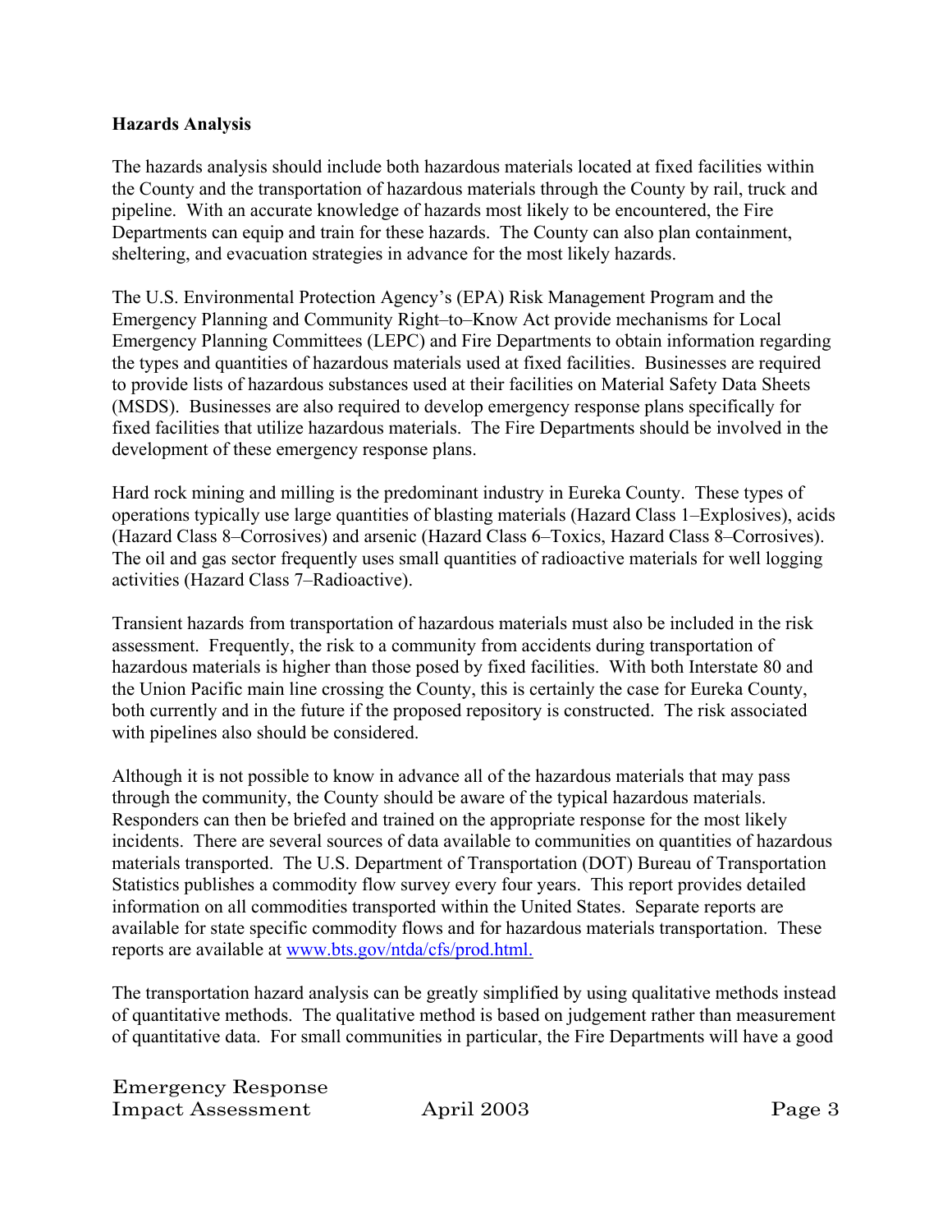**Hazards Analysis**

The hazards analysis should include both hazardous materials located at fixed facilities within the County and the transportation of hazardous materials through the County by rail, truck and pipeline. With an accurate knowledge of hazards most likely to be encountered, the Fire Departments can equip and train for these hazards. The County can also plan containment, sheltering, and evacuation strategies in advance for the most likely hazards.

The U.S. Environmental Protection Agency's (EPA) Risk Management Program and the Emergency Planning and Community Right–to–Know Act provide mechanisms for Local Emergency Planning Committees (LEPC) and Fire Departments to obtain information regarding the types and quantities of hazardous materials used at fixed facilities. Businesses are required to provide lists of hazardous substances used at their facilities on Material Safety Data Sheets (MSDS). Businesses are also required to develop emergency response plans specifically for fixed facilities that utilize hazardous materials. The Fire Departments should be involved in the development of these emergency response plans.

Hard rock mining and milling is the predominant industry in Eureka County. These types of operations typically use large quantities of blasting materials (Hazard Class 1–Explosives), acids (Hazard Class 8–Corrosives) and arsenic (Hazard Class 6–Toxics, Hazard Class 8–Corrosives). The oil and gas sector frequently uses small quantities of radioactive materials for well logging activities (Hazard Class 7–Radioactive).

Transient hazards from transportation of hazardous materials must also be included in the risk assessment. Frequently, the risk to a community from accidents during transportation of hazardous materials is higher than those posed by fixed facilities. With both Interstate 80 and the Union Pacific main line crossing the County, this is certainly the case for Eureka County, both currently and in the future if the proposed repository is constructed. The risk associated with pipelines also should be considered.

Although it is not possible to know in advance all of the hazardous materials that may pass through the community, the County should be aware of the typical hazardous materials. Responders can then be briefed and trained on the appropriate response for the most likely incidents. There are several sources of data available to communities on quantities of hazardous materials transported. The U.S. Department of Transportation (DOT) Bureau of Transportation Statistics publishes a commodity flow survey every four years. This report provides detailed information on all commodities transported within the United States. Separate reports are available for state specific commodity flows and for hazardous materials transportation. These reports are available at www.bts.gov/ntda/cfs/prod.html.

The transportation hazard analysis can be greatly simplified by using qualitative methods instead of quantitative methods. The qualitative method is based on judgement rather than measurement of quantitative data. For small communities in particular, the Fire Departments will have a good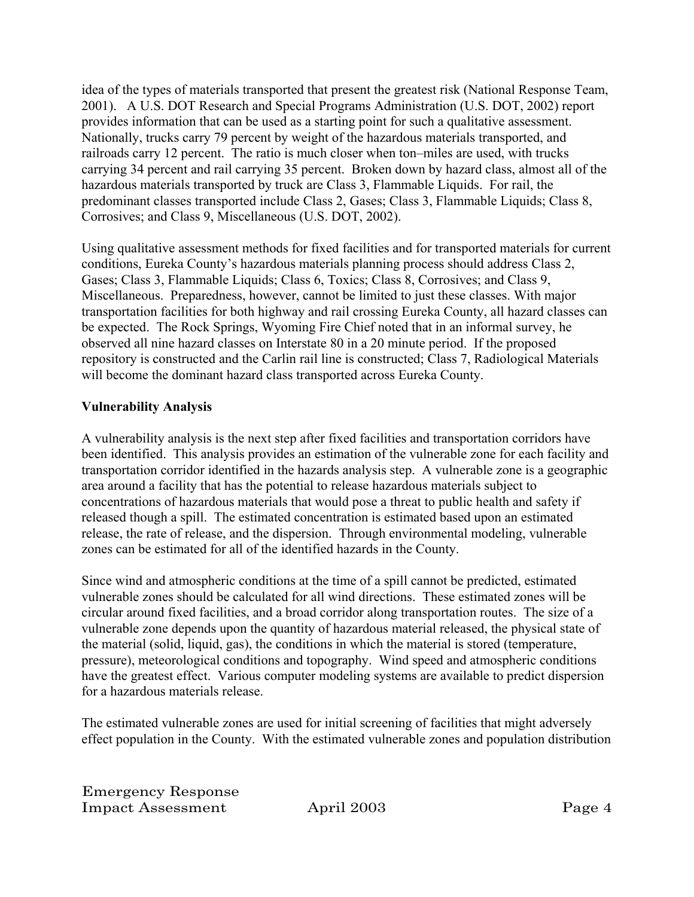idea of the types of materials transported that present the greatest risk (National Response Team, 2001). A U.S. DOT Research and Special Programs Administration (U.S. DOT, 2002) report provides information that can be used as a starting point for such a qualitative assessment. Nationally, trucks carry 79 percent by weight of the hazardous materials transported, and railroads carry 12 percent. The ratio is much closer when ton–miles are used, with trucks carrying 34 percent and rail carrying 35 percent. Broken down by hazard class, almost all of the hazardous materials transported by truck are Class 3, Flammable Liquids. For rail, the predominant classes transported include Class 2, Gases; Class 3, Flammable Liquids; Class 8, Corrosives; and Class 9, Miscellaneous (U.S. DOT, 2002).

Using qualitative assessment methods for fixed facilities and for transported materials for current conditions, Eureka County's hazardous materials planning process should address Class 2, Gases; Class 3, Flammable Liquids; Class 6, Toxics; Class 8, Corrosives; and Class 9, Miscellaneous. Preparedness, however, cannot be limited to just these classes. With major transportation facilities for both highway and rail crossing Eureka County, all hazard classes can be expected. The Rock Springs, Wyoming Fire Chief noted that in an informal survey, he observed all nine hazard classes on Interstate 80 in a 20 minute period. If the proposed repository is constructed and the Carlin rail line is constructed; Class 7, Radiological Materials will become the dominant hazard class transported across Eureka County.

**Vulnerability Analysis**

A vulnerability analysis is the next step after fixed facilities and transportation corridors have been identified. This analysis provides an estimation of the vulnerable zone for each facility and transportation corridor identified in the hazards analysis step. A vulnerable zone is a geographic area around a facility that has the potential to release hazardous materials subject to concentrations of hazardous materials that would pose a threat to public health and safety if released though a spill. The estimated concentration is estimated based upon an estimated release, the rate of release, and the dispersion. Through environmental modeling, vulnerable zones can be estimated for all of the identified hazards in the County.

Since wind and atmospheric conditions at the time of a spill cannot be predicted, estimated vulnerable zones should be calculated for all wind directions. These estimated zones will be circular around fixed facilities, and a broad corridor along transportation routes. The size of a vulnerable zone depends upon the quantity of hazardous material released, the physical state of the material (solid, liquid, gas), the conditions in which the material is stored (temperature, pressure), meteorological conditions and topography. Wind speed and atmospheric conditions have the greatest effect. Various computer modeling systems are available to predict dispersion for a hazardous materials release.

The estimated vulnerable zones are used for initial screening of facilities that might adversely effect population in the County. With the estimated vulnerable zones and population distribution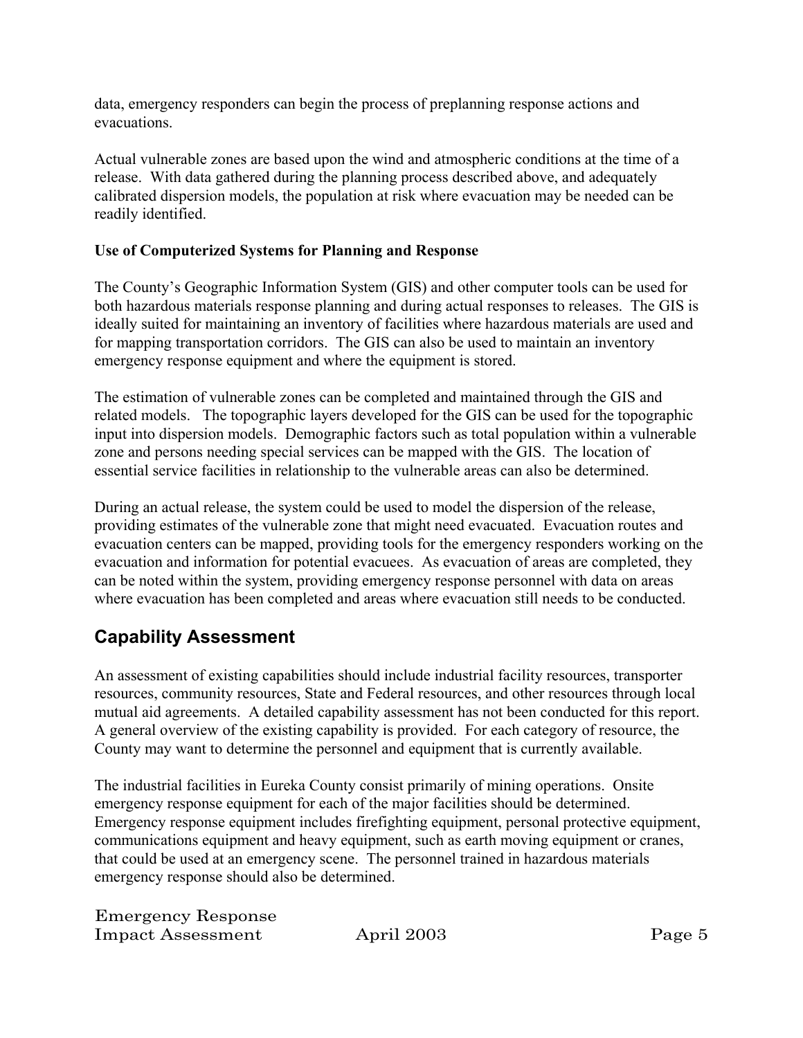data, emergency responders can begin the process of preplanning response actions and evacuations.

Actual vulnerable zones are based upon the wind and atmospheric conditions at the time of a release. With data gathered during the planning process described above, and adequately calibrated dispersion models, the population at risk where evacuation may be needed can be readily identified.

**Use of Computerized Systems for Planning and Response**

The County's Geographic Information System (GIS) and other computer tools can be used for both hazardous materials response planning and during actual responses to releases. The GIS is ideally suited for maintaining an inventory of facilities where hazardous materials are used and for mapping transportation corridors. The GIS can also be used to maintain an inventory emergency response equipment and where the equipment is stored.

The estimation of vulnerable zones can be completed and maintained through the GIS and related models. The topographic layers developed for the GIS can be used for the topographic input into dispersion models. Demographic factors such as total population within a vulnerable zone and persons needing special services can be mapped with the GIS. The location of essential service facilities in relationship to the vulnerable areas can also be determined.

During an actual release, the system could be used to model the dispersion of the release, providing estimates of the vulnerable zone that might need evacuated. Evacuation routes and evacuation centers can be mapped, providing tools for the emergency responders working on the evacuation and information for potential evacuees. As evacuation of areas are completed, they can be noted within the system, providing emergency response personnel with data on areas where evacuation has been completed and areas where evacuation still needs to be conducted.

## Capability Assessment

An assessment of existing capabilities should include industrial facility resources, transporter resources, community resources, State and Federal resources, and other resources through local mutual aid agreements. A detailed capability assessment has not been conducted for this report. A general overview of the existing capability is provided. For each category of resource, the County may want to determine the personnel and equipment that is currently available.

The industrial facilities in Eureka County consist primarily of mining operations. Onsite emergency response equipment for each of the major facilities should be determined. Emergency response equipment includes firefighting equipment, personal protective equipment, communications equipment and heavy equipment, such as earth moving equipment or cranes, that could be used at an emergency scene. The personnel trained in hazardous materials emergency response should also be determined.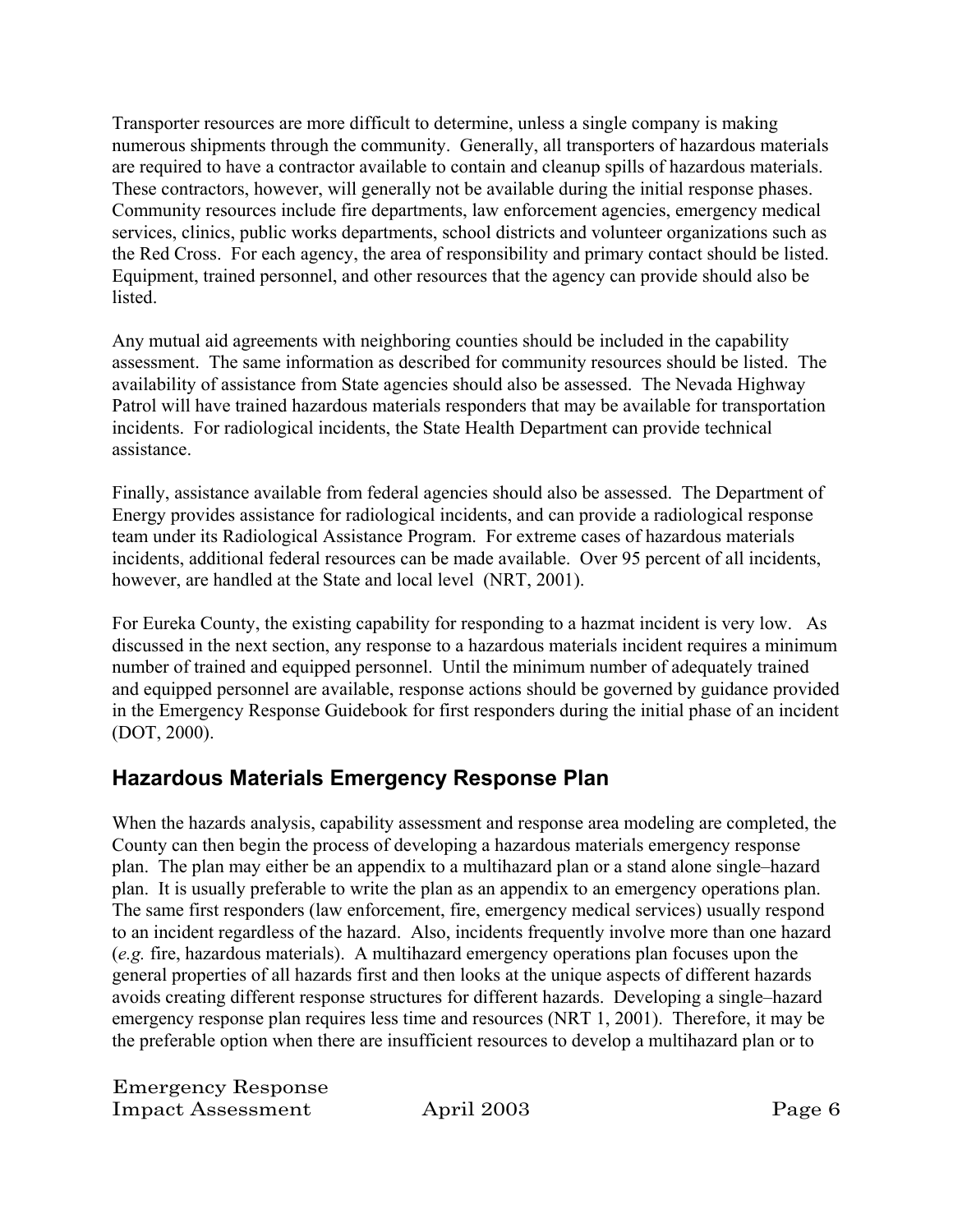Transporter resources are more difficult to determine, unless a single company is making numerous shipments through the community. Generally, all transporters of hazardous materials are required to have a contractor available to contain and cleanup spills of hazardous materials. These contractors, however, will generally not be available during the initial response phases. Community resources include fire departments, law enforcement agencies, emergency medical services, clinics, public works departments, school districts and volunteer organizations such as the Red Cross. For each agency, the area of responsibility and primary contact should be listed. Equipment, trained personnel, and other resources that the agency can provide should also be listed.

Any mutual aid agreements with neighboring counties should be included in the capability assessment. The same information as described for community resources should be listed. The availability of assistance from State agencies should also be assessed. The Nevada Highway Patrol will have trained hazardous materials responders that may be available for transportation incidents. For radiological incidents, the State Health Department can provide technical assistance.

Finally, assistance available from federal agencies should also be assessed. The Department of Energy provides assistance for radiological incidents, and can provide a radiological response team under its Radiological Assistance Program. For extreme cases of hazardous materials incidents, additional federal resources can be made available. Over 95 percent of all incidents, however, are handled at the State and local level (NRT, 2001).

For Eureka County, the existing capability for responding to a hazmat incident is very low. As discussed in the next section, any response to a hazardous materials incident requires a minimum number of trained and equipped personnel. Until the minimum number of adequately trained and equipped personnel are available, response actions should be governed by guidance provided in the Emergency Response Guidebook for first responders during the initial phase of an incident (DOT, 2000).

## Hazardous Materials Emergency Response Plan

When the hazards analysis, capability assessment and response area modeling are completed, the County can then begin the process of developing a hazardous materials emergency response plan. The plan may either be an appendix to a multihazard plan or a stand alone single–hazard plan. It is usually preferable to write the plan as an appendix to an emergency operations plan. The same first responders (law enforcement, fire, emergency medical services) usually respond to an incident regardless of the hazard. Also, incidents frequently involve more than one hazard (*e.g.* fire, hazardous materials). A multihazard emergency operations plan focuses upon the general properties of all hazards first and then looks at the unique aspects of different hazards avoids creating different response structures for different hazards. Developing a single–hazard emergency response plan requires less time and resources (NRT 1, 2001). Therefore, it may be the preferable option when there are insufficient resources to develop a multihazard plan or to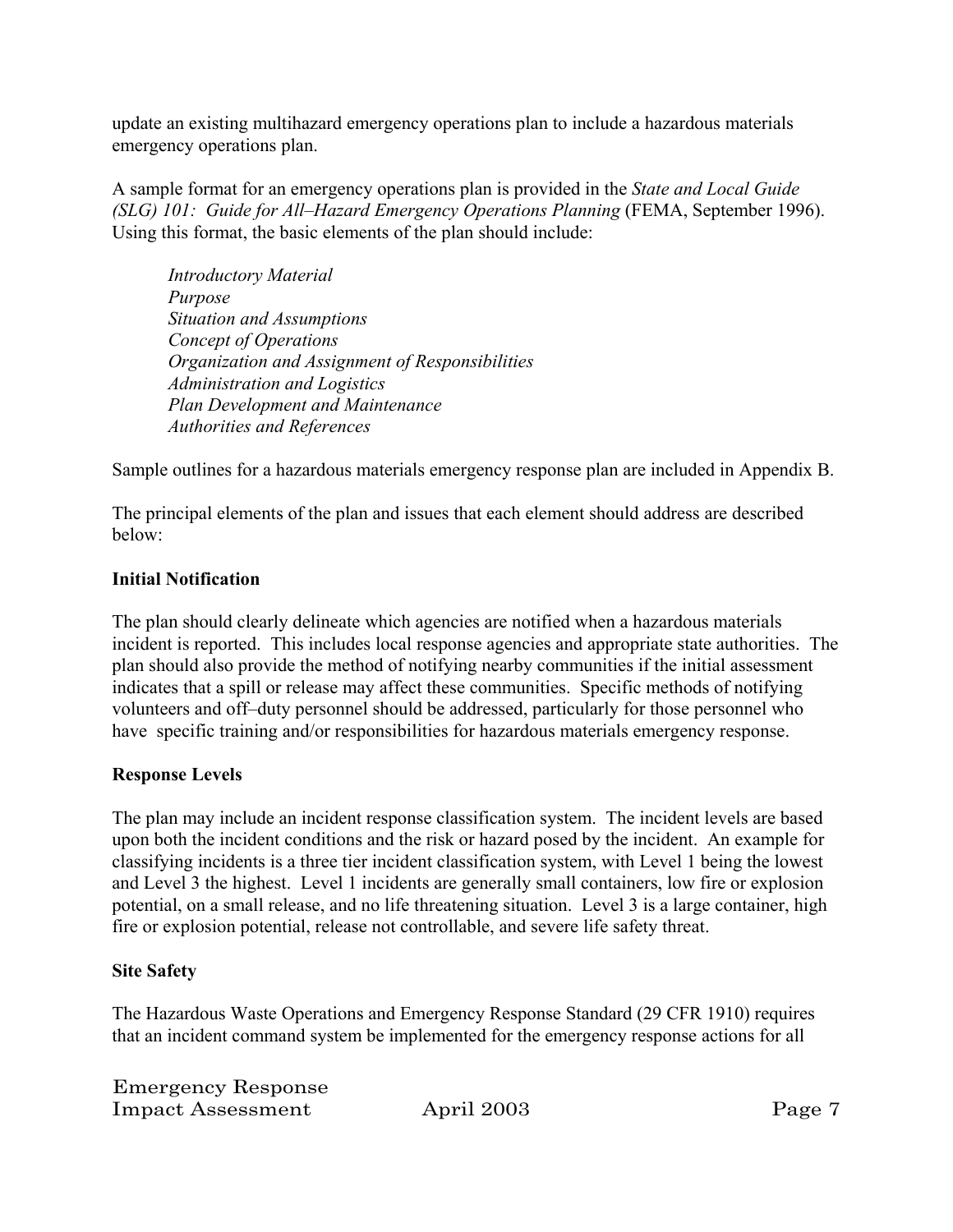update an existing multihazard emergency operations plan to include a hazardous materials emergency operations plan.

A sample format for an emergency operations plan is provided in the *State and Local Guide (SLG) 101: Guide for All–Hazard Emergency Operations Planning* (FEMA, September 1996). Using this format, the basic elements of the plan should include:

*Introductory Material*
*Purpose*
*Situation and Assumptions*
*Concept of Operations*
*Organization and Assignment of Responsibilities*
*Administration and Logistics*
*Plan Development and Maintenance*
*Authorities and References*

Sample outlines for a hazardous materials emergency response plan are included in Appendix B.

The principal elements of the plan and issues that each element should address are described below:

**Initial Notification**

The plan should clearly delineate which agencies are notified when a hazardous materials incident is reported. This includes local response agencies and appropriate state authorities. The plan should also provide the method of notifying nearby communities if the initial assessment indicates that a spill or release may affect these communities. Specific methods of notifying volunteers and off–duty personnel should be addressed, particularly for those personnel who have specific training and/or responsibilities for hazardous materials emergency response.

**Response Levels**

The plan may include an incident response classification system. The incident levels are based upon both the incident conditions and the risk or hazard posed by the incident. An example for classifying incidents is a three tier incident classification system, with Level 1 being the lowest and Level 3 the highest. Level 1 incidents are generally small containers, low fire or explosion potential, on a small release, and no life threatening situation. Level 3 is a large container, high fire or explosion potential, release not controllable, and severe life safety threat.

**Site Safety**

The Hazardous Waste Operations and Emergency Response Standard (29 CFR 1910) requires that an incident command system be implemented for the emergency response actions for all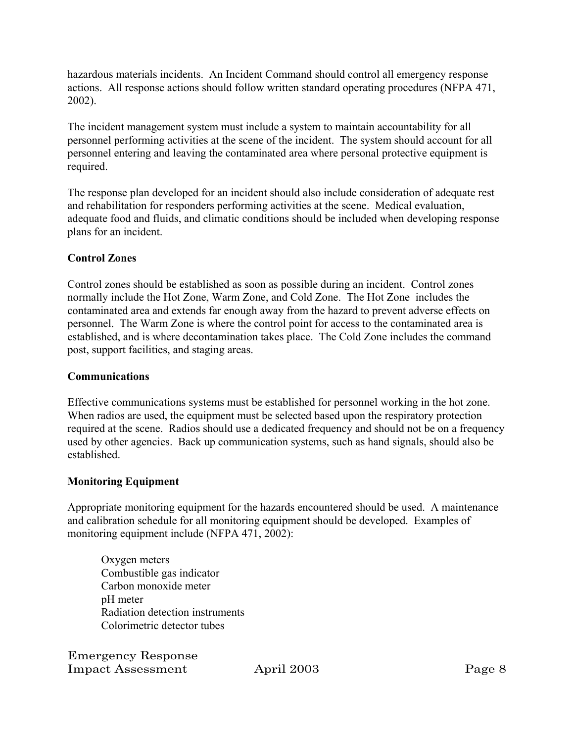hazardous materials incidents. An Incident Command should control all emergency response actions. All response actions should follow written standard operating procedures (NFPA 471, 2002).

The incident management system must include a system to maintain accountability for all personnel performing activities at the scene of the incident. The system should account for all personnel entering and leaving the contaminated area where personal protective equipment is required.

The response plan developed for an incident should also include consideration of adequate rest and rehabilitation for responders performing activities at the scene. Medical evaluation, adequate food and fluids, and climatic conditions should be included when developing response plans for an incident.

**Control Zones**

Control zones should be established as soon as possible during an incident. Control zones normally include the Hot Zone, Warm Zone, and Cold Zone. The Hot Zone includes the contaminated area and extends far enough away from the hazard to prevent adverse effects on personnel. The Warm Zone is where the control point for access to the contaminated area is established, and is where decontamination takes place. The Cold Zone includes the command post, support facilities, and staging areas.

**Communications**

Effective communications systems must be established for personnel working in the hot zone. When radios are used, the equipment must be selected based upon the respiratory protection required at the scene. Radios should use a dedicated frequency and should not be on a frequency used by other agencies. Back up communication systems, such as hand signals, should also be established.

**Monitoring Equipment**

Appropriate monitoring equipment for the hazards encountered should be used. A maintenance and calibration schedule for all monitoring equipment should be developed. Examples of monitoring equipment include (NFPA 471, 2002):

- Oxygen meters
- Combustible gas indicator
- Carbon monoxide meter
- pH meter
- Radiation detection instruments
- Colorimetric detector tubes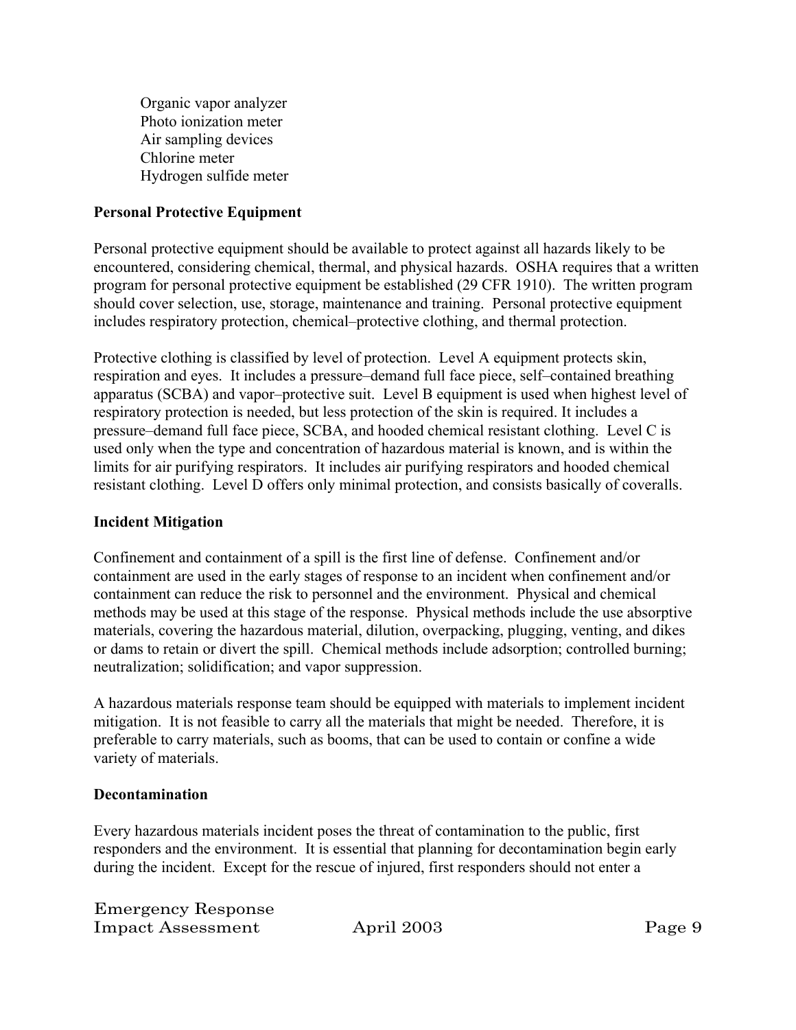Organic vapor analyzer
Photo ionization meter
Air sampling devices
Chlorine meter
Hydrogen sulfide meter

**Personal Protective Equipment**

Personal protective equipment should be available to protect against all hazards likely to be encountered, considering chemical, thermal, and physical hazards. OSHA requires that a written program for personal protective equipment be established (29 CFR 1910). The written program should cover selection, use, storage, maintenance and training. Personal protective equipment includes respiratory protection, chemical–protective clothing, and thermal protection.

Protective clothing is classified by level of protection. Level A equipment protects skin, respiration and eyes. It includes a pressure–demand full face piece, self–contained breathing apparatus (SCBA) and vapor–protective suit. Level B equipment is used when highest level of respiratory protection is needed, but less protection of the skin is required. It includes a pressure–demand full face piece, SCBA, and hooded chemical resistant clothing. Level C is used only when the type and concentration of hazardous material is known, and is within the limits for air purifying respirators. It includes air purifying respirators and hooded chemical resistant clothing. Level D offers only minimal protection, and consists basically of coveralls.

**Incident Mitigation**

Confinement and containment of a spill is the first line of defense. Confinement and/or containment are used in the early stages of response to an incident when confinement and/or containment can reduce the risk to personnel and the environment. Physical and chemical methods may be used at this stage of the response. Physical methods include the use absorptive materials, covering the hazardous material, dilution, overpacking, plugging, venting, and dikes or dams to retain or divert the spill. Chemical methods include adsorption; controlled burning; neutralization; solidification; and vapor suppression.

A hazardous materials response team should be equipped with materials to implement incident mitigation. It is not feasible to carry all the materials that might be needed. Therefore, it is preferable to carry materials, such as booms, that can be used to contain or confine a wide variety of materials.

**Decontamination**

Every hazardous materials incident poses the threat of contamination to the public, first responders and the environment. It is essential that planning for decontamination begin early during the incident. Except for the rescue of injured, first responders should not enter a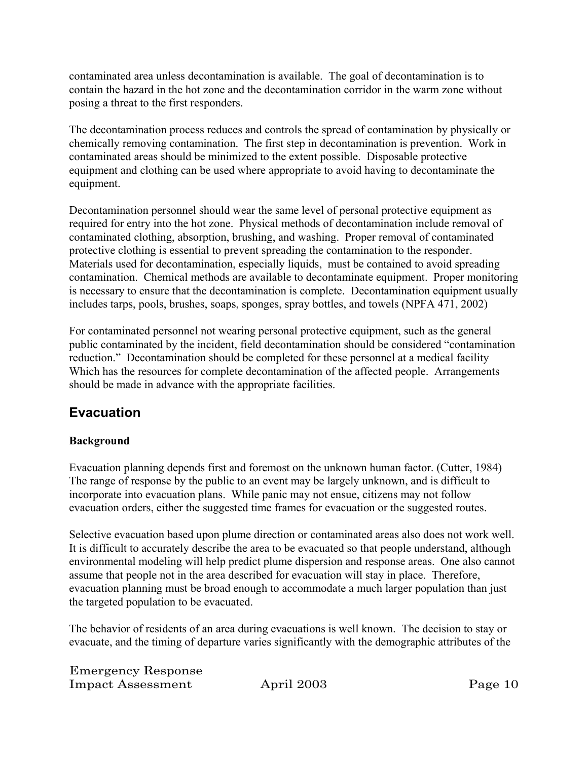contaminated area unless decontamination is available. The goal of decontamination is to contain the hazard in the hot zone and the decontamination corridor in the warm zone without posing a threat to the first responders.

The decontamination process reduces and controls the spread of contamination by physically or chemically removing contamination. The first step in decontamination is prevention. Work in contaminated areas should be minimized to the extent possible. Disposable protective equipment and clothing can be used where appropriate to avoid having to decontaminate the equipment.

Decontamination personnel should wear the same level of personal protective equipment as required for entry into the hot zone. Physical methods of decontamination include removal of contaminated clothing, absorption, brushing, and washing. Proper removal of contaminated protective clothing is essential to prevent spreading the contamination to the responder. Materials used for decontamination, especially liquids, must be contained to avoid spreading contamination. Chemical methods are available to decontaminate equipment. Proper monitoring is necessary to ensure that the decontamination is complete. Decontamination equipment usually includes tarps, pools, brushes, soaps, sponges, spray bottles, and towels (NPFA 471, 2002)

For contaminated personnel not wearing personal protective equipment, such as the general public contaminated by the incident, field decontamination should be considered "contamination reduction." Decontamination should be completed for these personnel at a medical facility Which has the resources for complete decontamination of the affected people. Arrangements should be made in advance with the appropriate facilities.

## Evacuation

### Background

Evacuation planning depends first and foremost on the unknown human factor. (Cutter, 1984) The range of response by the public to an event may be largely unknown, and is difficult to incorporate into evacuation plans. While panic may not ensue, citizens may not follow evacuation orders, either the suggested time frames for evacuation or the suggested routes.

Selective evacuation based upon plume direction or contaminated areas also does not work well. It is difficult to accurately describe the area to be evacuated so that people understand, although environmental modeling will help predict plume dispersion and response areas. One also cannot assume that people not in the area described for evacuation will stay in place. Therefore, evacuation planning must be broad enough to accommodate a much larger population than just the targeted population to be evacuated.

The behavior of residents of an area during evacuations is well known. The decision to stay or evacuate, and the timing of departure varies significantly with the demographic attributes of the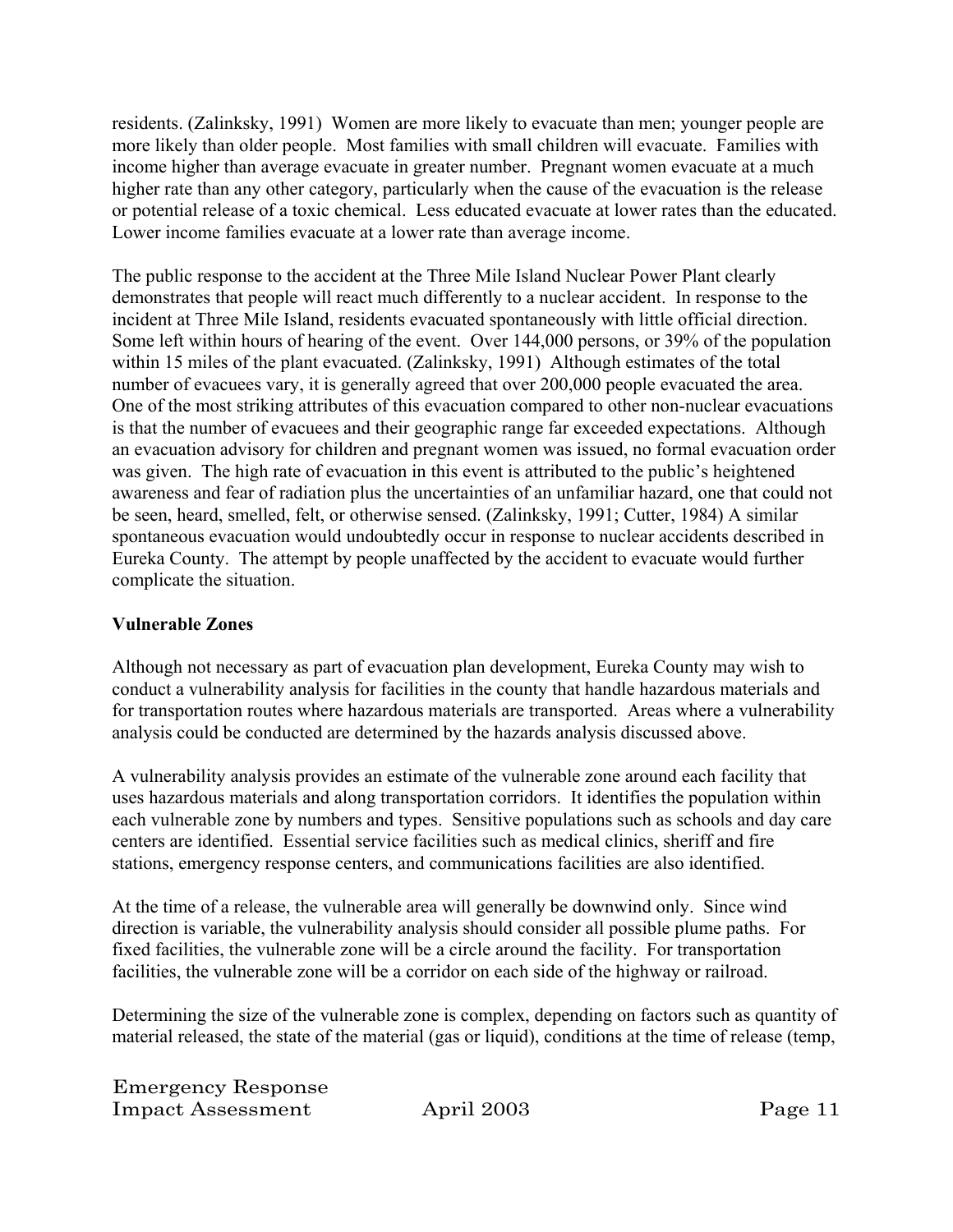residents. (Zalinksky, 1991) Women are more likely to evacuate than men; younger people are more likely than older people. Most families with small children will evacuate. Families with income higher than average evacuate in greater number. Pregnant women evacuate at a much higher rate than any other category, particularly when the cause of the evacuation is the release or potential release of a toxic chemical. Less educated evacuate at lower rates than the educated. Lower income families evacuate at a lower rate than average income.

The public response to the accident at the Three Mile Island Nuclear Power Plant clearly demonstrates that people will react much differently to a nuclear accident. In response to the incident at Three Mile Island, residents evacuated spontaneously with little official direction. Some left within hours of hearing of the event. Over 144,000 persons, or 39% of the population within 15 miles of the plant evacuated. (Zalinksky, 1991) Although estimates of the total number of evacuees vary, it is generally agreed that over 200,000 people evacuated the area. One of the most striking attributes of this evacuation compared to other non-nuclear evacuations is that the number of evacuees and their geographic range far exceeded expectations. Although an evacuation advisory for children and pregnant women was issued, no formal evacuation order was given. The high rate of evacuation in this event is attributed to the public's heightened awareness and fear of radiation plus the uncertainties of an unfamiliar hazard, one that could not be seen, heard, smelled, felt, or otherwise sensed. (Zalinksky, 1991; Cutter, 1984) A similar spontaneous evacuation would undoubtedly occur in response to nuclear accidents described in Eureka County. The attempt by people unaffected by the accident to evacuate would further complicate the situation.

**Vulnerable Zones**

Although not necessary as part of evacuation plan development, Eureka County may wish to conduct a vulnerability analysis for facilities in the county that handle hazardous materials and for transportation routes where hazardous materials are transported. Areas where a vulnerability analysis could be conducted are determined by the hazards analysis discussed above.

A vulnerability analysis provides an estimate of the vulnerable zone around each facility that uses hazardous materials and along transportation corridors. It identifies the population within each vulnerable zone by numbers and types. Sensitive populations such as schools and day care centers are identified. Essential service facilities such as medical clinics, sheriff and fire stations, emergency response centers, and communications facilities are also identified.

At the time of a release, the vulnerable area will generally be downwind only. Since wind direction is variable, the vulnerability analysis should consider all possible plume paths. For fixed facilities, the vulnerable zone will be a circle around the facility. For transportation facilities, the vulnerable zone will be a corridor on each side of the highway or railroad.

Determining the size of the vulnerable zone is complex, depending on factors such as quantity of material released, the state of the material (gas or liquid), conditions at the time of release (temp,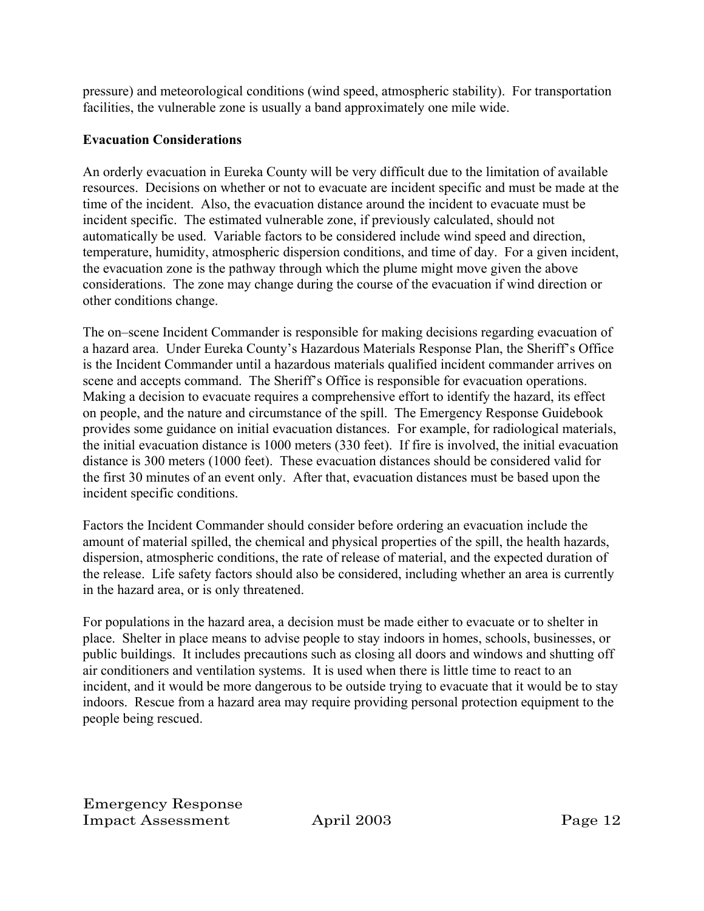pressure) and meteorological conditions (wind speed, atmospheric stability). For transportation facilities, the vulnerable zone is usually a band approximately one mile wide.

**Evacuation Considerations**

An orderly evacuation in Eureka County will be very difficult due to the limitation of available resources. Decisions on whether or not to evacuate are incident specific and must be made at the time of the incident. Also, the evacuation distance around the incident to evacuate must be incident specific. The estimated vulnerable zone, if previously calculated, should not automatically be used. Variable factors to be considered include wind speed and direction, temperature, humidity, atmospheric dispersion conditions, and time of day. For a given incident, the evacuation zone is the pathway through which the plume might move given the above considerations. The zone may change during the course of the evacuation if wind direction or other conditions change.

The on–scene Incident Commander is responsible for making decisions regarding evacuation of a hazard area. Under Eureka County's Hazardous Materials Response Plan, the Sheriff's Office is the Incident Commander until a hazardous materials qualified incident commander arrives on scene and accepts command. The Sheriff's Office is responsible for evacuation operations. Making a decision to evacuate requires a comprehensive effort to identify the hazard, its effect on people, and the nature and circumstance of the spill. The Emergency Response Guidebook provides some guidance on initial evacuation distances. For example, for radiological materials, the initial evacuation distance is 1000 meters (330 feet). If fire is involved, the initial evacuation distance is 300 meters (1000 feet). These evacuation distances should be considered valid for the first 30 minutes of an event only. After that, evacuation distances must be based upon the incident specific conditions.

Factors the Incident Commander should consider before ordering an evacuation include the amount of material spilled, the chemical and physical properties of the spill, the health hazards, dispersion, atmospheric conditions, the rate of release of material, and the expected duration of the release. Life safety factors should also be considered, including whether an area is currently in the hazard area, or is only threatened.

For populations in the hazard area, a decision must be made either to evacuate or to shelter in place. Shelter in place means to advise people to stay indoors in homes, schools, businesses, or public buildings. It includes precautions such as closing all doors and windows and shutting off air conditioners and ventilation systems. It is used when there is little time to react to an incident, and it would be more dangerous to be outside trying to evacuate that it would be to stay indoors. Rescue from a hazard area may require providing personal protection equipment to the people being rescued.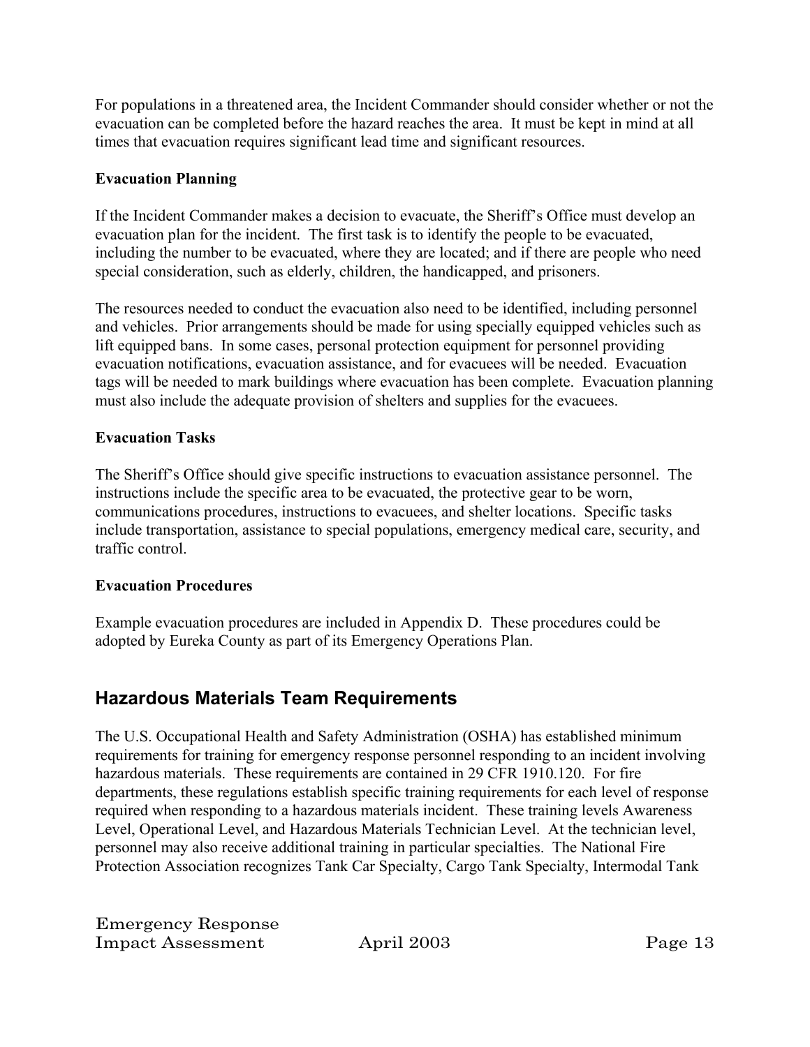For populations in a threatened area, the Incident Commander should consider whether or not the evacuation can be completed before the hazard reaches the area. It must be kept in mind at all times that evacuation requires significant lead time and significant resources.

**Evacuation Planning**

If the Incident Commander makes a decision to evacuate, the Sheriff's Office must develop an evacuation plan for the incident. The first task is to identify the people to be evacuated, including the number to be evacuated, where they are located; and if there are people who need special consideration, such as elderly, children, the handicapped, and prisoners.

The resources needed to conduct the evacuation also need to be identified, including personnel and vehicles. Prior arrangements should be made for using specially equipped vehicles such as lift equipped bans. In some cases, personal protection equipment for personnel providing evacuation notifications, evacuation assistance, and for evacuees will be needed. Evacuation tags will be needed to mark buildings where evacuation has been complete. Evacuation planning must also include the adequate provision of shelters and supplies for the evacuees.

**Evacuation Tasks**

The Sheriff's Office should give specific instructions to evacuation assistance personnel. The instructions include the specific area to be evacuated, the protective gear to be worn, communications procedures, instructions to evacuees, and shelter locations. Specific tasks include transportation, assistance to special populations, emergency medical care, security, and traffic control.

**Evacuation Procedures**

Example evacuation procedures are included in Appendix D. These procedures could be adopted by Eureka County as part of its Emergency Operations Plan.

## Hazardous Materials Team Requirements

The U.S. Occupational Health and Safety Administration (OSHA) has established minimum requirements for training for emergency response personnel responding to an incident involving hazardous materials. These requirements are contained in 29 CFR 1910.120. For fire departments, these regulations establish specific training requirements for each level of response required when responding to a hazardous materials incident. These training levels Awareness Level, Operational Level, and Hazardous Materials Technician Level. At the technician level, personnel may also receive additional training in particular specialties. The National Fire Protection Association recognizes Tank Car Specialty, Cargo Tank Specialty, Intermodal Tank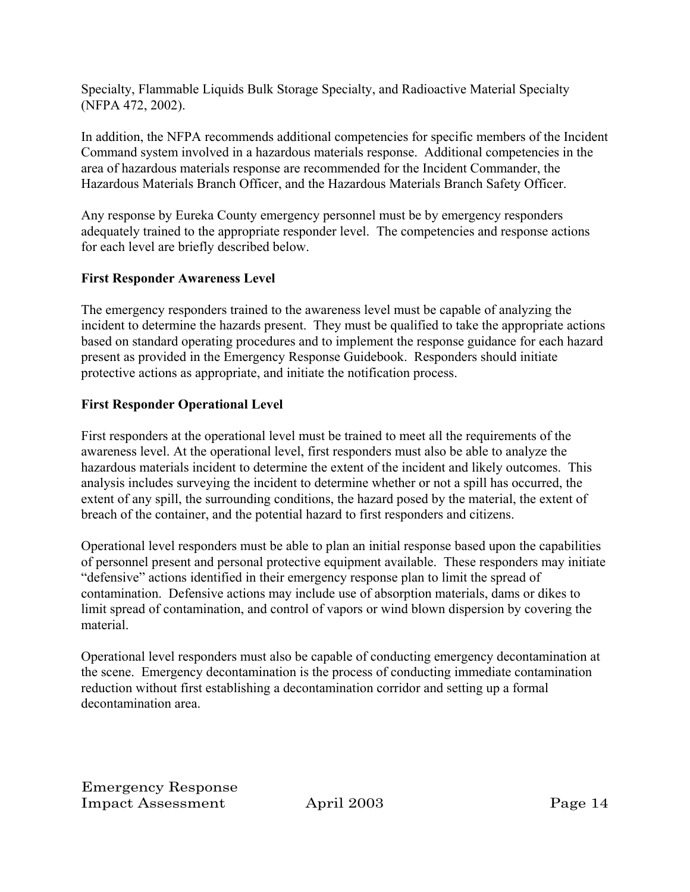Specialty, Flammable Liquids Bulk Storage Specialty, and Radioactive Material Specialty (NFPA 472, 2002).

In addition, the NFPA recommends additional competencies for specific members of the Incident Command system involved in a hazardous materials response. Additional competencies in the area of hazardous materials response are recommended for the Incident Commander, the Hazardous Materials Branch Officer, and the Hazardous Materials Branch Safety Officer.

Any response by Eureka County emergency personnel must be by emergency responders adequately trained to the appropriate responder level. The competencies and response actions for each level are briefly described below.

**First Responder Awareness Level**

The emergency responders trained to the awareness level must be capable of analyzing the incident to determine the hazards present. They must be qualified to take the appropriate actions based on standard operating procedures and to implement the response guidance for each hazard present as provided in the Emergency Response Guidebook. Responders should initiate protective actions as appropriate, and initiate the notification process.

**First Responder Operational Level**

First responders at the operational level must be trained to meet all the requirements of the awareness level. At the operational level, first responders must also be able to analyze the hazardous materials incident to determine the extent of the incident and likely outcomes. This analysis includes surveying the incident to determine whether or not a spill has occurred, the extent of any spill, the surrounding conditions, the hazard posed by the material, the extent of breach of the container, and the potential hazard to first responders and citizens.

Operational level responders must be able to plan an initial response based upon the capabilities of personnel present and personal protective equipment available. These responders may initiate "defensive" actions identified in their emergency response plan to limit the spread of contamination. Defensive actions may include use of absorption materials, dams or dikes to limit spread of contamination, and control of vapors or wind blown dispersion by covering the material.

Operational level responders must also be capable of conducting emergency decontamination at the scene. Emergency decontamination is the process of conducting immediate contamination reduction without first establishing a decontamination corridor and setting up a formal decontamination area.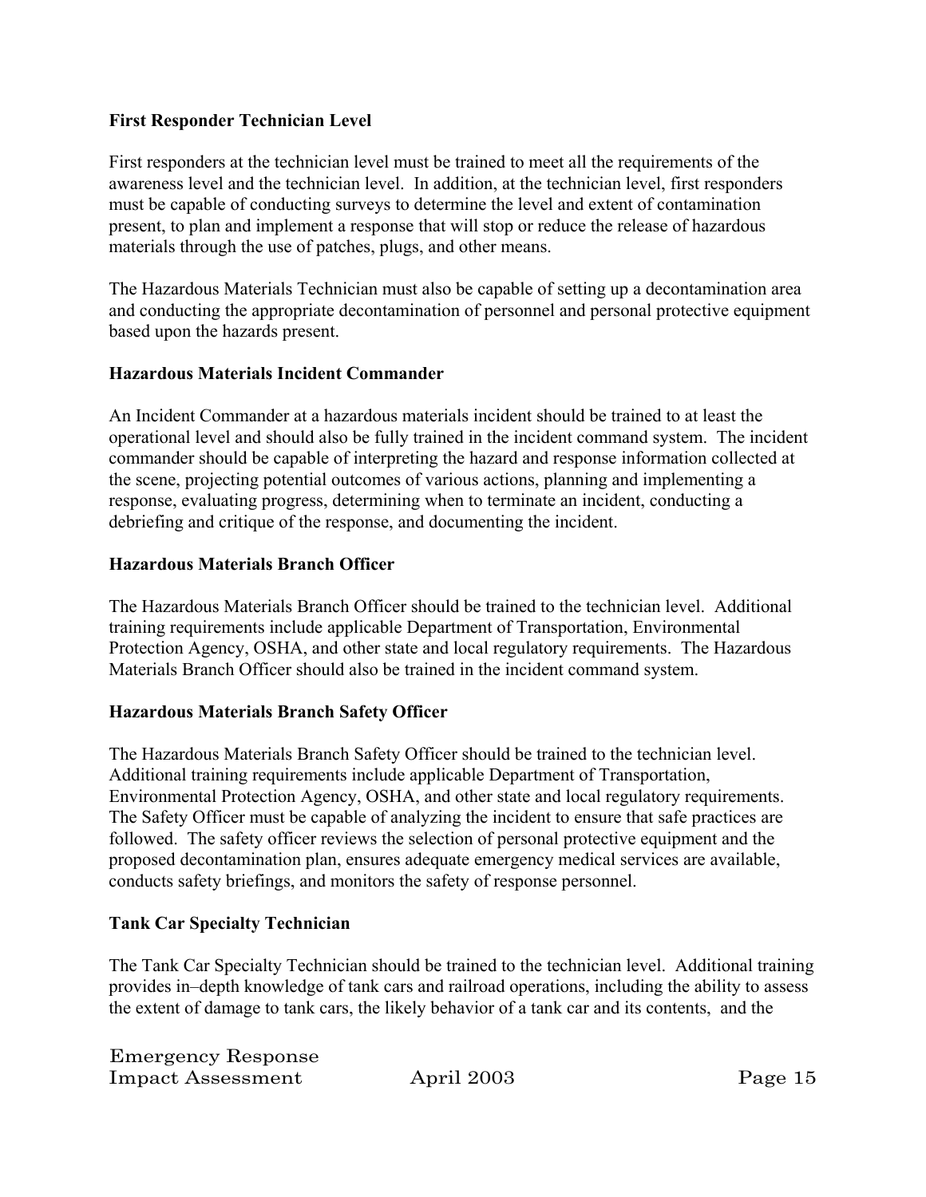### First Responder Technician Level

First responders at the technician level must be trained to meet all the requirements of the awareness level and the technician level. In addition, at the technician level, first responders must be capable of conducting surveys to determine the level and extent of contamination present, to plan and implement a response that will stop or reduce the release of hazardous materials through the use of patches, plugs, and other means.

The Hazardous Materials Technician must also be capable of setting up a decontamination area and conducting the appropriate decontamination of personnel and personal protective equipment based upon the hazards present.

### Hazardous Materials Incident Commander

An Incident Commander at a hazardous materials incident should be trained to at least the operational level and should also be fully trained in the incident command system. The incident commander should be capable of interpreting the hazard and response information collected at the scene, projecting potential outcomes of various actions, planning and implementing a response, evaluating progress, determining when to terminate an incident, conducting a debriefing and critique of the response, and documenting the incident.

### Hazardous Materials Branch Officer

The Hazardous Materials Branch Officer should be trained to the technician level. Additional training requirements include applicable Department of Transportation, Environmental Protection Agency, OSHA, and other state and local regulatory requirements. The Hazardous Materials Branch Officer should also be trained in the incident command system.

### Hazardous Materials Branch Safety Officer

The Hazardous Materials Branch Safety Officer should be trained to the technician level. Additional training requirements include applicable Department of Transportation, Environmental Protection Agency, OSHA, and other state and local regulatory requirements. The Safety Officer must be capable of analyzing the incident to ensure that safe practices are followed. The safety officer reviews the selection of personal protective equipment and the proposed decontamination plan, ensures adequate emergency medical services are available, conducts safety briefings, and monitors the safety of response personnel.

### Tank Car Specialty Technician

The Tank Car Specialty Technician should be trained to the technician level. Additional training provides in–depth knowledge of tank cars and railroad operations, including the ability to assess the extent of damage to tank cars, the likely behavior of a tank car and its contents, and the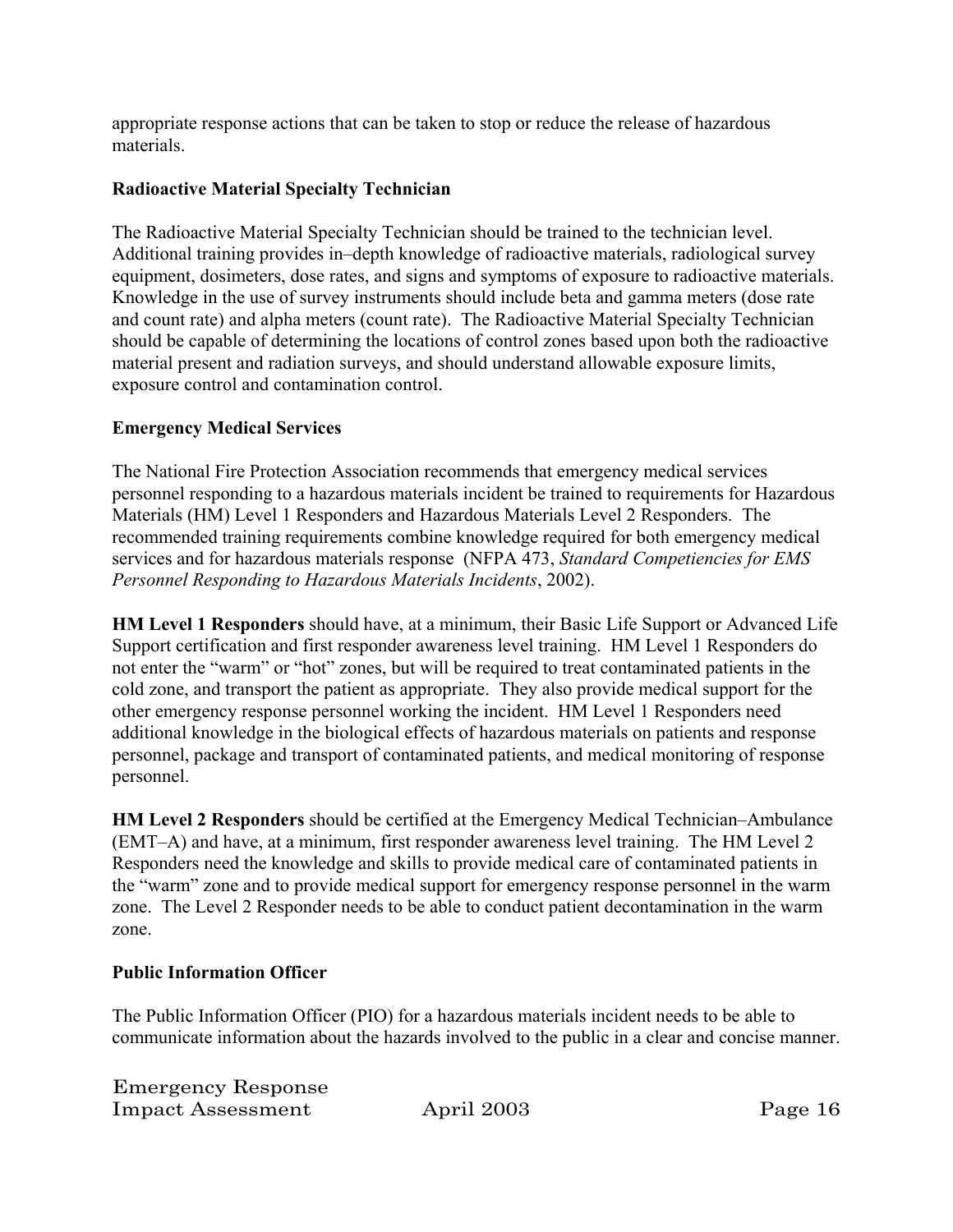appropriate response actions that can be taken to stop or reduce the release of hazardous materials.

### Radioactive Material Specialty Technician

The Radioactive Material Specialty Technician should be trained to the technician level. Additional training provides in–depth knowledge of radioactive materials, radiological survey equipment, dosimeters, dose rates, and signs and symptoms of exposure to radioactive materials. Knowledge in the use of survey instruments should include beta and gamma meters (dose rate and count rate) and alpha meters (count rate). The Radioactive Material Specialty Technician should be capable of determining the locations of control zones based upon both the radioactive material present and radiation surveys, and should understand allowable exposure limits, exposure control and contamination control.

### Emergency Medical Services

The National Fire Protection Association recommends that emergency medical services personnel responding to a hazardous materials incident be trained to requirements for Hazardous Materials (HM) Level 1 Responders and Hazardous Materials Level 2 Responders. The recommended training requirements combine knowledge required for both emergency medical services and for hazardous materials response (NFPA 473, *Standard Competiencies for EMS Personnel Responding to Hazardous Materials Incidents*, 2002).

**HM Level 1 Responders** should have, at a minimum, their Basic Life Support or Advanced Life Support certification and first responder awareness level training. HM Level 1 Responders do not enter the "warm" or "hot" zones, but will be required to treat contaminated patients in the cold zone, and transport the patient as appropriate. They also provide medical support for the other emergency response personnel working the incident. HM Level 1 Responders need additional knowledge in the biological effects of hazardous materials on patients and response personnel, package and transport of contaminated patients, and medical monitoring of response personnel.

**HM Level 2 Responders** should be certified at the Emergency Medical Technician–Ambulance (EMT–A) and have, at a minimum, first responder awareness level training. The HM Level 2 Responders need the knowledge and skills to provide medical care of contaminated patients in the "warm" zone and to provide medical support for emergency response personnel in the warm zone. The Level 2 Responder needs to be able to conduct patient decontamination in the warm zone.

### Public Information Officer

The Public Information Officer (PIO) for a hazardous materials incident needs to be able to communicate information about the hazards involved to the public in a clear and concise manner.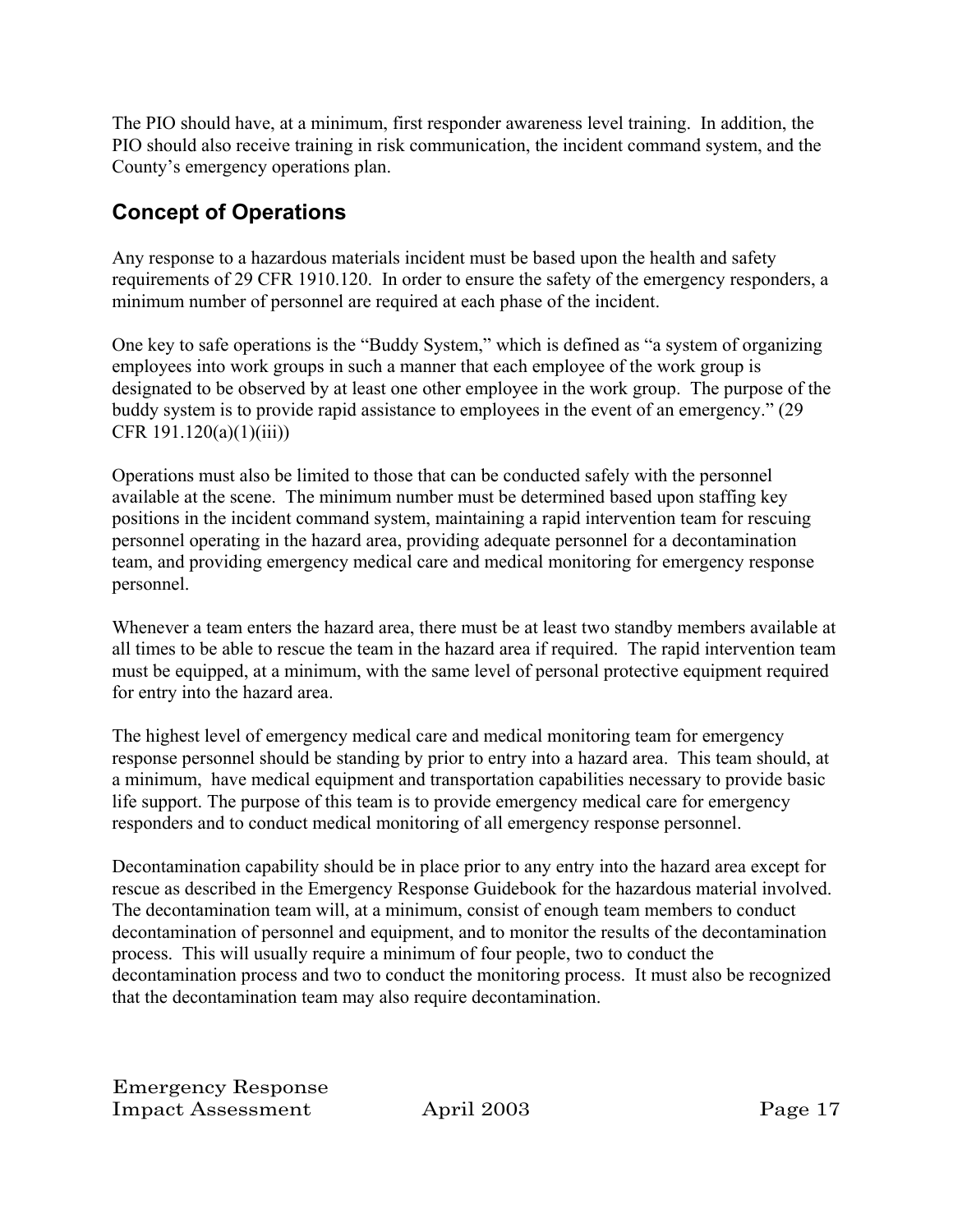The PIO should have, at a minimum, first responder awareness level training. In addition, the PIO should also receive training in risk communication, the incident command system, and the County's emergency operations plan.

## Concept of Operations

Any response to a hazardous materials incident must be based upon the health and safety requirements of 29 CFR 1910.120. In order to ensure the safety of the emergency responders, a minimum number of personnel are required at each phase of the incident.

One key to safe operations is the "Buddy System," which is defined as "a system of organizing employees into work groups in such a manner that each employee of the work group is designated to be observed by at least one other employee in the work group. The purpose of the buddy system is to provide rapid assistance to employees in the event of an emergency." (29 CFR 191.120(a)(1)(iii))

Operations must also be limited to those that can be conducted safely with the personnel available at the scene. The minimum number must be determined based upon staffing key positions in the incident command system, maintaining a rapid intervention team for rescuing personnel operating in the hazard area, providing adequate personnel for a decontamination team, and providing emergency medical care and medical monitoring for emergency response personnel.

Whenever a team enters the hazard area, there must be at least two standby members available at all times to be able to rescue the team in the hazard area if required. The rapid intervention team must be equipped, at a minimum, with the same level of personal protective equipment required for entry into the hazard area.

The highest level of emergency medical care and medical monitoring team for emergency response personnel should be standing by prior to entry into a hazard area. This team should, at a minimum, have medical equipment and transportation capabilities necessary to provide basic life support. The purpose of this team is to provide emergency medical care for emergency responders and to conduct medical monitoring of all emergency response personnel.

Decontamination capability should be in place prior to any entry into the hazard area except for rescue as described in the Emergency Response Guidebook for the hazardous material involved. The decontamination team will, at a minimum, consist of enough team members to conduct decontamination of personnel and equipment, and to monitor the results of the decontamination process. This will usually require a minimum of four people, two to conduct the decontamination process and two to conduct the monitoring process. It must also be recognized that the decontamination team may also require decontamination.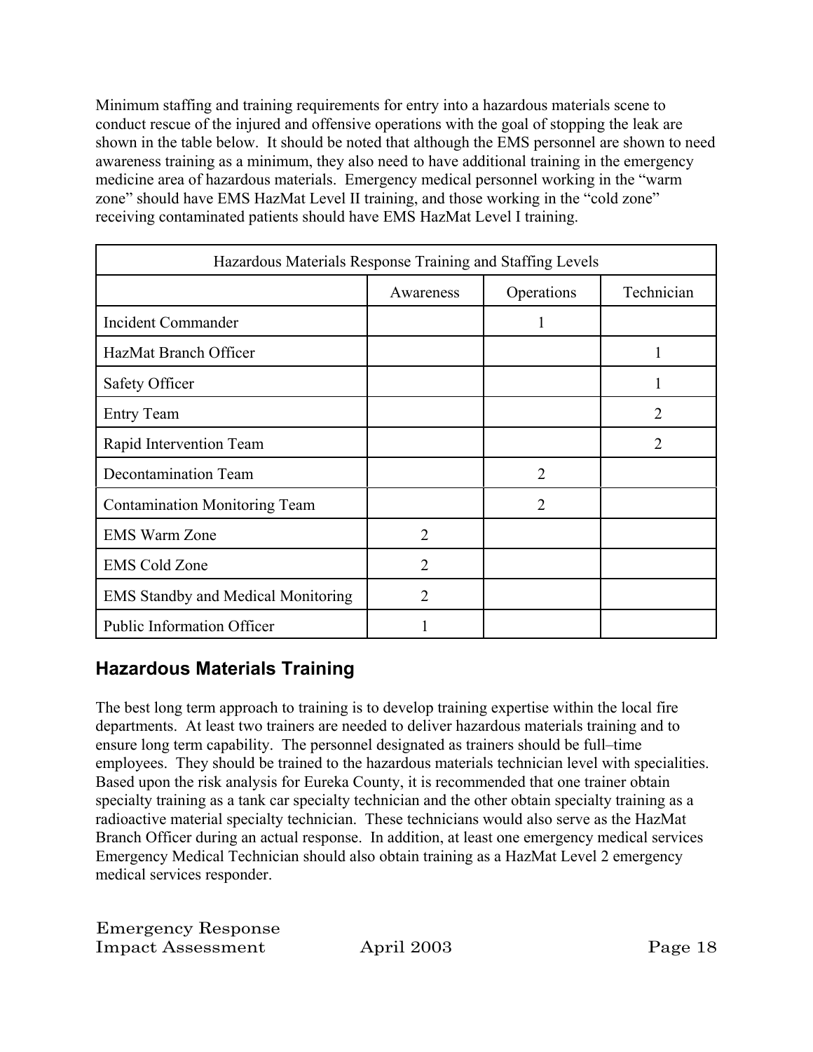Minimum staffing and training requirements for entry into a hazardous materials scene to conduct rescue of the injured and offensive operations with the goal of stopping the leak are shown in the table below. It should be noted that although the EMS personnel are shown to need awareness training as a minimum, they also need to have additional training in the emergency medicine area of hazardous materials. Emergency medical personnel working in the "warm zone" should have EMS HazMat Level II training, and those working in the "cold zone" receiving contaminated patients should have EMS HazMat Level I training.

| Hazardous Materials Response Training and Staffing Levels | | | |
|---|---|---|---|
| | Awareness | Operations | Technician |
| Incident Commander | | 1 | |
| HazMat Branch Officer | | | 1 |
| Safety Officer | | | 1 |
| Entry Team | | | 2 |
| Rapid Intervention Team | | | 2 |
| Decontamination Team | | 2 | |
| Contamination Monitoring Team | | 2 | |
| EMS Warm Zone | 2 | | |
| EMS Cold Zone | 2 | | |
| EMS Standby and Medical Monitoring | 2 | | |
| Public Information Officer | 1 | | |

## Hazardous Materials Training

The best long term approach to training is to develop training expertise within the local fire departments. At least two trainers are needed to deliver hazardous materials training and to ensure long term capability. The personnel designated as trainers should be full–time employees. They should be trained to the hazardous materials technician level with specialities. Based upon the risk analysis for Eureka County, it is recommended that one trainer obtain specialty training as a tank car specialty technician and the other obtain specialty training as a radioactive material specialty technician. These technicians would also serve as the HazMat Branch Officer during an actual response. In addition, at least one emergency medical services Emergency Medical Technician should also obtain training as a HazMat Level 2 emergency medical services responder.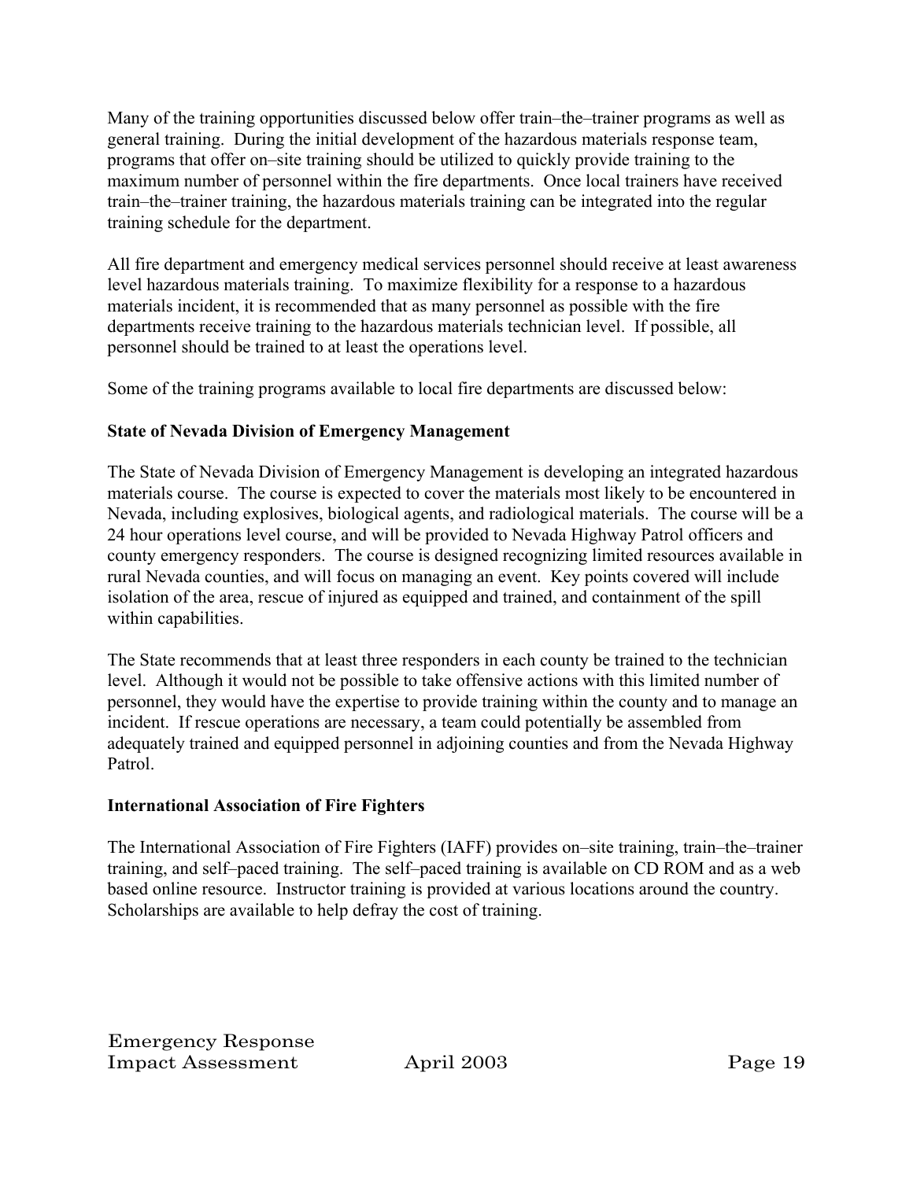Many of the training opportunities discussed below offer train–the–trainer programs as well as general training. During the initial development of the hazardous materials response team, programs that offer on–site training should be utilized to quickly provide training to the maximum number of personnel within the fire departments. Once local trainers have received train–the–trainer training, the hazardous materials training can be integrated into the regular training schedule for the department.

All fire department and emergency medical services personnel should receive at least awareness level hazardous materials training. To maximize flexibility for a response to a hazardous materials incident, it is recommended that as many personnel as possible with the fire departments receive training to the hazardous materials technician level. If possible, all personnel should be trained to at least the operations level.

Some of the training programs available to local fire departments are discussed below:

**State of Nevada Division of Emergency Management**

The State of Nevada Division of Emergency Management is developing an integrated hazardous materials course. The course is expected to cover the materials most likely to be encountered in Nevada, including explosives, biological agents, and radiological materials. The course will be a 24 hour operations level course, and will be provided to Nevada Highway Patrol officers and county emergency responders. The course is designed recognizing limited resources available in rural Nevada counties, and will focus on managing an event. Key points covered will include isolation of the area, rescue of injured as equipped and trained, and containment of the spill within capabilities.

The State recommends that at least three responders in each county be trained to the technician level. Although it would not be possible to take offensive actions with this limited number of personnel, they would have the expertise to provide training within the county and to manage an incident. If rescue operations are necessary, a team could potentially be assembled from adequately trained and equipped personnel in adjoining counties and from the Nevada Highway Patrol.

**International Association of Fire Fighters**

The International Association of Fire Fighters (IAFF) provides on–site training, train–the–trainer training, and self–paced training. The self–paced training is available on CD ROM and as a web based online resource. Instructor training is provided at various locations around the country. Scholarships are available to help defray the cost of training.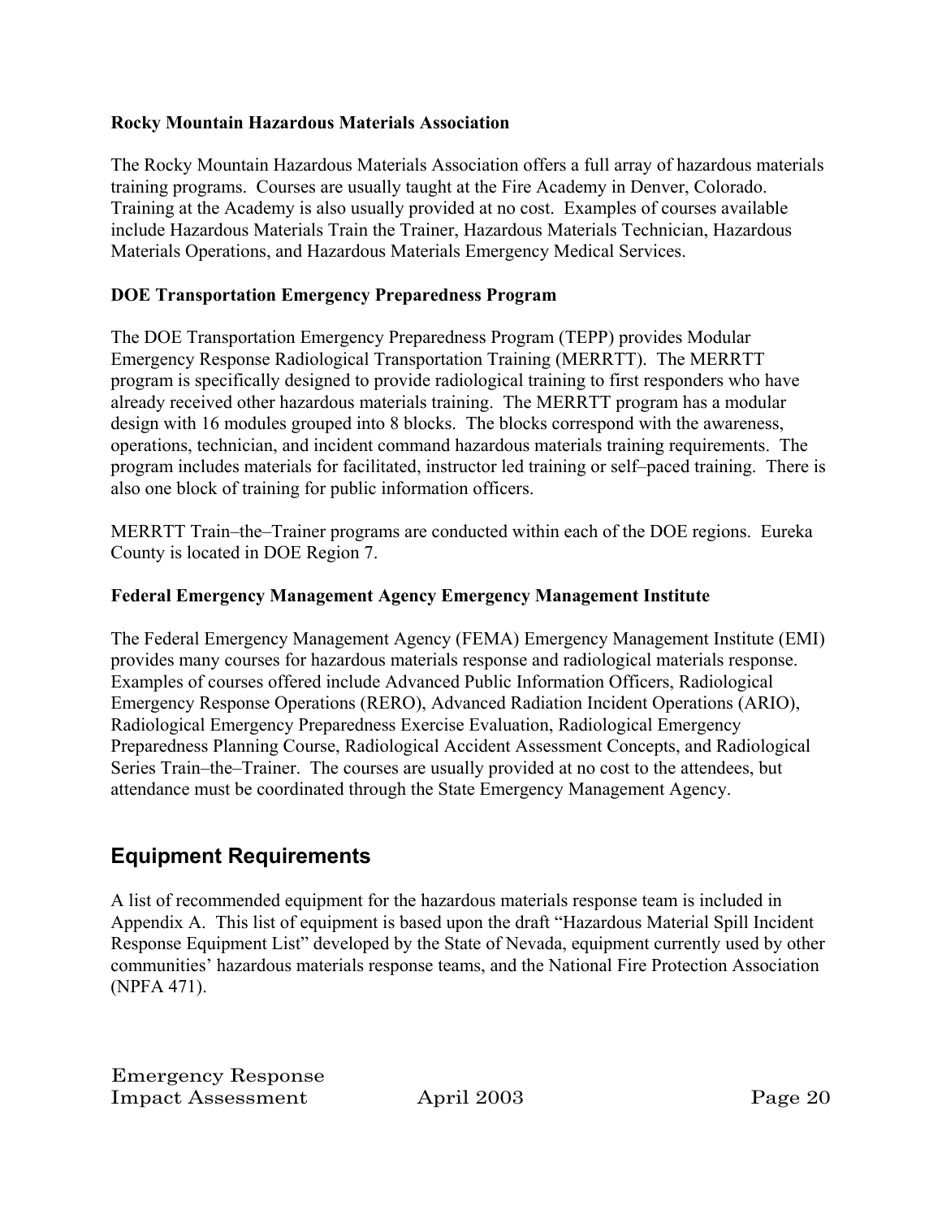### Rocky Mountain Hazardous Materials Association

The Rocky Mountain Hazardous Materials Association offers a full array of hazardous materials training programs. Courses are usually taught at the Fire Academy in Denver, Colorado. Training at the Academy is also usually provided at no cost. Examples of courses available include Hazardous Materials Train the Trainer, Hazardous Materials Technician, Hazardous Materials Operations, and Hazardous Materials Emergency Medical Services.

### DOE Transportation Emergency Preparedness Program

The DOE Transportation Emergency Preparedness Program (TEPP) provides Modular Emergency Response Radiological Transportation Training (MERRTT). The MERRTT program is specifically designed to provide radiological training to first responders who have already received other hazardous materials training. The MERRTT program has a modular design with 16 modules grouped into 8 blocks. The blocks correspond with the awareness, operations, technician, and incident command hazardous materials training requirements. The program includes materials for facilitated, instructor led training or self–paced training. There is also one block of training for public information officers.

MERRTT Train–the–Trainer programs are conducted within each of the DOE regions. Eureka County is located in DOE Region 7.

### Federal Emergency Management Agency Emergency Management Institute

The Federal Emergency Management Agency (FEMA) Emergency Management Institute (EMI) provides many courses for hazardous materials response and radiological materials response. Examples of courses offered include Advanced Public Information Officers, Radiological Emergency Response Operations (RERO), Advanced Radiation Incident Operations (ARIO), Radiological Emergency Preparedness Exercise Evaluation, Radiological Emergency Preparedness Planning Course, Radiological Accident Assessment Concepts, and Radiological Series Train–the–Trainer. The courses are usually provided at no cost to the attendees, but attendance must be coordinated through the State Emergency Management Agency.

## Equipment Requirements

A list of recommended equipment for the hazardous materials response team is included in Appendix A. This list of equipment is based upon the draft "Hazardous Material Spill Incident Response Equipment List" developed by the State of Nevada, equipment currently used by other communities' hazardous materials response teams, and the National Fire Protection Association (NPFA 471).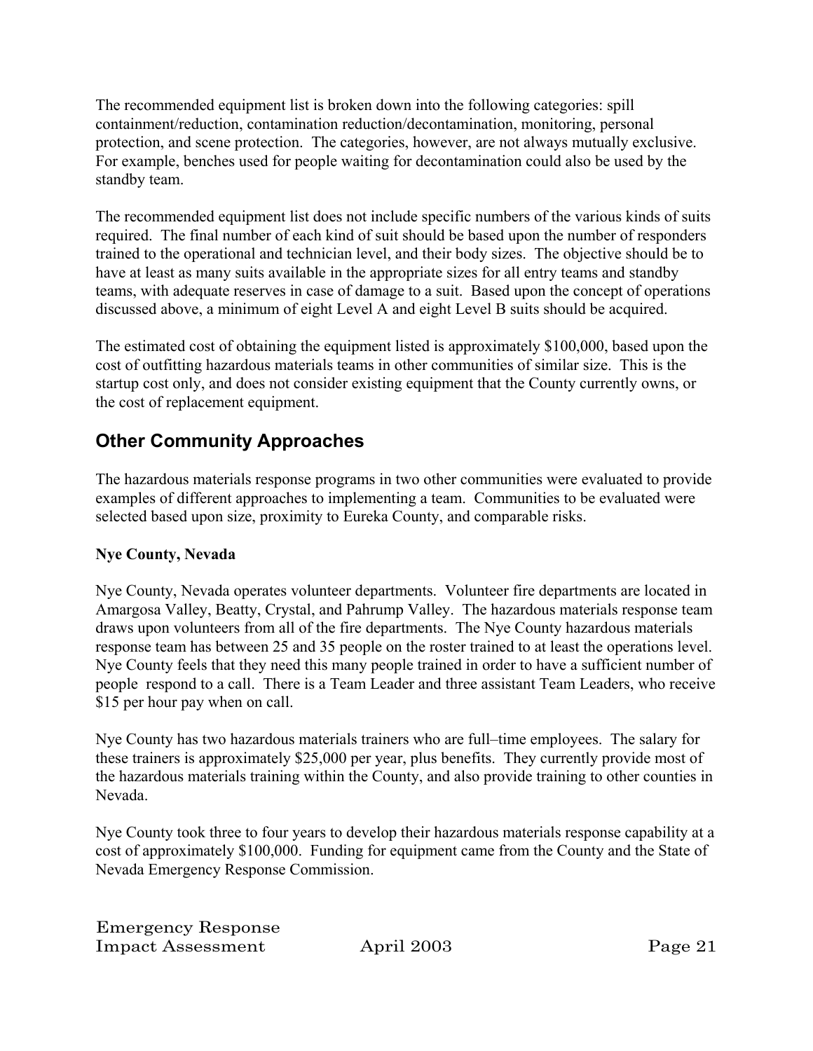The recommended equipment list is broken down into the following categories: spill containment/reduction, contamination reduction/decontamination, monitoring, personal protection, and scene protection. The categories, however, are not always mutually exclusive. For example, benches used for people waiting for decontamination could also be used by the standby team.

The recommended equipment list does not include specific numbers of the various kinds of suits required. The final number of each kind of suit should be based upon the number of responders trained to the operational and technician level, and their body sizes. The objective should be to have at least as many suits available in the appropriate sizes for all entry teams and standby teams, with adequate reserves in case of damage to a suit. Based upon the concept of operations discussed above, a minimum of eight Level A and eight Level B suits should be acquired.

The estimated cost of obtaining the equipment listed is approximately $100,000, based upon the cost of outfitting hazardous materials teams in other communities of similar size. This is the startup cost only, and does not consider existing equipment that the County currently owns, or the cost of replacement equipment.

## Other Community Approaches

The hazardous materials response programs in two other communities were evaluated to provide examples of different approaches to implementing a team. Communities to be evaluated were selected based upon size, proximity to Eureka County, and comparable risks.

### Nye County, Nevada

Nye County, Nevada operates volunteer departments. Volunteer fire departments are located in Amargosa Valley, Beatty, Crystal, and Pahrump Valley. The hazardous materials response team draws upon volunteers from all of the fire departments. The Nye County hazardous materials response team has between 25 and 35 people on the roster trained to at least the operations level. Nye County feels that they need this many people trained in order to have a sufficient number of people respond to a call. There is a Team Leader and three assistant Team Leaders, who receive $15 per hour pay when on call.

Nye County has two hazardous materials trainers who are full–time employees. The salary for these trainers is approximately $25,000 per year, plus benefits. They currently provide most of the hazardous materials training within the County, and also provide training to other counties in Nevada.

Nye County took three to four years to develop their hazardous materials response capability at a cost of approximately $100,000. Funding for equipment came from the County and the State of Nevada Emergency Response Commission.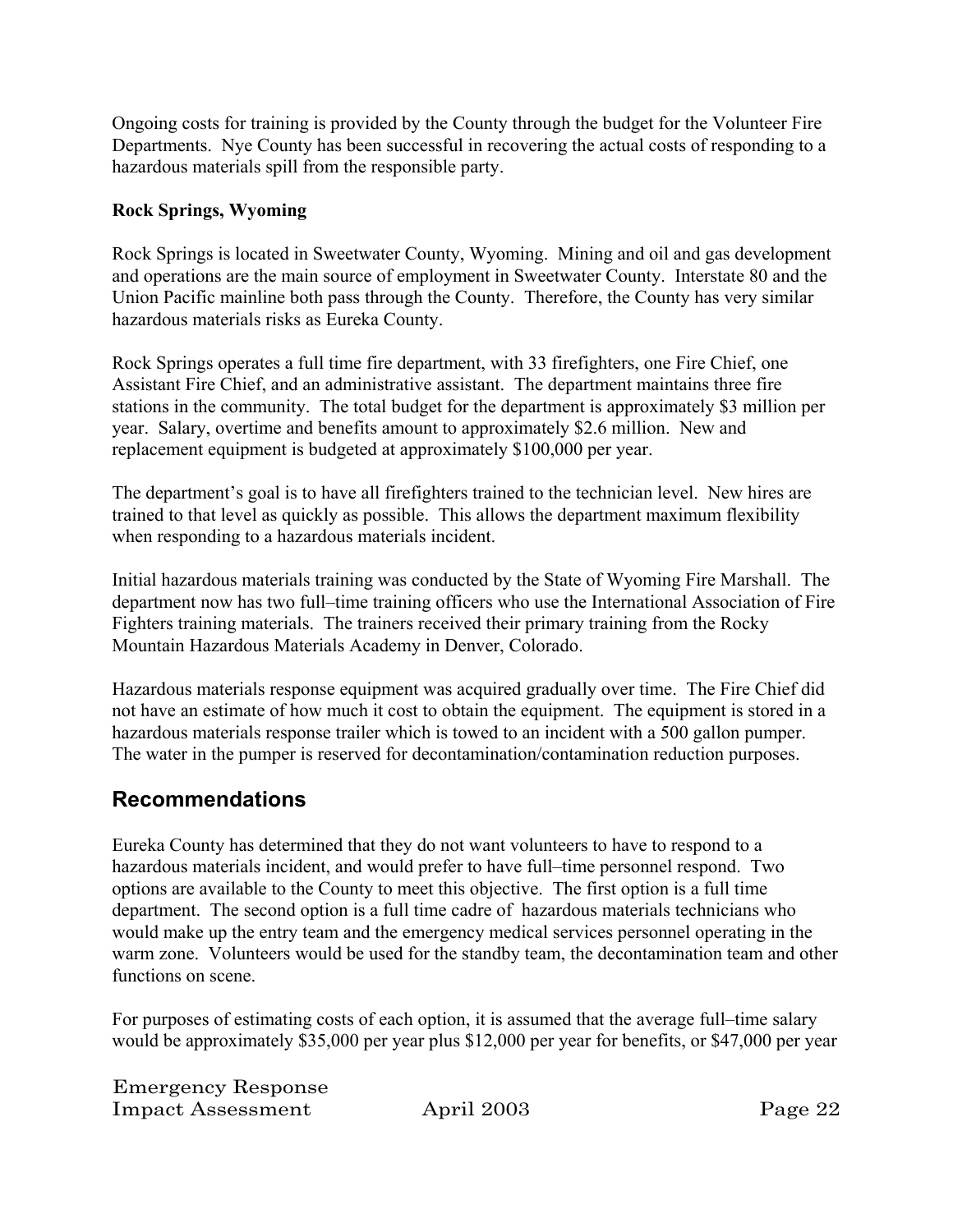Ongoing costs for training is provided by the County through the budget for the Volunteer Fire Departments. Nye County has been successful in recovering the actual costs of responding to a hazardous materials spill from the responsible party.

**Rock Springs, Wyoming**

Rock Springs is located in Sweetwater County, Wyoming. Mining and oil and gas development and operations are the main source of employment in Sweetwater County. Interstate 80 and the Union Pacific mainline both pass through the County. Therefore, the County has very similar hazardous materials risks as Eureka County.

Rock Springs operates a full time fire department, with 33 firefighters, one Fire Chief, one Assistant Fire Chief, and an administrative assistant. The department maintains three fire stations in the community. The total budget for the department is approximately $3 million per year. Salary, overtime and benefits amount to approximately $2.6 million. New and replacement equipment is budgeted at approximately $100,000 per year.

The department's goal is to have all firefighters trained to the technician level. New hires are trained to that level as quickly as possible. This allows the department maximum flexibility when responding to a hazardous materials incident.

Initial hazardous materials training was conducted by the State of Wyoming Fire Marshall. The department now has two full–time training officers who use the International Association of Fire Fighters training materials. The trainers received their primary training from the Rocky Mountain Hazardous Materials Academy in Denver, Colorado.

Hazardous materials response equipment was acquired gradually over time. The Fire Chief did not have an estimate of how much it cost to obtain the equipment. The equipment is stored in a hazardous materials response trailer which is towed to an incident with a 500 gallon pumper. The water in the pumper is reserved for decontamination/contamination reduction purposes.

## Recommendations

Eureka County has determined that they do not want volunteers to have to respond to a hazardous materials incident, and would prefer to have full–time personnel respond. Two options are available to the County to meet this objective. The first option is a full time department. The second option is a full time cadre of hazardous materials technicians who would make up the entry team and the emergency medical services personnel operating in the warm zone. Volunteers would be used for the standby team, the decontamination team and other functions on scene.

For purposes of estimating costs of each option, it is assumed that the average full–time salary would be approximately $35,000 per year plus $12,000 per year for benefits, or $47,000 per year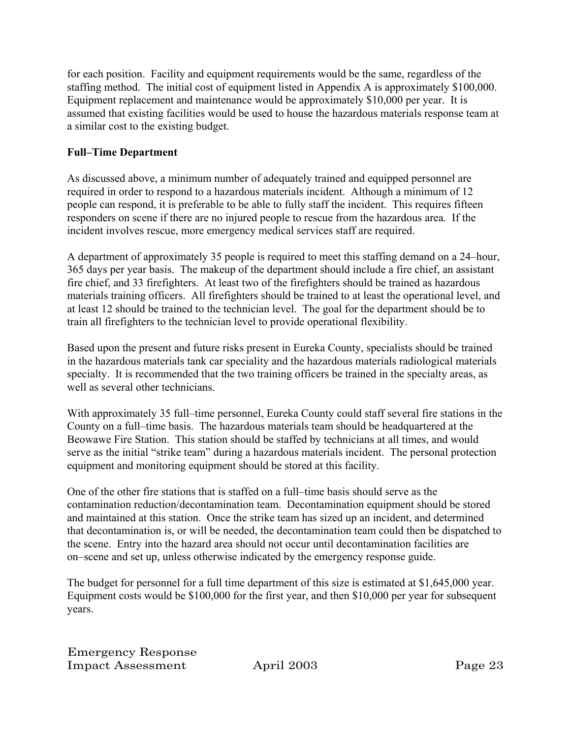for each position. Facility and equipment requirements would be the same, regardless of the staffing method. The initial cost of equipment listed in Appendix A is approximately $100,000. Equipment replacement and maintenance would be approximately $10,000 per year. It is assumed that existing facilities would be used to house the hazardous materials response team at a similar cost to the existing budget.

**Full–Time Department**

As discussed above, a minimum number of adequately trained and equipped personnel are required in order to respond to a hazardous materials incident. Although a minimum of 12 people can respond, it is preferable to be able to fully staff the incident. This requires fifteen responders on scene if there are no injured people to rescue from the hazardous area. If the incident involves rescue, more emergency medical services staff are required.

A department of approximately 35 people is required to meet this staffing demand on a 24–hour, 365 days per year basis. The makeup of the department should include a fire chief, an assistant fire chief, and 33 firefighters. At least two of the firefighters should be trained as hazardous materials training officers. All firefighters should be trained to at least the operational level, and at least 12 should be trained to the technician level. The goal for the department should be to train all firefighters to the technician level to provide operational flexibility.

Based upon the present and future risks present in Eureka County, specialists should be trained in the hazardous materials tank car speciality and the hazardous materials radiological materials specialty. It is recommended that the two training officers be trained in the specialty areas, as well as several other technicians.

With approximately 35 full–time personnel, Eureka County could staff several fire stations in the County on a full–time basis. The hazardous materials team should be headquartered at the Beowawe Fire Station. This station should be staffed by technicians at all times, and would serve as the initial "strike team" during a hazardous materials incident. The personal protection equipment and monitoring equipment should be stored at this facility.

One of the other fire stations that is staffed on a full–time basis should serve as the contamination reduction/decontamination team. Decontamination equipment should be stored and maintained at this station. Once the strike team has sized up an incident, and determined that decontamination is, or will be needed, the decontamination team could then be dispatched to the scene. Entry into the hazard area should not occur until decontamination facilities are on–scene and set up, unless otherwise indicated by the emergency response guide.

The budget for personnel for a full time department of this size is estimated at $1,645,000 year. Equipment costs would be $100,000 for the first year, and then $10,000 per year for subsequent years.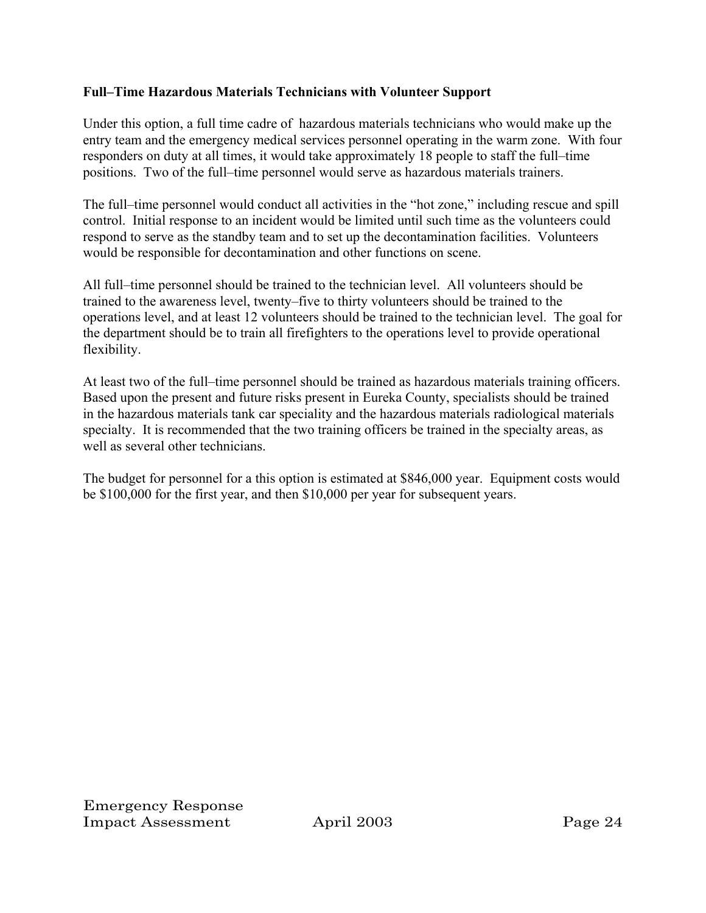**Full–Time Hazardous Materials Technicians with Volunteer Support**

Under this option, a full time cadre of  hazardous materials technicians who would make up the entry team and the emergency medical services personnel operating in the warm zone.  With four responders on duty at all times, it would take approximately 18 people to staff the full–time positions.  Two of the full–time personnel would serve as hazardous materials trainers.

The full–time personnel would conduct all activities in the "hot zone," including rescue and spill control.  Initial response to an incident would be limited until such time as the volunteers could respond to serve as the standby team and to set up the decontamination facilities.  Volunteers would be responsible for decontamination and other functions on scene.

All full–time personnel should be trained to the technician level.  All volunteers should be trained to the awareness level, twenty–five to thirty volunteers should be trained to the operations level, and at least 12 volunteers should be trained to the technician level.  The goal for the department should be to train all firefighters to the operations level to provide operational flexibility.

At least two of the full–time personnel should be trained as hazardous materials training officers.  Based upon the present and future risks present in Eureka County, specialists should be trained in the hazardous materials tank car speciality and the hazardous materials radiological materials specialty.  It is recommended that the two training officers be trained in the specialty areas, as well as several other technicians.

The budget for personnel for a this option is estimated at $846,000 year.  Equipment costs would be $100,000 for the first year, and then $10,000 per year for subsequent years.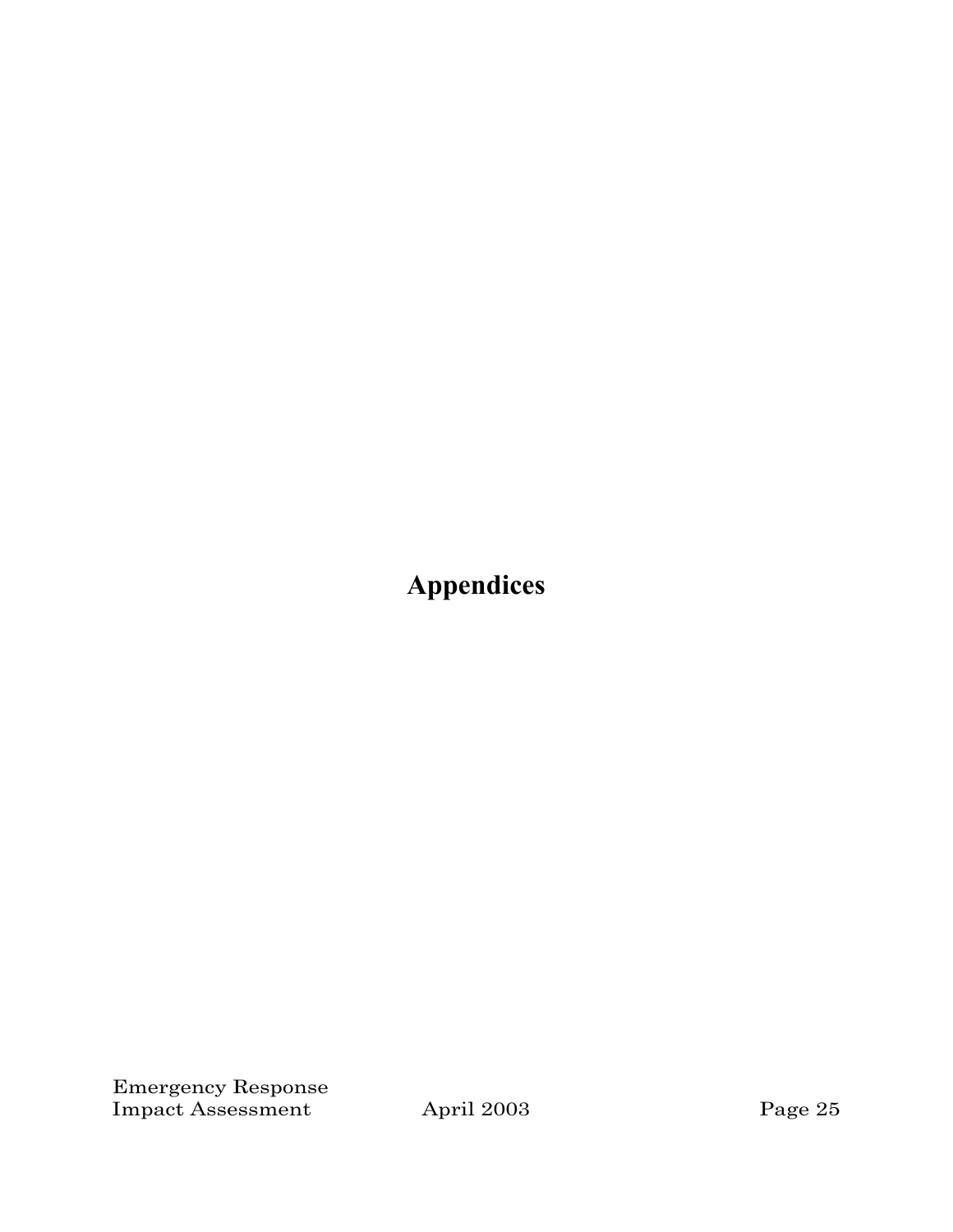# Appendices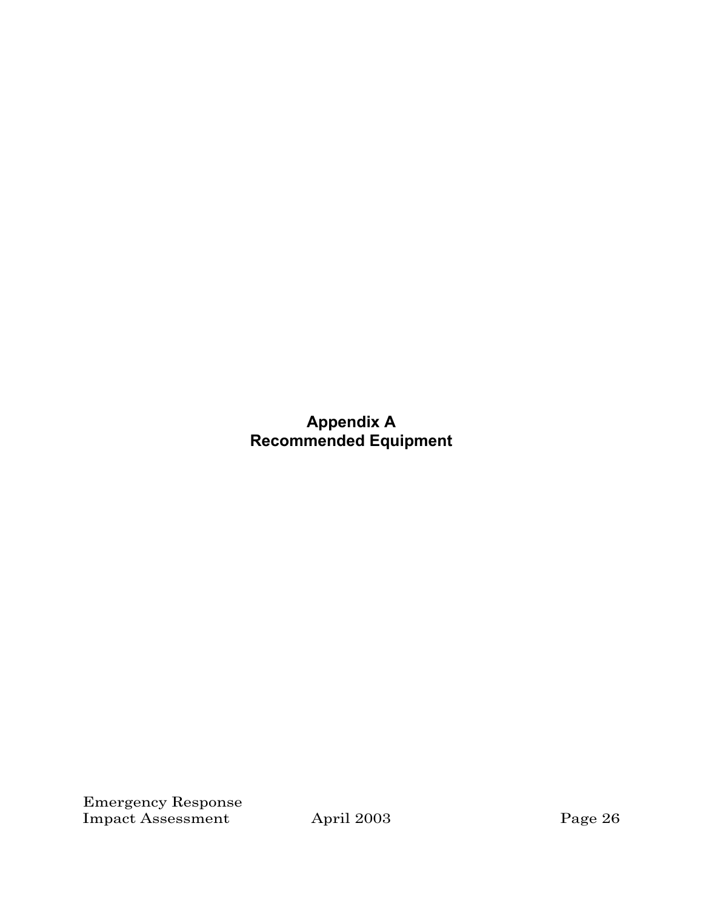# Appendix A
# Recommended Equipment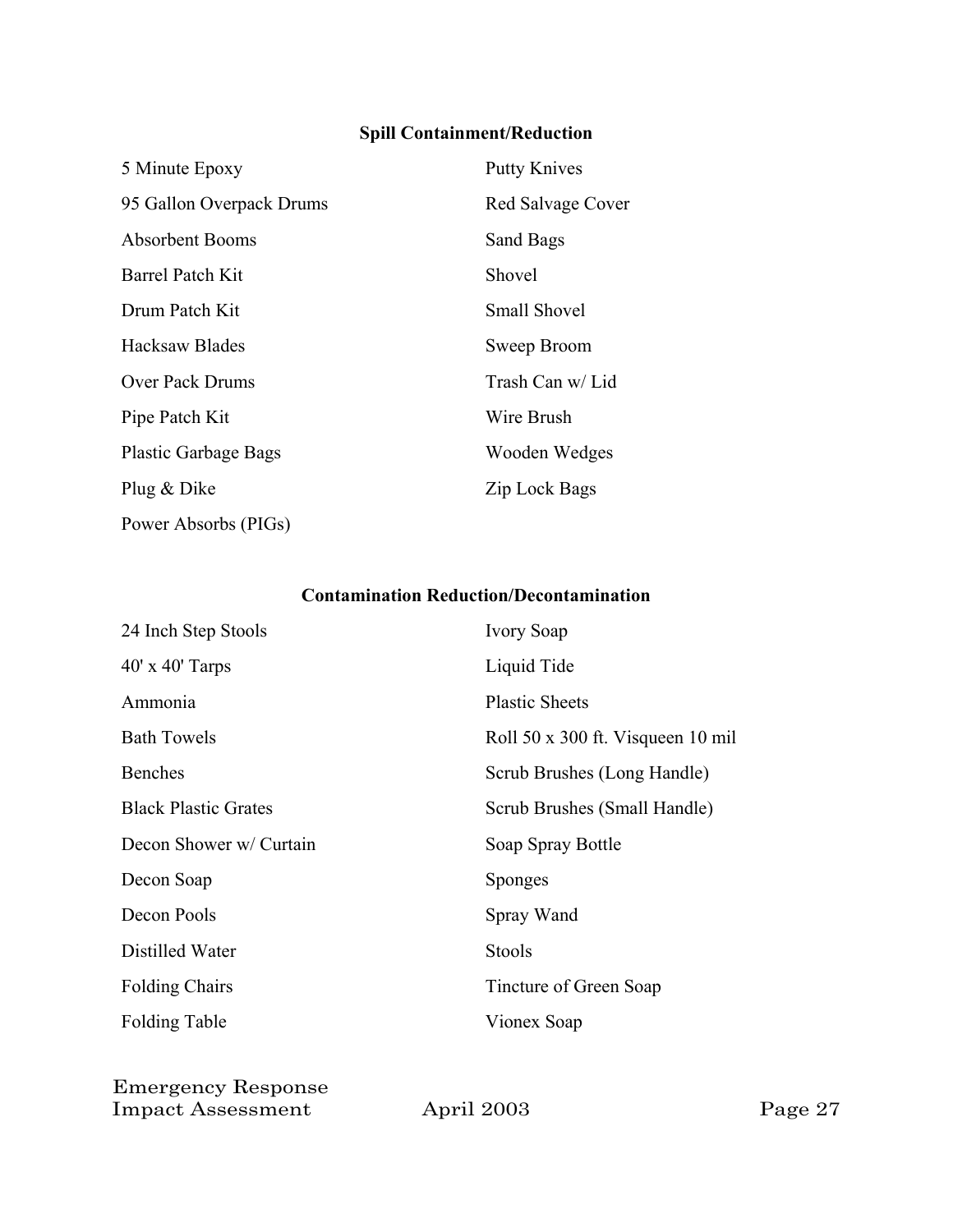### Spill Containment/Reduction

- 5 Minute Epoxy
- 95 Gallon Overpack Drums
- Absorbent Booms
- Barrel Patch Kit
- Drum Patch Kit
- Hacksaw Blades
- Over Pack Drums
- Pipe Patch Kit
- Plastic Garbage Bags
- Plug & Dike
- Power Absorbs (PIGs)
- Putty Knives
- Red Salvage Cover
- Sand Bags
- Shovel
- Small Shovel
- Sweep Broom
- Trash Can w/ Lid
- Wire Brush
- Wooden Wedges
- Zip Lock Bags

### Contamination Reduction/Decontamination

- 24 Inch Step Stools
- 40' x 40' Tarps
- Ammonia
- Bath Towels
- Benches
- Black Plastic Grates
- Decon Shower w/ Curtain
- Decon Soap
- Decon Pools
- Distilled Water
- Folding Chairs
- Folding Table
- Ivory Soap
- Liquid Tide
- Plastic Sheets
- Roll 50 x 300 ft. Visqueen 10 mil
- Scrub Brushes (Long Handle)
- Scrub Brushes (Small Handle)
- Soap Spray Bottle
- Sponges
- Spray Wand
- Stools
- Tincture of Green Soap
- Vionex Soap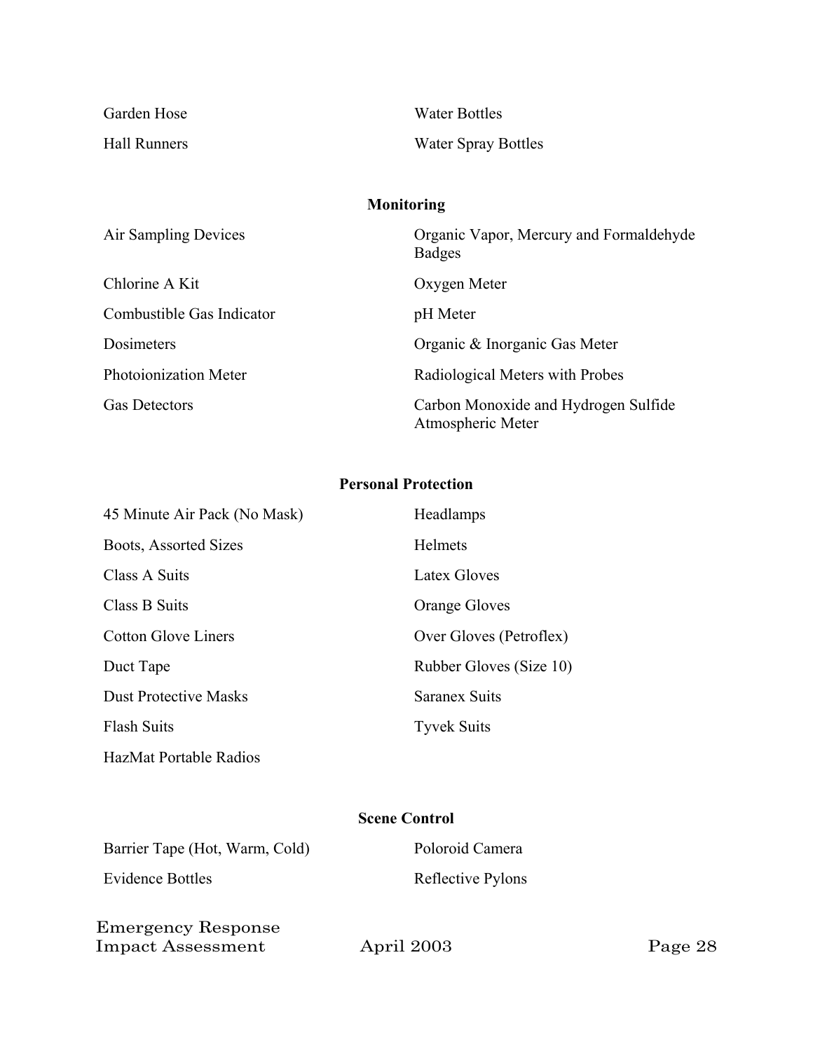Garden Hose

Hall Runners

Water Bottles

Water Spray Bottles

**Monitoring**

Air Sampling Devices

Chlorine A Kit

Combustible Gas Indicator

Dosimeters

Photoionization Meter

Gas Detectors

Organic Vapor, Mercury and Formaldehyde Badges

Oxygen Meter

pH Meter

Organic & Inorganic Gas Meter

Radiological Meters with Probes

Carbon Monoxide and Hydrogen Sulfide Atmospheric Meter

**Personal Protection**

45 Minute Air Pack (No Mask)

Boots, Assorted Sizes

Class A Suits

Class B Suits

Cotton Glove Liners

Duct Tape

Dust Protective Masks

Flash Suits

HazMat Portable Radios

Headlamps

Helmets

Latex Gloves

Orange Gloves

Over Gloves (Petroflex)

Rubber Gloves (Size 10)

Saranex Suits

Tyvek Suits

**Scene Control**

Barrier Tape (Hot, Warm, Cold)

Evidence Bottles

Poloroid Camera

Reflective Pylons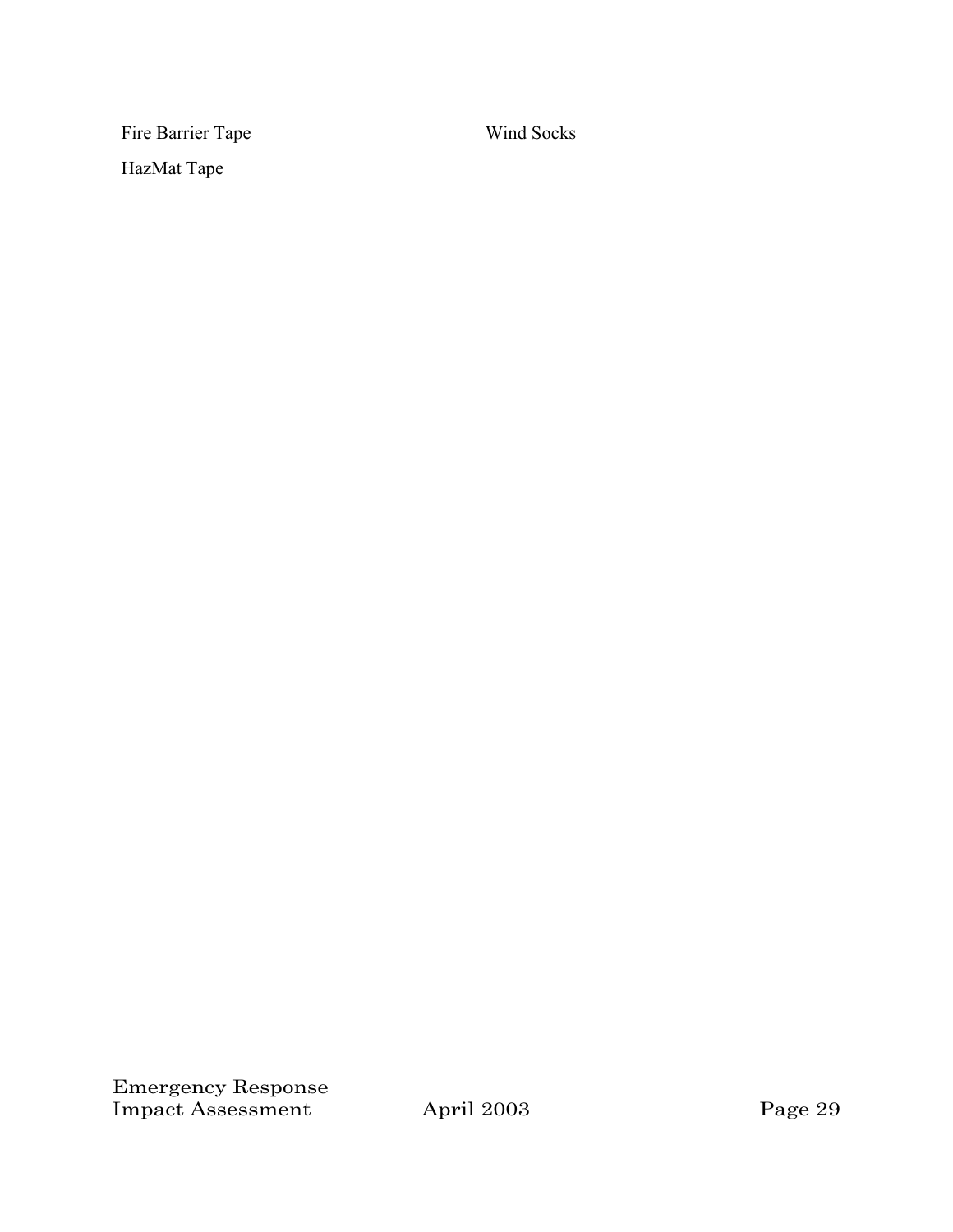Fire Barrier Tape

HazMat Tape

Wind Socks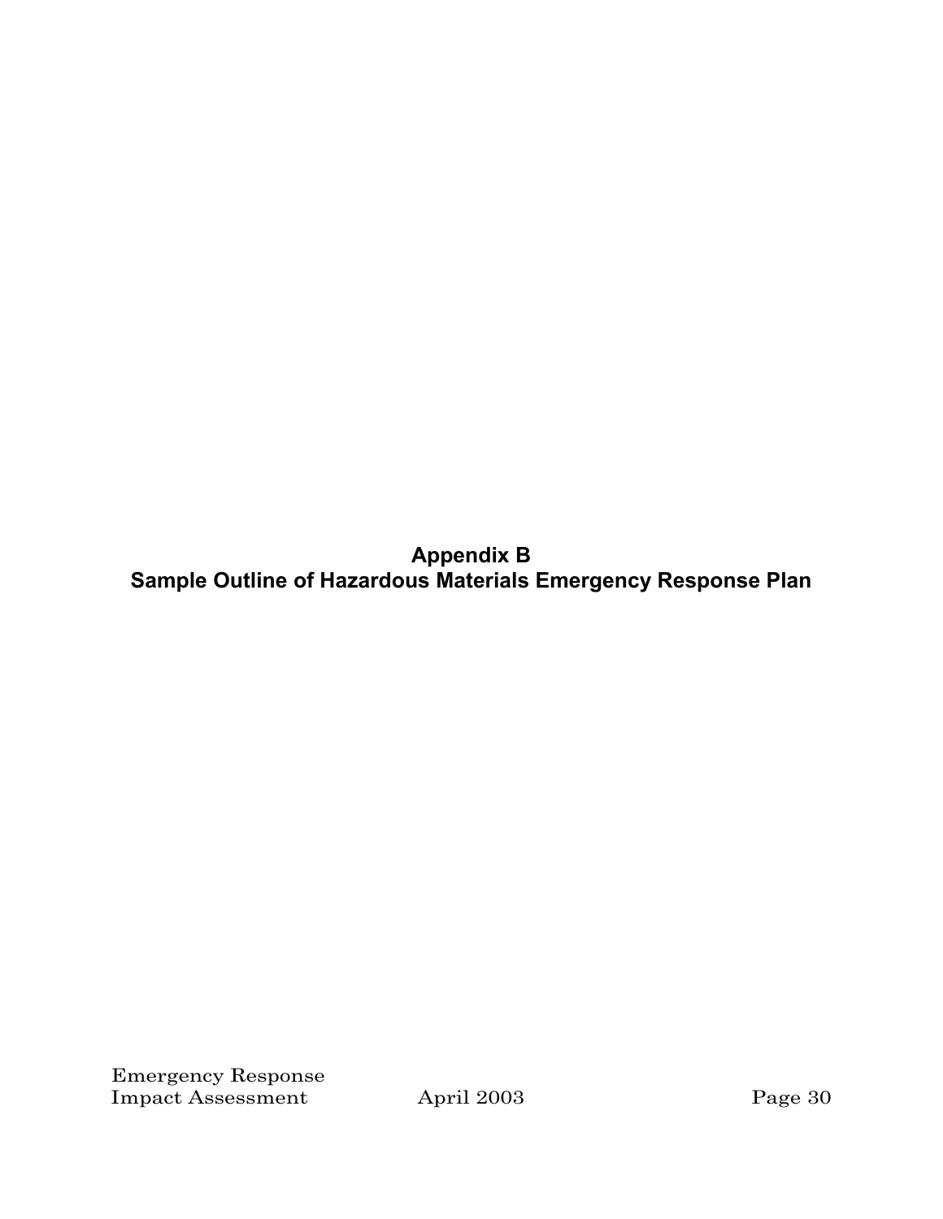# Appendix B
# Sample Outline of Hazardous Materials Emergency Response Plan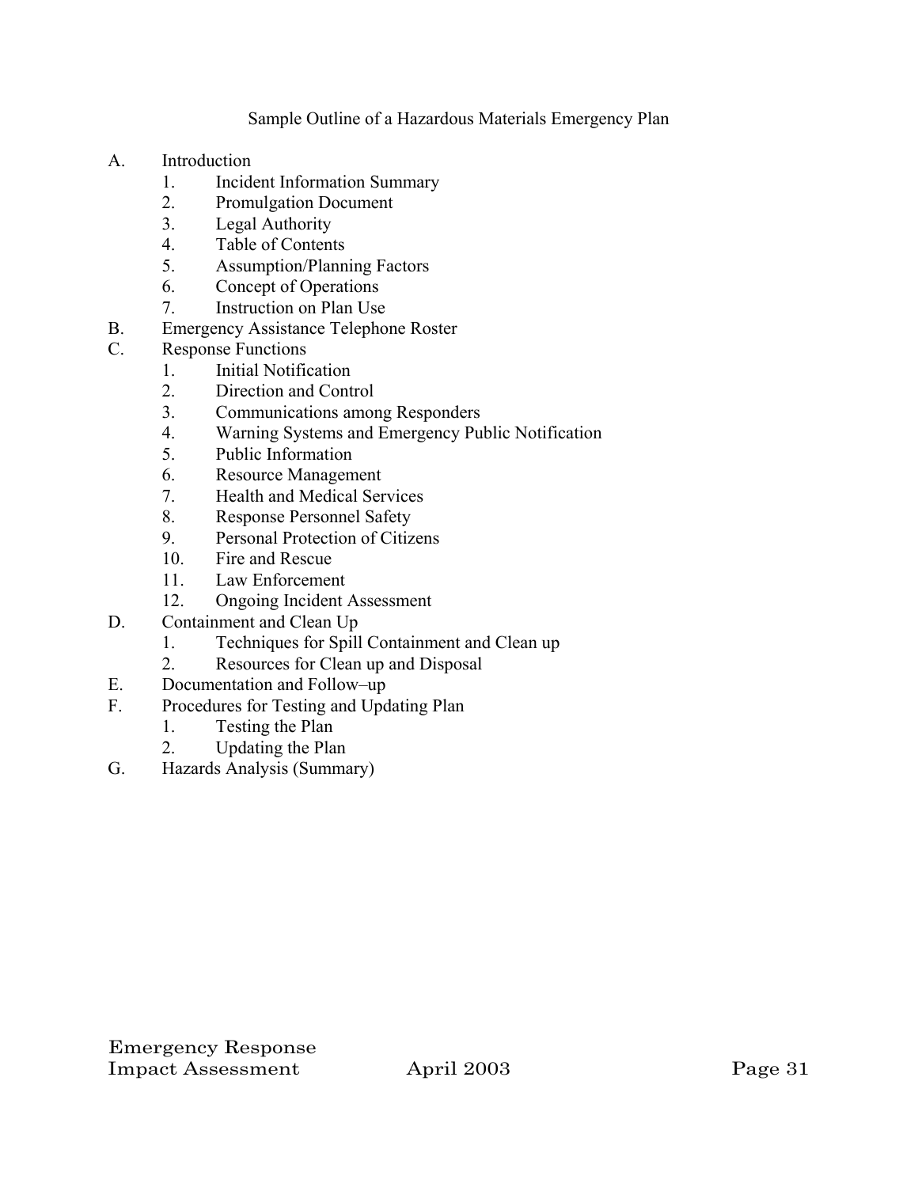## Sample Outline of a Hazardous Materials Emergency Plan

A. Introduction
   1. Incident Information Summary
   2. Promulgation Document
   3. Legal Authority
   4. Table of Contents
   5. Assumption/Planning Factors
   6. Concept of Operations
   7. Instruction on Plan Use

B. Emergency Assistance Telephone Roster

C. Response Functions
   1. Initial Notification
   2. Direction and Control
   3. Communications among Responders
   4. Warning Systems and Emergency Public Notification
   5. Public Information
   6. Resource Management
   7. Health and Medical Services
   8. Response Personnel Safety
   9. Personal Protection of Citizens
   10. Fire and Rescue
   11. Law Enforcement
   12. Ongoing Incident Assessment

D. Containment and Clean Up
   1. Techniques for Spill Containment and Clean up
   2. Resources for Clean up and Disposal

E. Documentation and Follow–up

F. Procedures for Testing and Updating Plan
   1. Testing the Plan
   2. Updating the Plan

G. Hazards Analysis (Summary)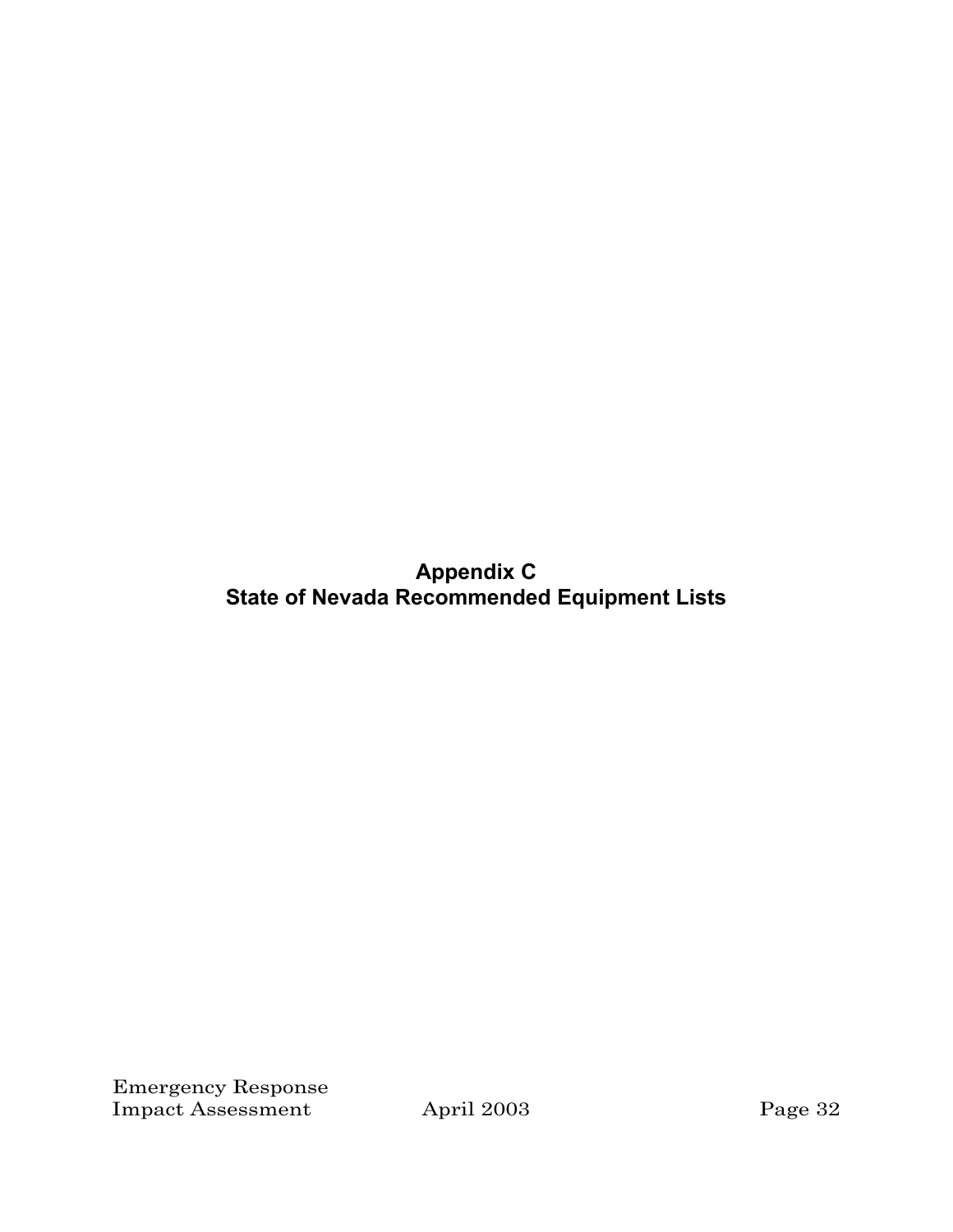# Appendix C
# State of Nevada Recommended Equipment Lists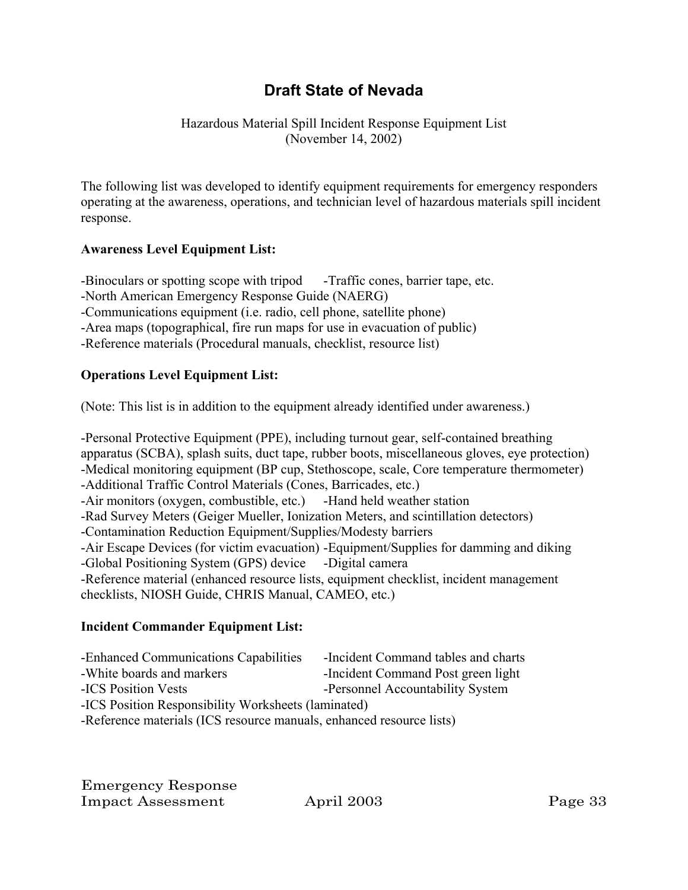# Draft State of Nevada

Hazardous Material Spill Incident Response Equipment List
(November 14, 2002)

The following list was developed to identify equipment requirements for emergency responders operating at the awareness, operations, and technician level of hazardous materials spill incident response.

**Awareness Level Equipment List:**

-Binoculars or spotting scope with tripod
-Traffic cones, barrier tape, etc.
-North American Emergency Response Guide (NAERG)
-Communications equipment (i.e. radio, cell phone, satellite phone)
-Area maps (topographical, fire run maps for use in evacuation of public)
-Reference materials (Procedural manuals, checklist, resource list)

**Operations Level Equipment List:**

(Note: This list is in addition to the equipment already identified under awareness.)

-Personal Protective Equipment (PPE), including turnout gear, self-contained breathing apparatus (SCBA), splash suits, duct tape, rubber boots, miscellaneous gloves, eye protection)
-Medical monitoring equipment (BP cup, Stethoscope, scale, Core temperature thermometer)
-Additional Traffic Control Materials (Cones, Barricades, etc.)
-Air monitors (oxygen, combustible, etc.)
-Hand held weather station
-Rad Survey Meters (Geiger Mueller, Ionization Meters, and scintillation detectors)
-Contamination Reduction Equipment/Supplies/Modesty barriers
-Air Escape Devices (for victim evacuation)
-Equipment/Supplies for damming and diking
-Global Positioning System (GPS) device
-Digital camera
-Reference material (enhanced resource lists, equipment checklist, incident management checklists, NIOSH Guide, CHRIS Manual, CAMEO, etc.)

**Incident Commander Equipment List:**

-Enhanced Communications Capabilities
-Incident Command tables and charts
-White boards and markers
-Incident Command Post green light
-ICS Position Vests
-Personnel Accountability System
-ICS Position Responsibility Worksheets (laminated)
-Reference materials (ICS resource manuals, enhanced resource lists)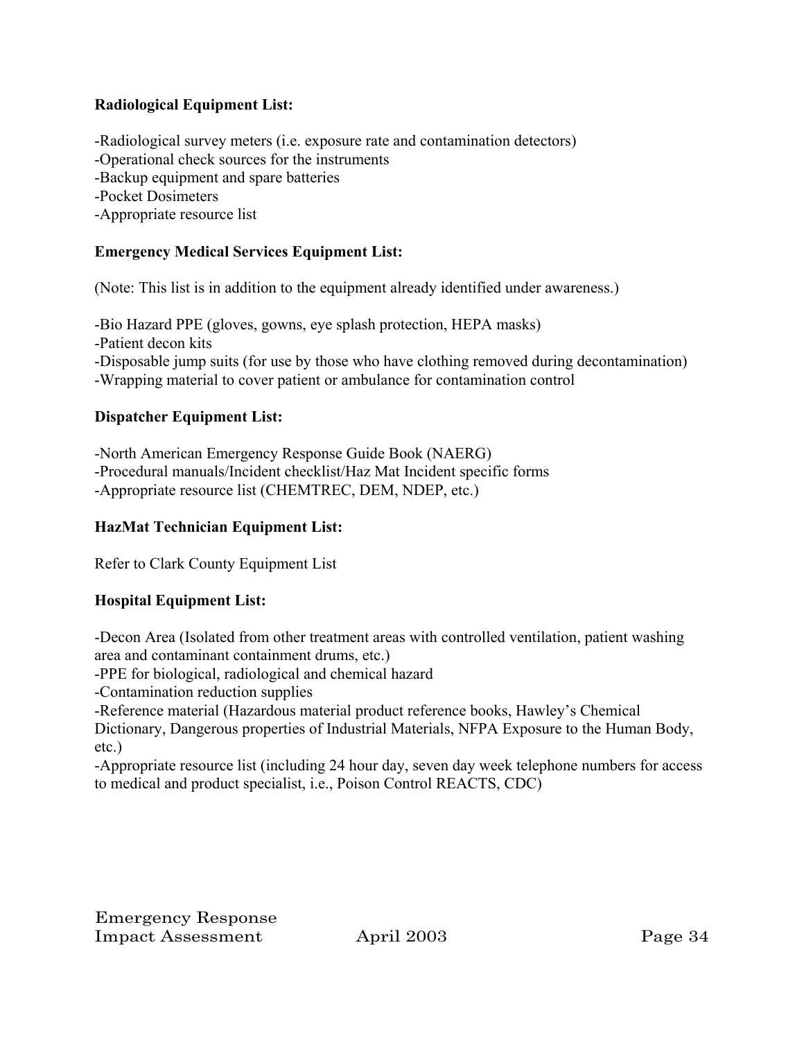**Radiological Equipment List:**

-Radiological survey meters (i.e. exposure rate and contamination detectors)
-Operational check sources for the instruments
-Backup equipment and spare batteries
-Pocket Dosimeters
-Appropriate resource list

**Emergency Medical Services Equipment List:**

(Note: This list is in addition to the equipment already identified under awareness.)

-Bio Hazard PPE (gloves, gowns, eye splash protection, HEPA masks)
-Patient decon kits
-Disposable jump suits (for use by those who have clothing removed during decontamination)
-Wrapping material to cover patient or ambulance for contamination control

**Dispatcher Equipment List:**

-North American Emergency Response Guide Book (NAERG)
-Procedural manuals/Incident checklist/Haz Mat Incident specific forms
-Appropriate resource list (CHEMTREC, DEM, NDEP, etc.)

**HazMat Technician Equipment List:**

Refer to Clark County Equipment List

**Hospital Equipment List:**

-Decon Area (Isolated from other treatment areas with controlled ventilation, patient washing area and contaminant containment drums, etc.)
-PPE for biological, radiological and chemical hazard
-Contamination reduction supplies
-Reference material (Hazardous material product reference books, Hawley's Chemical Dictionary, Dangerous properties of Industrial Materials, NFPA Exposure to the Human Body, etc.)
-Appropriate resource list (including 24 hour day, seven day week telephone numbers for access to medical and product specialist, i.e., Poison Control REACTS, CDC)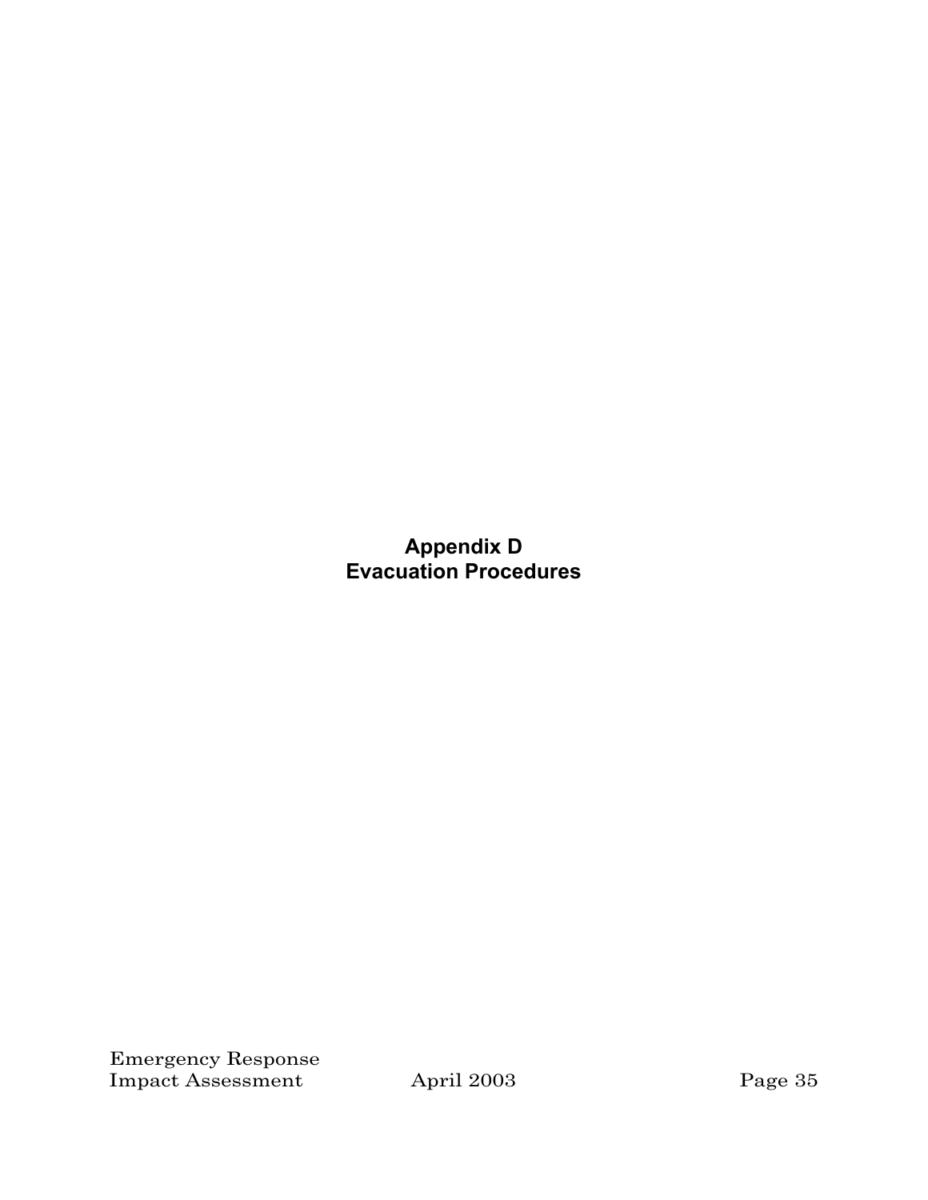# Appendix D
# Evacuation Procedures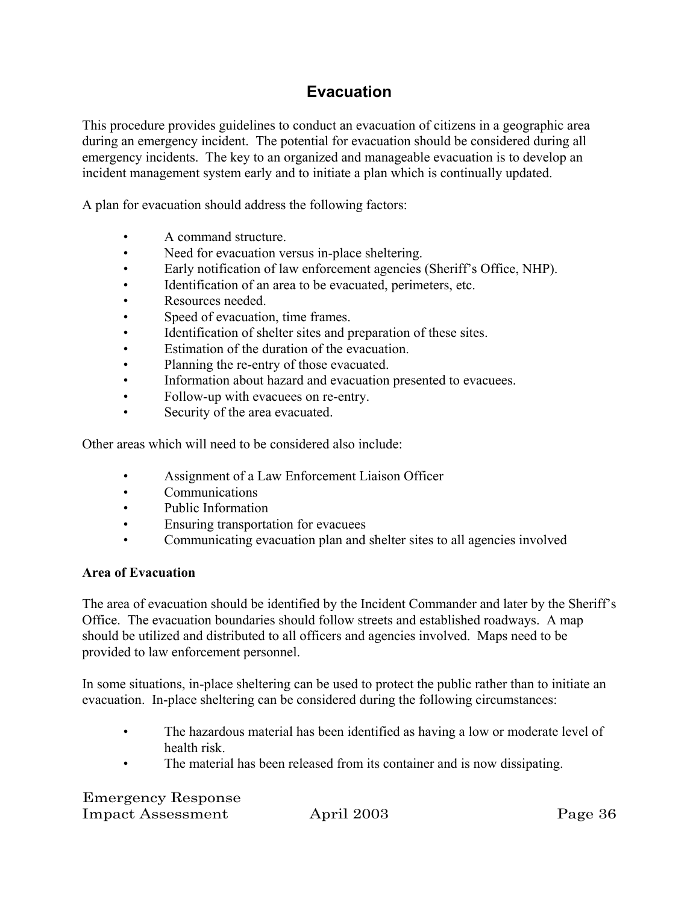## Evacuation

This procedure provides guidelines to conduct an evacuation of citizens in a geographic area during an emergency incident. The potential for evacuation should be considered during all emergency incidents. The key to an organized and manageable evacuation is to develop an incident management system early and to initiate a plan which is continually updated.

A plan for evacuation should address the following factors:

- A command structure.
- Need for evacuation versus in-place sheltering.
- Early notification of law enforcement agencies (Sheriff's Office, NHP).
- Identification of an area to be evacuated, perimeters, etc.
- Resources needed.
- Speed of evacuation, time frames.
- Identification of shelter sites and preparation of these sites.
- Estimation of the duration of the evacuation.
- Planning the re-entry of those evacuated.
- Information about hazard and evacuation presented to evacuees.
- Follow-up with evacuees on re-entry.
- Security of the area evacuated.

Other areas which will need to be considered also include:

- Assignment of a Law Enforcement Liaison Officer
- Communications
- Public Information
- Ensuring transportation for evacuees
- Communicating evacuation plan and shelter sites to all agencies involved

**Area of Evacuation**

The area of evacuation should be identified by the Incident Commander and later by the Sheriff's Office. The evacuation boundaries should follow streets and established roadways. A map should be utilized and distributed to all officers and agencies involved. Maps need to be provided to law enforcement personnel.

In some situations, in-place sheltering can be used to protect the public rather than to initiate an evacuation. In-place sheltering can be considered during the following circumstances:

- The hazardous material has been identified as having a low or moderate level of health risk.
- The material has been released from its container and is now dissipating.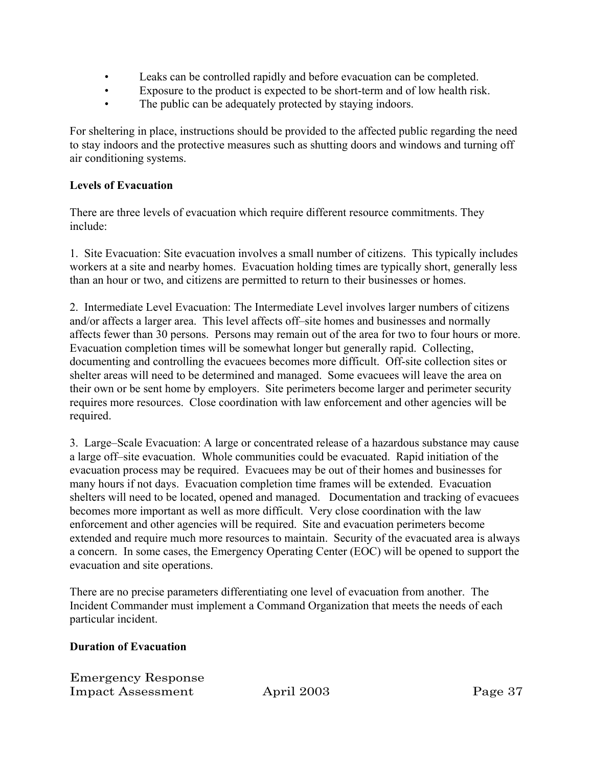- Leaks can be controlled rapidly and before evacuation can be completed.
- Exposure to the product is expected to be short-term and of low health risk.
- The public can be adequately protected by staying indoors.

For sheltering in place, instructions should be provided to the affected public regarding the need to stay indoors and the protective measures such as shutting doors and windows and turning off air conditioning systems.

**Levels of Evacuation**

There are three levels of evacuation which require different resource commitments. They include:

1. Site Evacuation: Site evacuation involves a small number of citizens. This typically includes workers at a site and nearby homes. Evacuation holding times are typically short, generally less than an hour or two, and citizens are permitted to return to their businesses or homes.

2. Intermediate Level Evacuation: The Intermediate Level involves larger numbers of citizens and/or affects a larger area. This level affects off–site homes and businesses and normally affects fewer than 30 persons. Persons may remain out of the area for two to four hours or more. Evacuation completion times will be somewhat longer but generally rapid. Collecting, documenting and controlling the evacuees becomes more difficult. Off-site collection sites or shelter areas will need to be determined and managed. Some evacuees will leave the area on their own or be sent home by employers. Site perimeters become larger and perimeter security requires more resources. Close coordination with law enforcement and other agencies will be required.

3. Large–Scale Evacuation: A large or concentrated release of a hazardous substance may cause a large off–site evacuation. Whole communities could be evacuated. Rapid initiation of the evacuation process may be required. Evacuees may be out of their homes and businesses for many hours if not days. Evacuation completion time frames will be extended. Evacuation shelters will need to be located, opened and managed. Documentation and tracking of evacuees becomes more important as well as more difficult. Very close coordination with the law enforcement and other agencies will be required. Site and evacuation perimeters become extended and require much more resources to maintain. Security of the evacuated area is always a concern. In some cases, the Emergency Operating Center (EOC) will be opened to support the evacuation and site operations.

There are no precise parameters differentiating one level of evacuation from another. The Incident Commander must implement a Command Organization that meets the needs of each particular incident.

**Duration of Evacuation**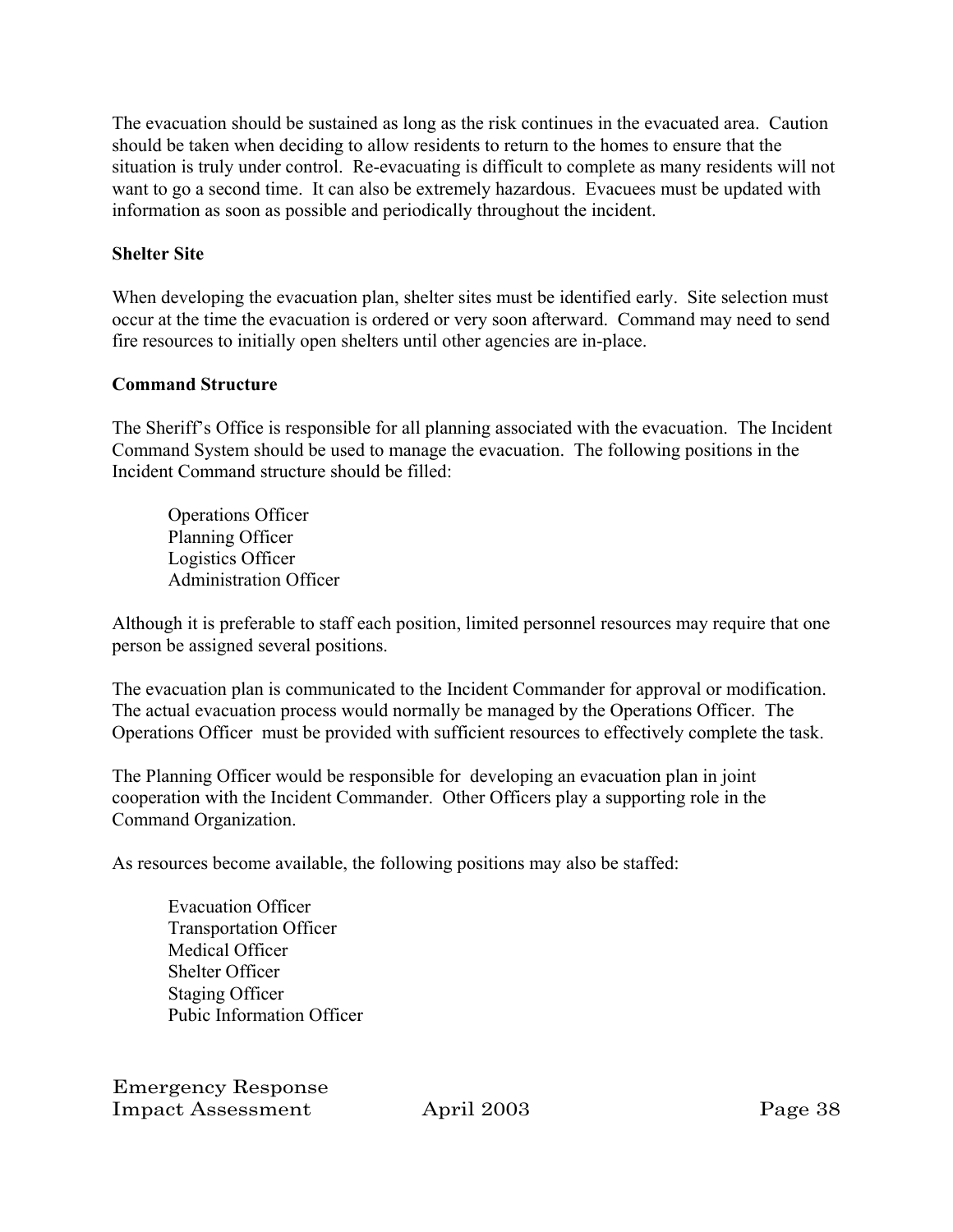The evacuation should be sustained as long as the risk continues in the evacuated area. Caution should be taken when deciding to allow residents to return to the homes to ensure that the situation is truly under control. Re-evacuating is difficult to complete as many residents will not want to go a second time. It can also be extremely hazardous. Evacuees must be updated with information as soon as possible and periodically throughout the incident.

**Shelter Site**

When developing the evacuation plan, shelter sites must be identified early. Site selection must occur at the time the evacuation is ordered or very soon afterward. Command may need to send fire resources to initially open shelters until other agencies are in-place.

**Command Structure**

The Sheriff's Office is responsible for all planning associated with the evacuation. The Incident Command System should be used to manage the evacuation. The following positions in the Incident Command structure should be filled:

Operations Officer
Planning Officer
Logistics Officer
Administration Officer

Although it is preferable to staff each position, limited personnel resources may require that one person be assigned several positions.

The evacuation plan is communicated to the Incident Commander for approval or modification. The actual evacuation process would normally be managed by the Operations Officer. The Operations Officer must be provided with sufficient resources to effectively complete the task.

The Planning Officer would be responsible for developing an evacuation plan in joint cooperation with the Incident Commander. Other Officers play a supporting role in the Command Organization.

As resources become available, the following positions may also be staffed:

Evacuation Officer
Transportation Officer
Medical Officer
Shelter Officer
Staging Officer
Pubic Information Officer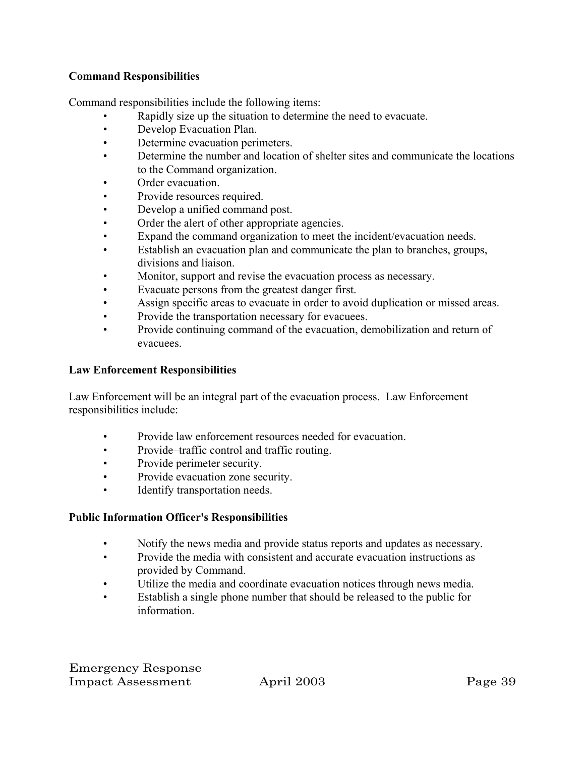**Command Responsibilities**

Command responsibilities include the following items:

- Rapidly size up the situation to determine the need to evacuate.
- Develop Evacuation Plan.
- Determine evacuation perimeters.
- Determine the number and location of shelter sites and communicate the locations to the Command organization.
- Order evacuation.
- Provide resources required.
- Develop a unified command post.
- Order the alert of other appropriate agencies.
- Expand the command organization to meet the incident/evacuation needs.
- Establish an evacuation plan and communicate the plan to branches, groups, divisions and liaison.
- Monitor, support and revise the evacuation process as necessary.
- Evacuate persons from the greatest danger first.
- Assign specific areas to evacuate in order to avoid duplication or missed areas.
- Provide the transportation necessary for evacuees.
- Provide continuing command of the evacuation, demobilization and return of evacuees.

**Law Enforcement Responsibilities**

Law Enforcement will be an integral part of the evacuation process. Law Enforcement responsibilities include:

- Provide law enforcement resources needed for evacuation.
- Provide–traffic control and traffic routing.
- Provide perimeter security.
- Provide evacuation zone security.
- Identify transportation needs.

**Public Information Officer's Responsibilities**

- Notify the news media and provide status reports and updates as necessary.
- Provide the media with consistent and accurate evacuation instructions as provided by Command.
- Utilize the media and coordinate evacuation notices through news media.
- Establish a single phone number that should be released to the public for information.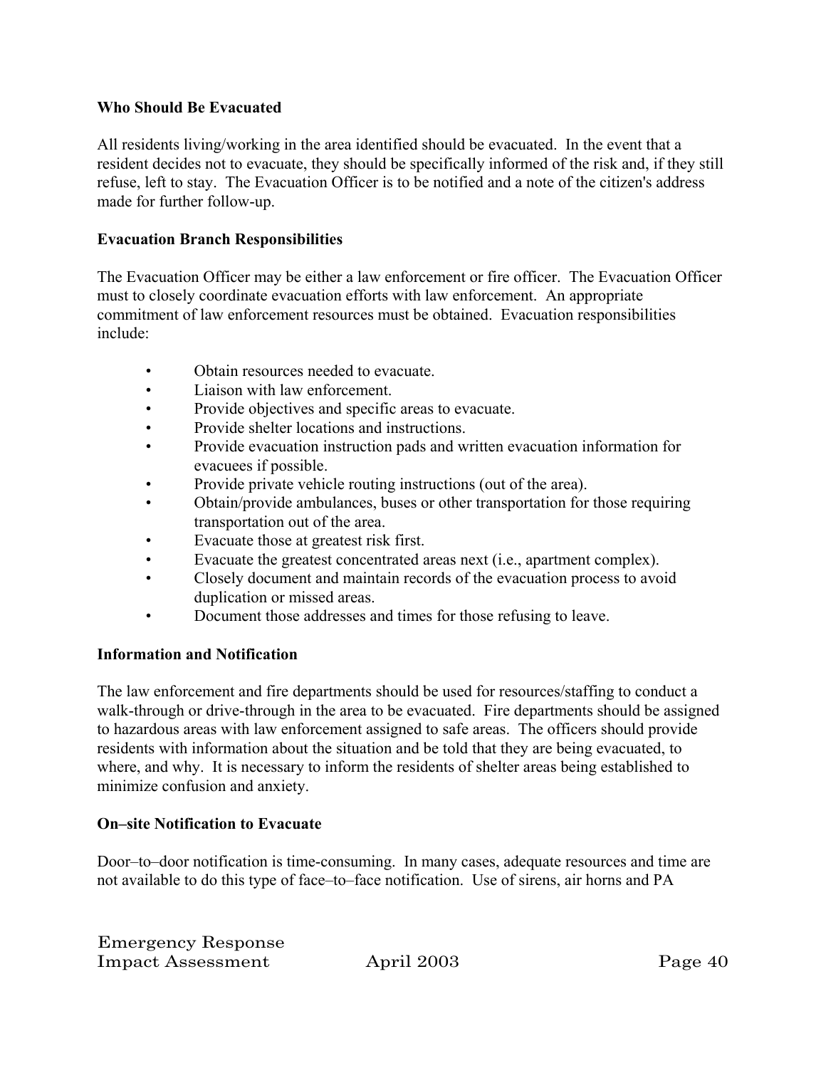**Who Should Be Evacuated**

All residents living/working in the area identified should be evacuated. In the event that a resident decides not to evacuate, they should be specifically informed of the risk and, if they still refuse, left to stay. The Evacuation Officer is to be notified and a note of the citizen's address made for further follow-up.

**Evacuation Branch Responsibilities**

The Evacuation Officer may be either a law enforcement or fire officer. The Evacuation Officer must to closely coordinate evacuation efforts with law enforcement. An appropriate commitment of law enforcement resources must be obtained. Evacuation responsibilities include:

- Obtain resources needed to evacuate.
- Liaison with law enforcement.
- Provide objectives and specific areas to evacuate.
- Provide shelter locations and instructions.
- Provide evacuation instruction pads and written evacuation information for evacuees if possible.
- Provide private vehicle routing instructions (out of the area).
- Obtain/provide ambulances, buses or other transportation for those requiring transportation out of the area.
- Evacuate those at greatest risk first.
- Evacuate the greatest concentrated areas next (i.e., apartment complex).
- Closely document and maintain records of the evacuation process to avoid duplication or missed areas.
- Document those addresses and times for those refusing to leave.

**Information and Notification**

The law enforcement and fire departments should be used for resources/staffing to conduct a walk-through or drive-through in the area to be evacuated. Fire departments should be assigned to hazardous areas with law enforcement assigned to safe areas. The officers should provide residents with information about the situation and be told that they are being evacuated, to where, and why. It is necessary to inform the residents of shelter areas being established to minimize confusion and anxiety.

**On–site Notification to Evacuate**

Door–to–door notification is time-consuming. In many cases, adequate resources and time are not available to do this type of face–to–face notification. Use of sirens, air horns and PA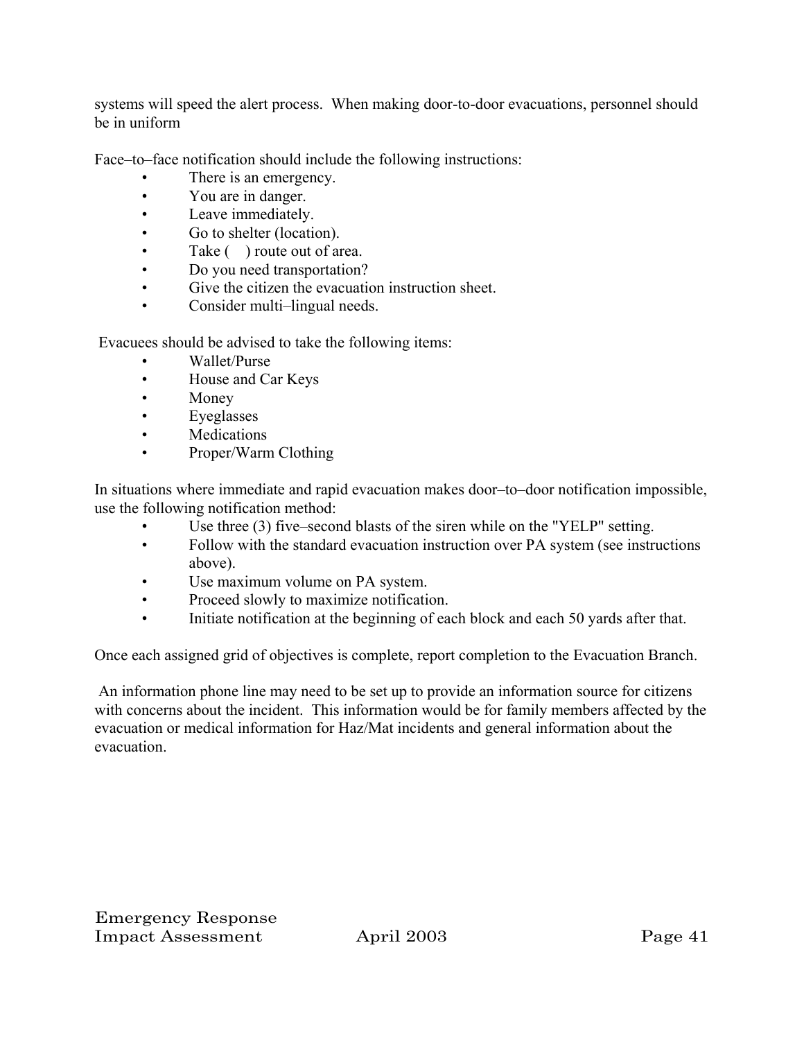systems will speed the alert process. When making door-to-door evacuations, personnel should be in uniform

Face–to–face notification should include the following instructions:

- There is an emergency.
- You are in danger.
- Leave immediately.
- Go to shelter (location).
- Take (    ) route out of area.
- Do you need transportation?
- Give the citizen the evacuation instruction sheet.
- Consider multi–lingual needs.

Evacuees should be advised to take the following items:

- Wallet/Purse
- House and Car Keys
- Money
- Eyeglasses
- Medications
- Proper/Warm Clothing

In situations where immediate and rapid evacuation makes door–to–door notification impossible, use the following notification method:

- Use three (3) five–second blasts of the siren while on the "YELP" setting.
- Follow with the standard evacuation instruction over PA system (see instructions above).
- Use maximum volume on PA system.
- Proceed slowly to maximize notification.
- Initiate notification at the beginning of each block and each 50 yards after that.

Once each assigned grid of objectives is complete, report completion to the Evacuation Branch.

An information phone line may need to be set up to provide an information source for citizens with concerns about the incident. This information would be for family members affected by the evacuation or medical information for Haz/Mat incidents and general information about the evacuation.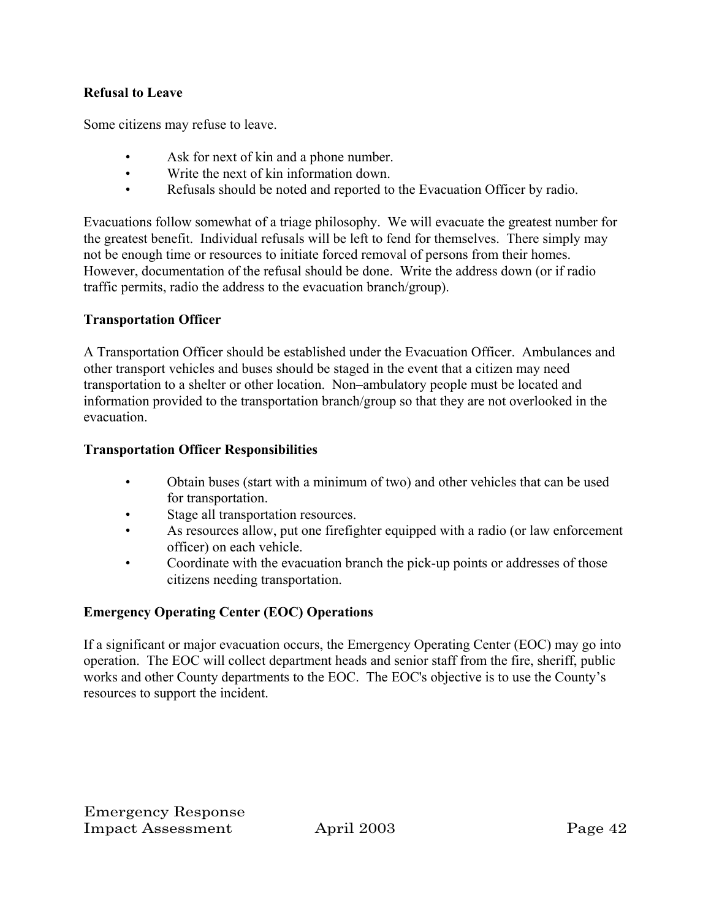**Refusal to Leave**

Some citizens may refuse to leave.

- Ask for next of kin and a phone number.
- Write the next of kin information down.
- Refusals should be noted and reported to the Evacuation Officer by radio.

Evacuations follow somewhat of a triage philosophy. We will evacuate the greatest number for the greatest benefit. Individual refusals will be left to fend for themselves. There simply may not be enough time or resources to initiate forced removal of persons from their homes. However, documentation of the refusal should be done. Write the address down (or if radio traffic permits, radio the address to the evacuation branch/group).

**Transportation Officer**

A Transportation Officer should be established under the Evacuation Officer. Ambulances and other transport vehicles and buses should be staged in the event that a citizen may need transportation to a shelter or other location. Non–ambulatory people must be located and information provided to the transportation branch/group so that they are not overlooked in the evacuation.

**Transportation Officer Responsibilities**

- Obtain buses (start with a minimum of two) and other vehicles that can be used for transportation.
- Stage all transportation resources.
- As resources allow, put one firefighter equipped with a radio (or law enforcement officer) on each vehicle.
- Coordinate with the evacuation branch the pick-up points or addresses of those citizens needing transportation.

**Emergency Operating Center (EOC) Operations**

If a significant or major evacuation occurs, the Emergency Operating Center (EOC) may go into operation. The EOC will collect department heads and senior staff from the fire, sheriff, public works and other County departments to the EOC. The EOC's objective is to use the County's resources to support the incident.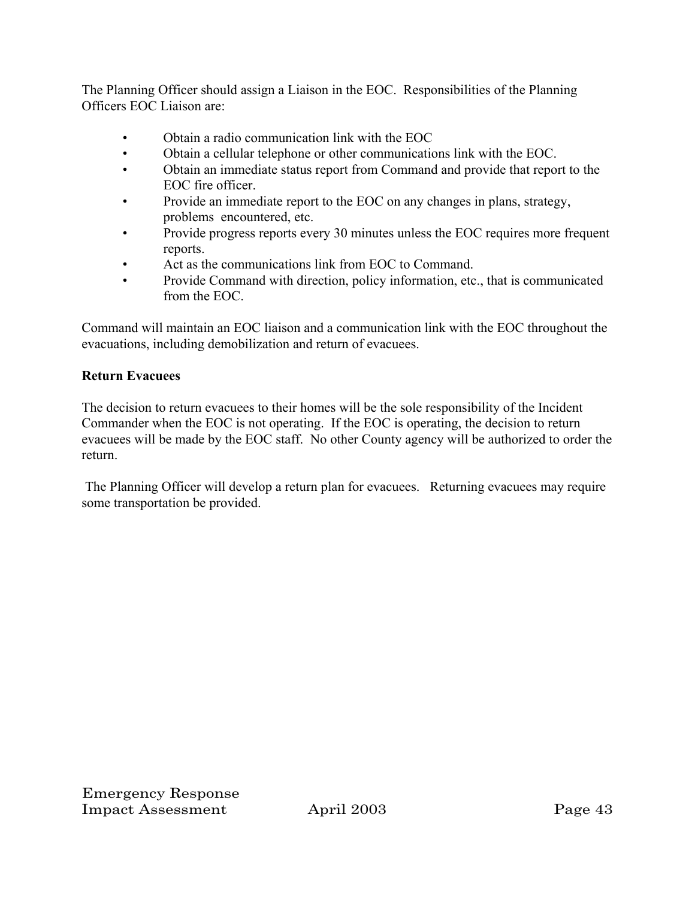The Planning Officer should assign a Liaison in the EOC. Responsibilities of the Planning Officers EOC Liaison are:

- Obtain a radio communication link with the EOC
- Obtain a cellular telephone or other communications link with the EOC.
- Obtain an immediate status report from Command and provide that report to the EOC fire officer.
- Provide an immediate report to the EOC on any changes in plans, strategy, problems encountered, etc.
- Provide progress reports every 30 minutes unless the EOC requires more frequent reports.
- Act as the communications link from EOC to Command.
- Provide Command with direction, policy information, etc., that is communicated from the EOC.

Command will maintain an EOC liaison and a communication link with the EOC throughout the evacuations, including demobilization and return of evacuees.

**Return Evacuees**

The decision to return evacuees to their homes will be the sole responsibility of the Incident Commander when the EOC is not operating. If the EOC is operating, the decision to return evacuees will be made by the EOC staff. No other County agency will be authorized to order the return.

The Planning Officer will develop a return plan for evacuees. Returning evacuees may require some transportation be provided.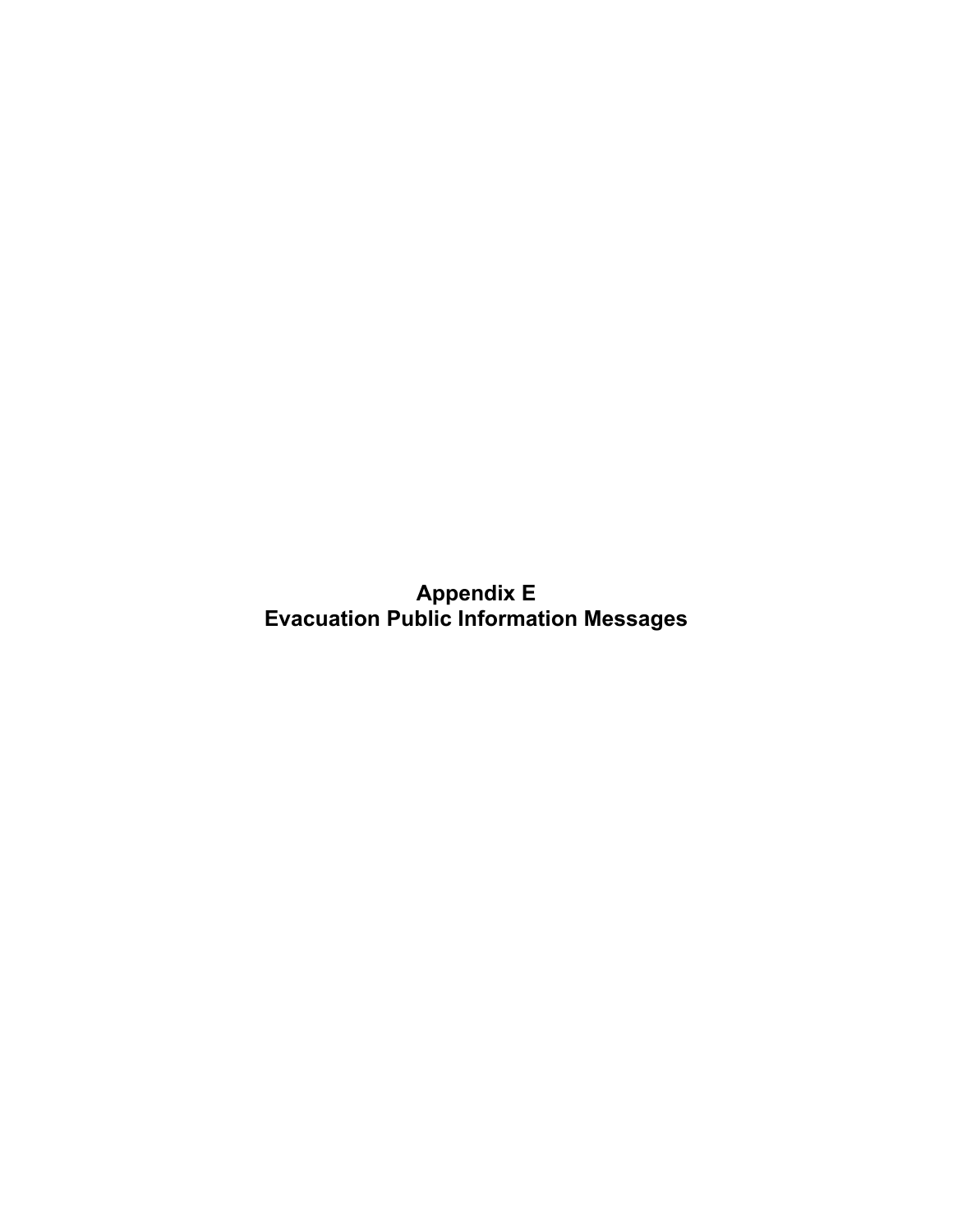# Appendix E
# Evacuation Public Information Messages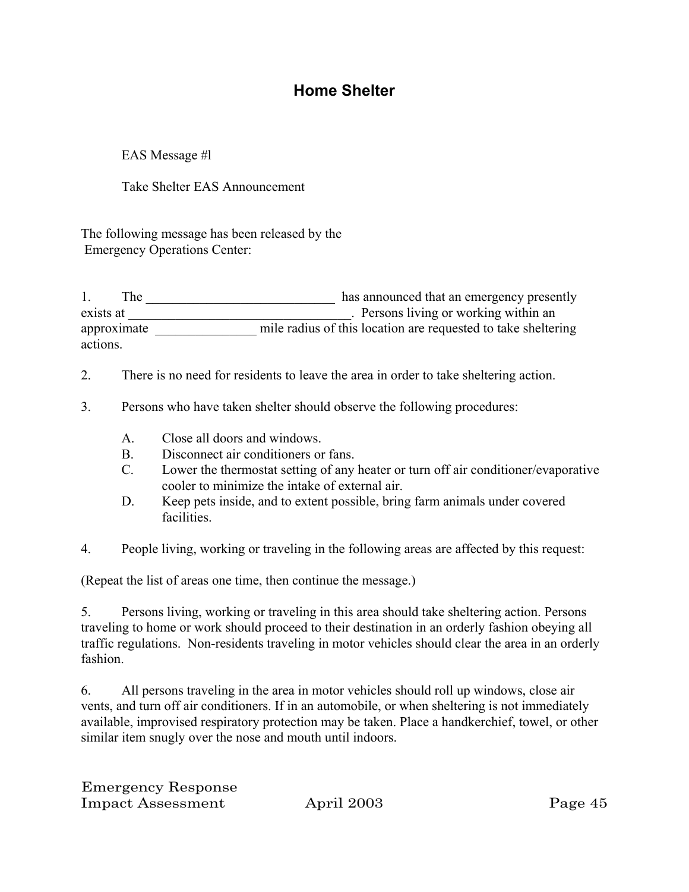# Home Shelter

EAS Message #l

Take Shelter EAS Announcement

The following message has been released by the Emergency Operations Center:

1. The ____________________________ has announced that an emergency presently exists at _________________________________. Persons living or working within an approximate _______________ mile radius of this location are requested to take sheltering actions.

2. There is no need for residents to leave the area in order to take sheltering action.

3. Persons who have taken shelter should observe the following procedures:

   A. Close all doors and windows.
   B. Disconnect air conditioners or fans.
   C. Lower the thermostat setting of any heater or turn off air conditioner/evaporative cooler to minimize the intake of external air.
   D. Keep pets inside, and to extent possible, bring farm animals under covered facilities.

4. People living, working or traveling in the following areas are affected by this request:

(Repeat the list of areas one time, then continue the message.)

5. Persons living, working or traveling in this area should take sheltering action. Persons traveling to home or work should proceed to their destination in an orderly fashion obeying all traffic regulations. Non-residents traveling in motor vehicles should clear the area in an orderly fashion.

6. All persons traveling in the area in motor vehicles should roll up windows, close air vents, and turn off air conditioners. If in an automobile, or when sheltering is not immediately available, improvised respiratory protection may be taken. Place a handkerchief, towel, or other similar item snugly over the nose and mouth until indoors.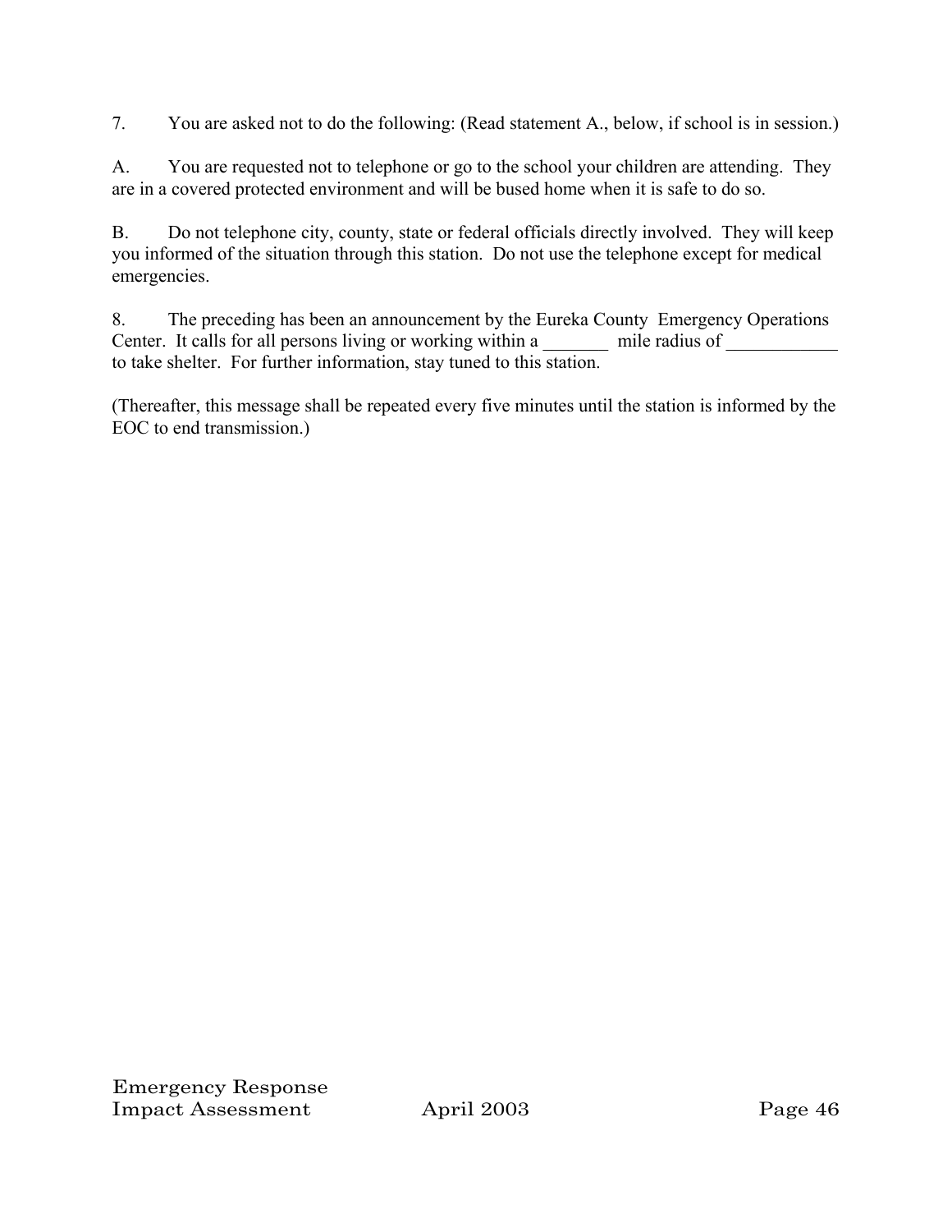7. You are asked not to do the following: (Read statement A., below, if school is in session.)

A. You are requested not to telephone or go to the school your children are attending. They are in a covered protected environment and will be bused home when it is safe to do so.

B. Do not telephone city, county, state or federal officials directly involved. They will keep you informed of the situation through this station. Do not use the telephone except for medical emergencies.

8. The preceding has been an announcement by the Eureka County Emergency Operations Center. It calls for all persons living or working within a _______ mile radius of ____________ to take shelter. For further information, stay tuned to this station.

(Thereafter, this message shall be repeated every five minutes until the station is informed by the EOC to end transmission.)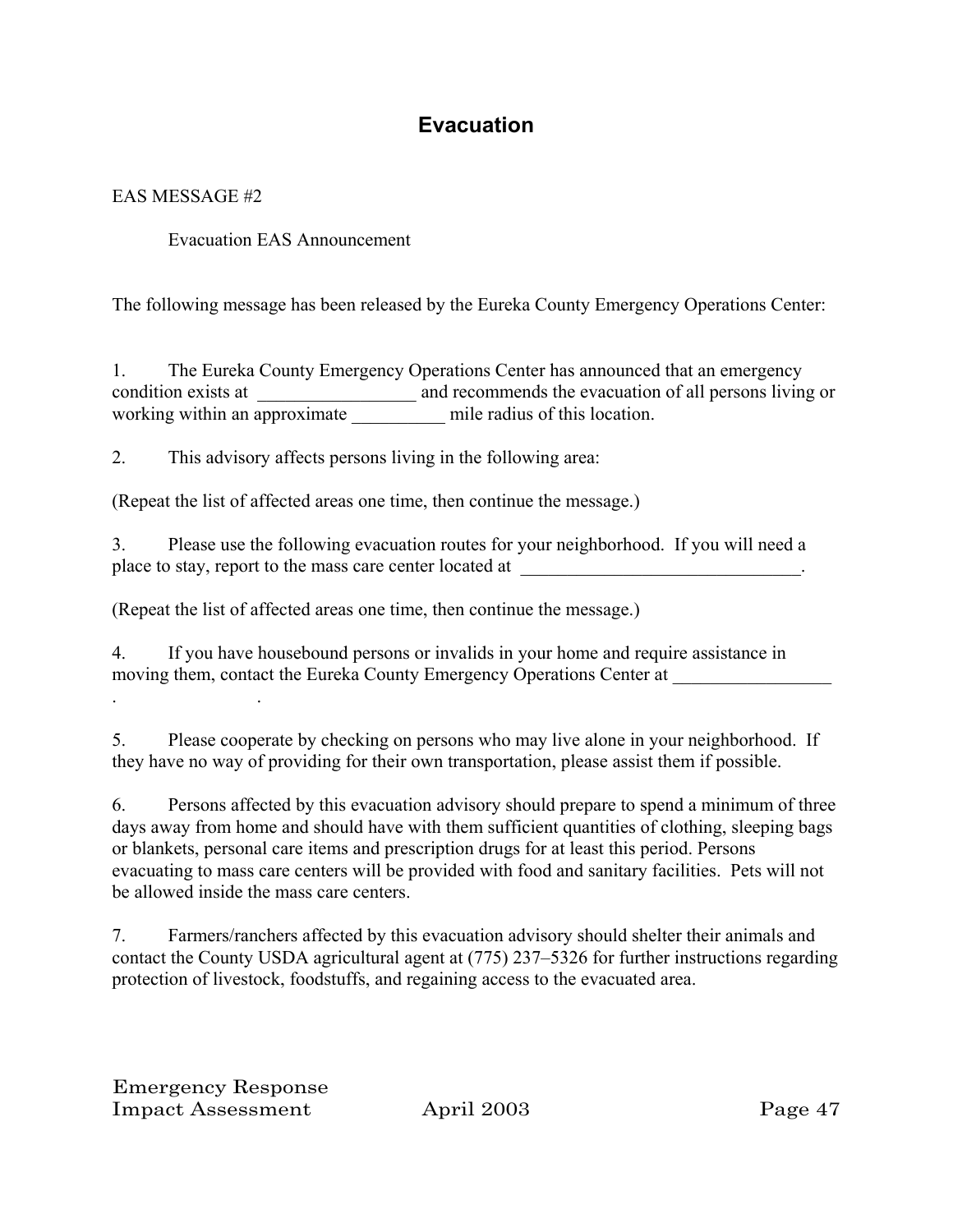# Evacuation

EAS MESSAGE #2

Evacuation EAS Announcement

The following message has been released by the Eureka County Emergency Operations Center:

1. The Eureka County Emergency Operations Center has announced that an emergency condition exists at _________________ and recommends the evacuation of all persons living or working within an approximate __________ mile radius of this location.

2. This advisory affects persons living in the following area:

(Repeat the list of affected areas one time, then continue the message.)

3. Please use the following evacuation routes for your neighborhood. If you will need a place to stay, report to the mass care center located at _______________________________.

(Repeat the list of affected areas one time, then continue the message.)

4. If you have housebound persons or invalids in your home and require assistance in moving them, contact the Eureka County Emergency Operations Center at _________________ .

5. Please cooperate by checking on persons who may live alone in your neighborhood. If they have no way of providing for their own transportation, please assist them if possible.

6. Persons affected by this evacuation advisory should prepare to spend a minimum of three days away from home and should have with them sufficient quantities of clothing, sleeping bags or blankets, personal care items and prescription drugs for at least this period. Persons evacuating to mass care centers will be provided with food and sanitary facilities. Pets will not be allowed inside the mass care centers.

7. Farmers/ranchers affected by this evacuation advisory should shelter their animals and contact the County USDA agricultural agent at (775) 237–5326 for further instructions regarding protection of livestock, foodstuffs, and regaining access to the evacuated area.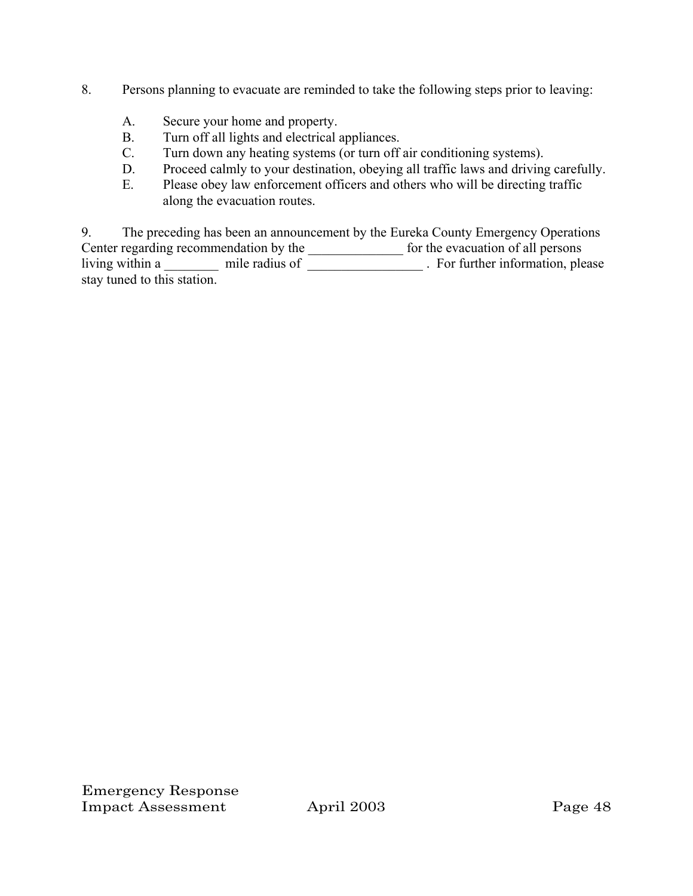8. Persons planning to evacuate are reminded to take the following steps prior to leaving:

   A. Secure your home and property.
   B. Turn off all lights and electrical appliances.
   C. Turn down any heating systems (or turn off air conditioning systems).
   D. Proceed calmly to your destination, obeying all traffic laws and driving carefully.
   E. Please obey law enforcement officers and others who will be directing traffic along the evacuation routes.

9. The preceding has been an announcement by the Eureka County Emergency Operations Center regarding recommendation by the ______________ for the evacuation of all persons living within a ________ mile radius of _________________ . For further information, please stay tuned to this station.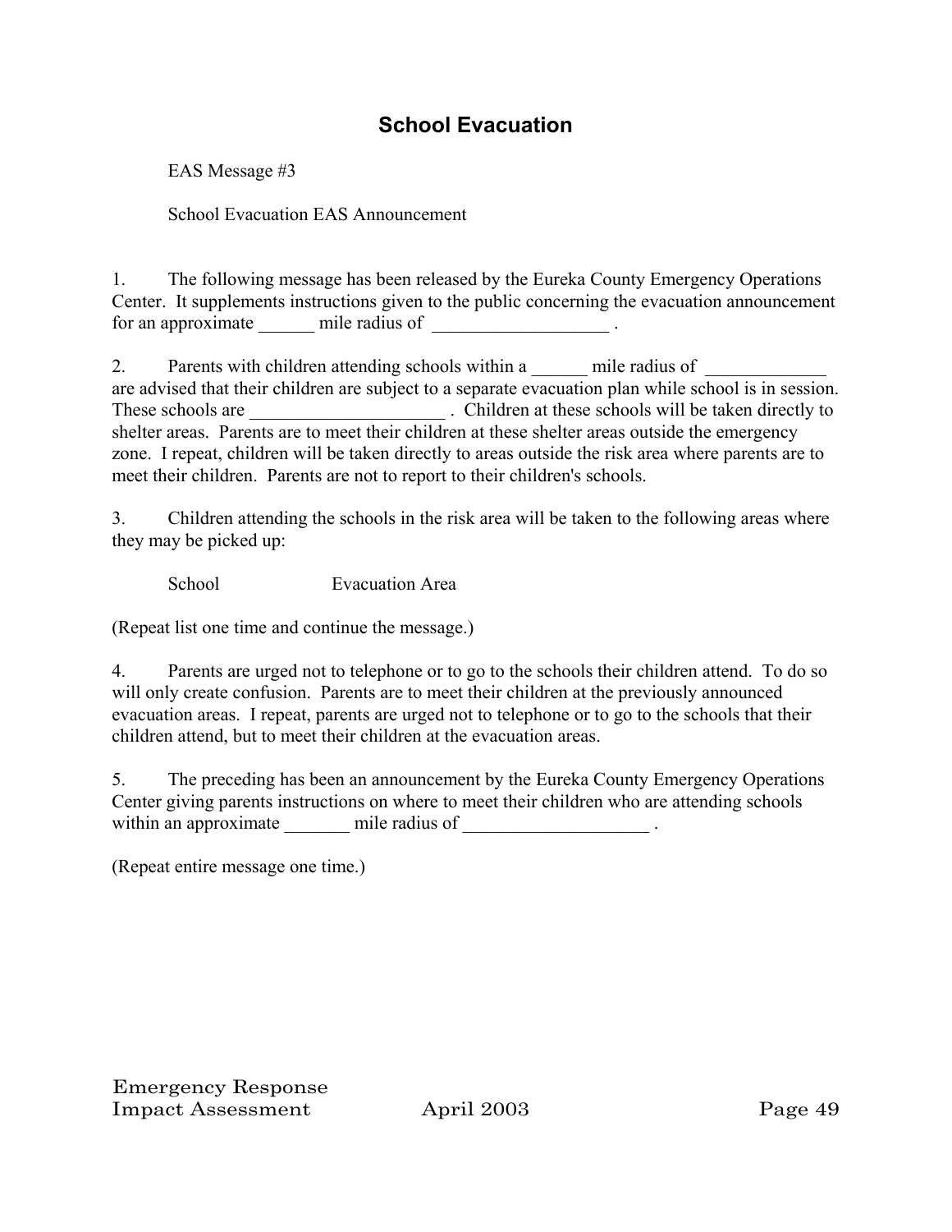## School Evacuation

EAS Message #3

School Evacuation EAS Announcement

1. The following message has been released by the Eureka County Emergency Operations Center. It supplements instructions given to the public concerning the evacuation announcement for an approximate ______ mile radius of ___________________ .

2. Parents with children attending schools within a ______ mile radius of _____________ are advised that their children are subject to a separate evacuation plan while school is in session. These schools are _____________________ . Children at these schools will be taken directly to shelter areas. Parents are to meet their children at these shelter areas outside the emergency zone. I repeat, children will be taken directly to areas outside the risk area where parents are to meet their children. Parents are not to report to their children's schools.

3. Children attending the schools in the risk area will be taken to the following areas where they may be picked up:

School Evacuation Area

(Repeat list one time and continue the message.)

4. Parents are urged not to telephone or to go to the schools their children attend. To do so will only create confusion. Parents are to meet their children at the previously announced evacuation areas. I repeat, parents are urged not to telephone or to go to the schools that their children attend, but to meet their children at the evacuation areas.

5. The preceding has been an announcement by the Eureka County Emergency Operations Center giving parents instructions on where to meet their children who are attending schools within an approximate _______ mile radius of ____________________ .

(Repeat entire message one time.)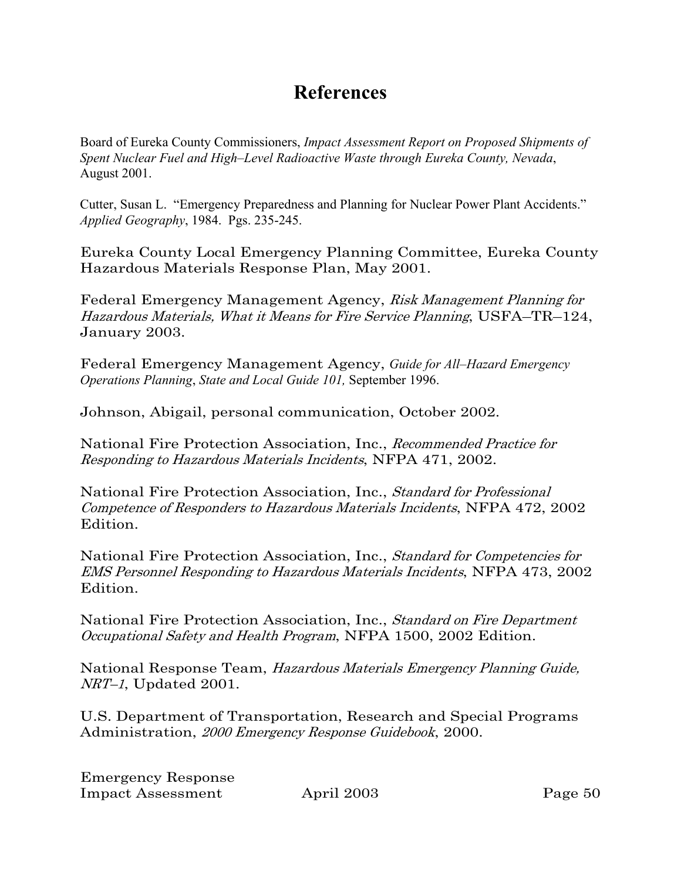# References

Board of Eureka County Commissioners, *Impact Assessment Report on Proposed Shipments of Spent Nuclear Fuel and High–Level Radioactive Waste through Eureka County, Nevada*, August 2001.

Cutter, Susan L. "Emergency Preparedness and Planning for Nuclear Power Plant Accidents." *Applied Geography*, 1984. Pgs. 235-245.

Eureka County Local Emergency Planning Committee, Eureka County Hazardous Materials Response Plan, May 2001.

Federal Emergency Management Agency, *Risk Management Planning for Hazardous Materials, What it Means for Fire Service Planning*, USFA–TR–124, January 2003.

Federal Emergency Management Agency, *Guide for All–Hazard Emergency Operations Planning*, *State and Local Guide 101,* September 1996.

Johnson, Abigail, personal communication, October 2002.

National Fire Protection Association, Inc., *Recommended Practice for Responding to Hazardous Materials Incidents*, NFPA 471, 2002.

National Fire Protection Association, Inc., *Standard for Professional Competence of Responders to Hazardous Materials Incidents*, NFPA 472, 2002 Edition.

National Fire Protection Association, Inc., *Standard for Competencies for EMS Personnel Responding to Hazardous Materials Incidents*, NFPA 473, 2002 Edition.

National Fire Protection Association, Inc., *Standard on Fire Department Occupational Safety and Health Program*, NFPA 1500, 2002 Edition.

National Response Team, *Hazardous Materials Emergency Planning Guide, NRT–1*, Updated 2001.

U.S. Department of Transportation, Research and Special Programs Administration, *2000 Emergency Response Guidebook*, 2000.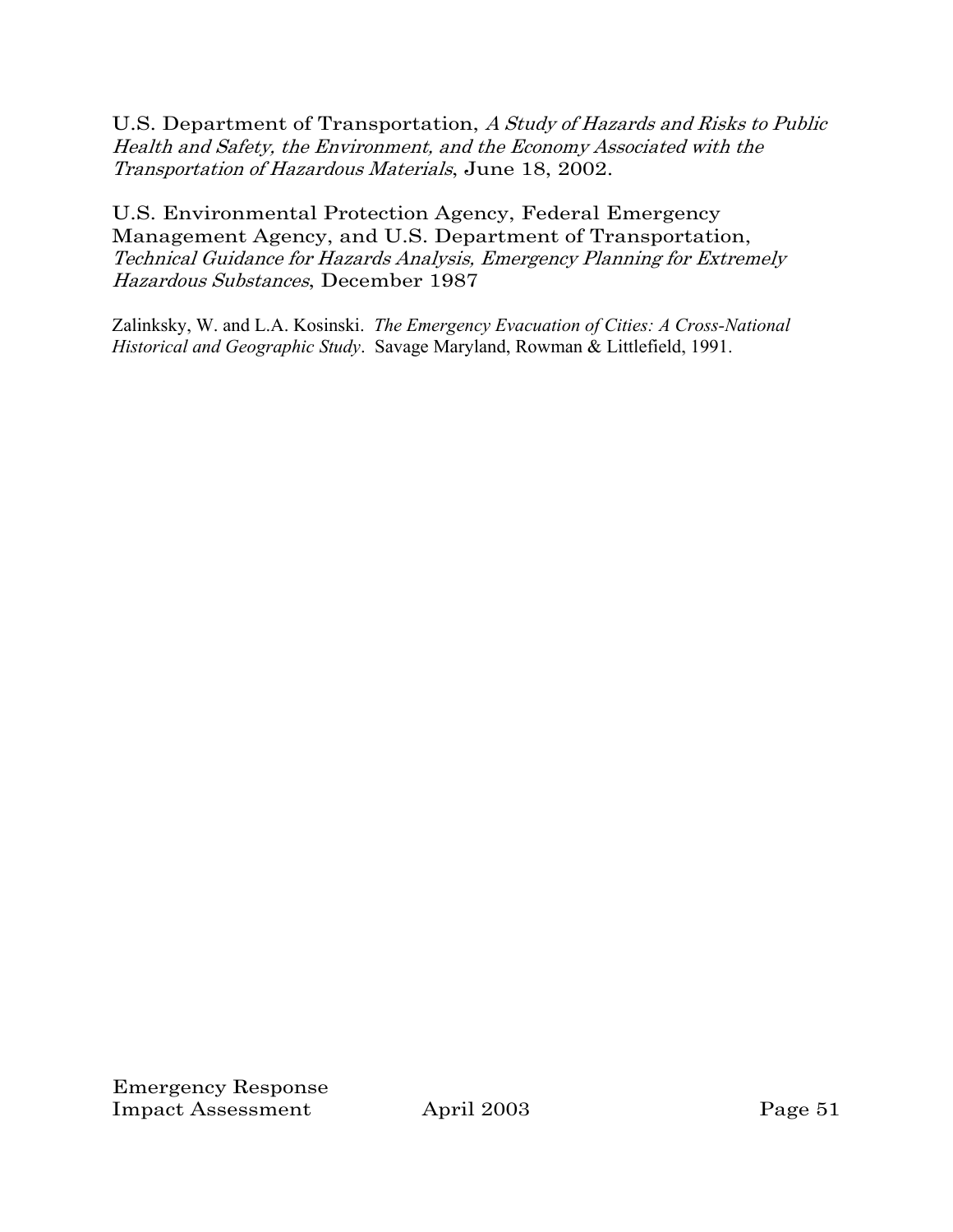U.S. Department of Transportation, *A Study of Hazards and Risks to Public Health and Safety, the Environment, and the Economy Associated with the Transportation of Hazardous Materials*, June 18, 2002.

U.S. Environmental Protection Agency, Federal Emergency Management Agency, and U.S. Department of Transportation, *Technical Guidance for Hazards Analysis, Emergency Planning for Extremely Hazardous Substances*, December 1987

Zalinksky, W. and L.A. Kosinski. *The Emergency Evacuation of Cities: A Cross-National Historical and Geographic Study*. Savage Maryland, Rowman & Littlefield, 1991.